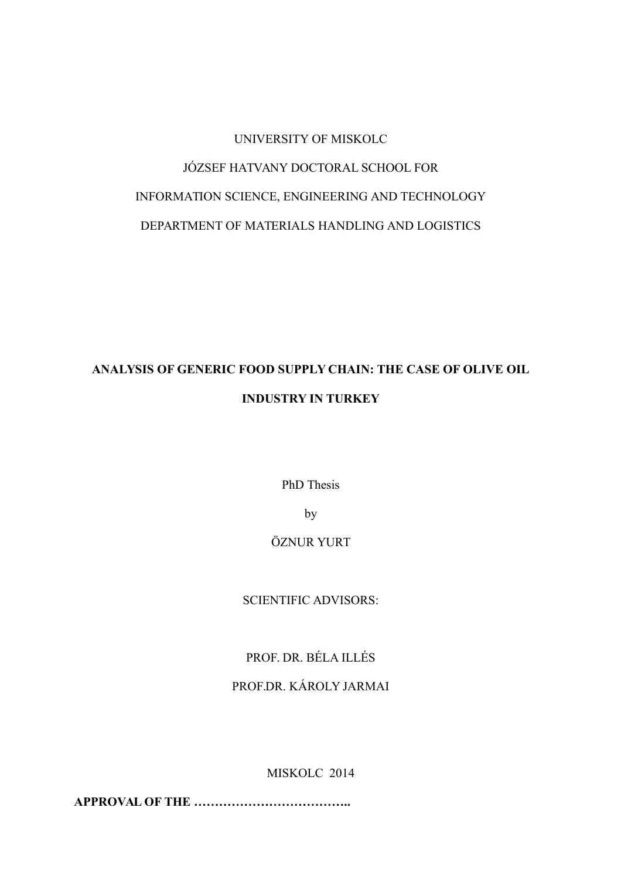UNIVERSITY OF MISKOLC

JÓZSEF HATVANY DOCTORAL SCHOOL FOR

INFORMATION SCIENCE, ENGINEERING AND TECHNOLOGY

DEPARTMENT OF MATERIALS HANDLING AND LOGISTICS

# ANALYSIS OF GENERIC FOOD SUPPLY CHAIN: THE CASE OF OLIVE OIL INDUSTRY IN TURKEY

PhD Thesis

by

ÖZNUR YURT

SCIENTIFIC ADVISORS:

PROF. DR. BÉLA ILLÉS

PROF.DR. KÁROLY JARMAI

MISKOLC 2014

**APPROVAL OF THE ………………………………..**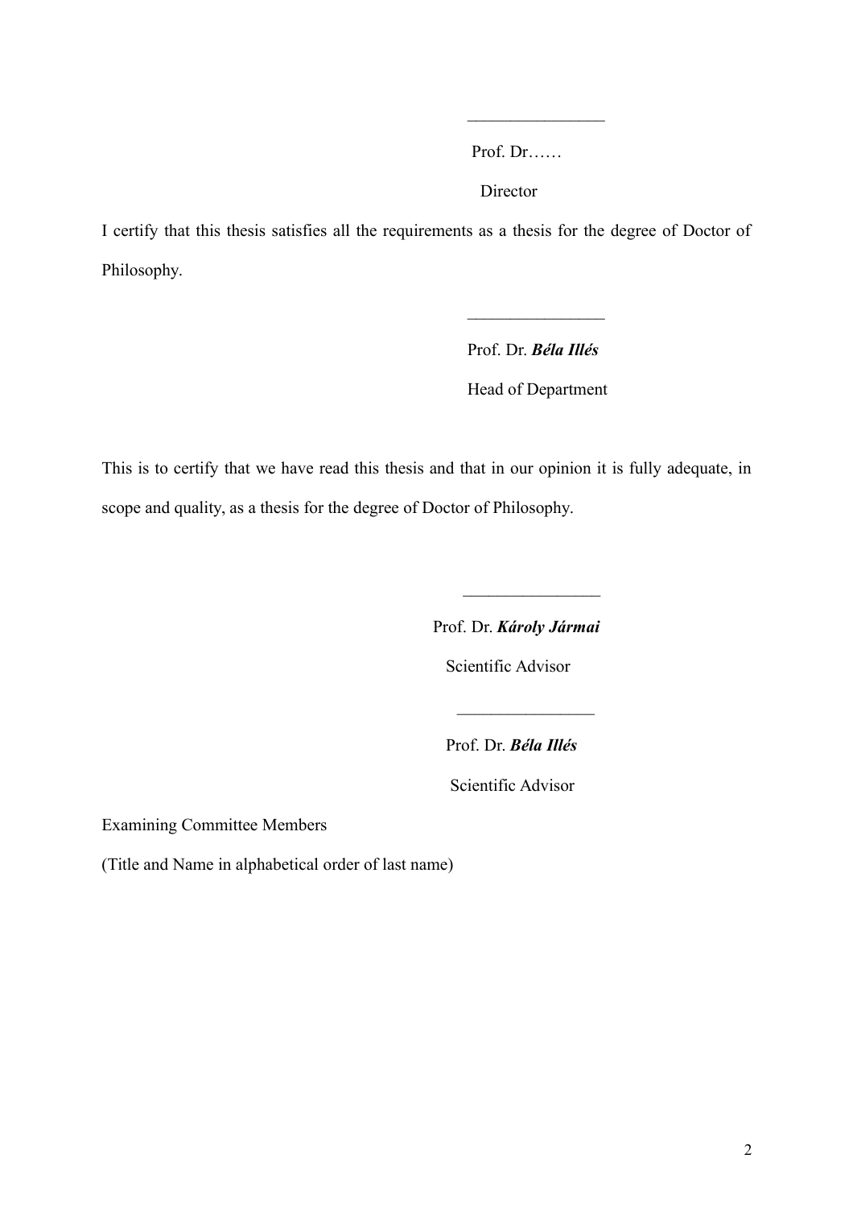\_\_\_\_\_\_\_\_\_\_\_\_\_\_\_\_

Prof. Dr……

Director

I certify that this thesis satisfies all the requirements as a thesis for the degree of Doctor of Philosophy.

\_\_\_\_\_\_\_\_\_\_\_\_\_\_\_\_

Prof. Dr. ***Béla Illés***

Head of Department

This is to certify that we have read this thesis and that in our opinion it is fully adequate, in scope and quality, as a thesis for the degree of Doctor of Philosophy.

\_\_\_\_\_\_\_\_\_\_\_\_\_\_\_\_

Prof. Dr. ***Károly Jármai***

Scientific Advisor

\_\_\_\_\_\_\_\_\_\_\_\_\_\_\_\_

Prof. Dr. ***Béla Illés***

Scientific Advisor

Examining Committee Members

(Title and Name in alphabetical order of last name)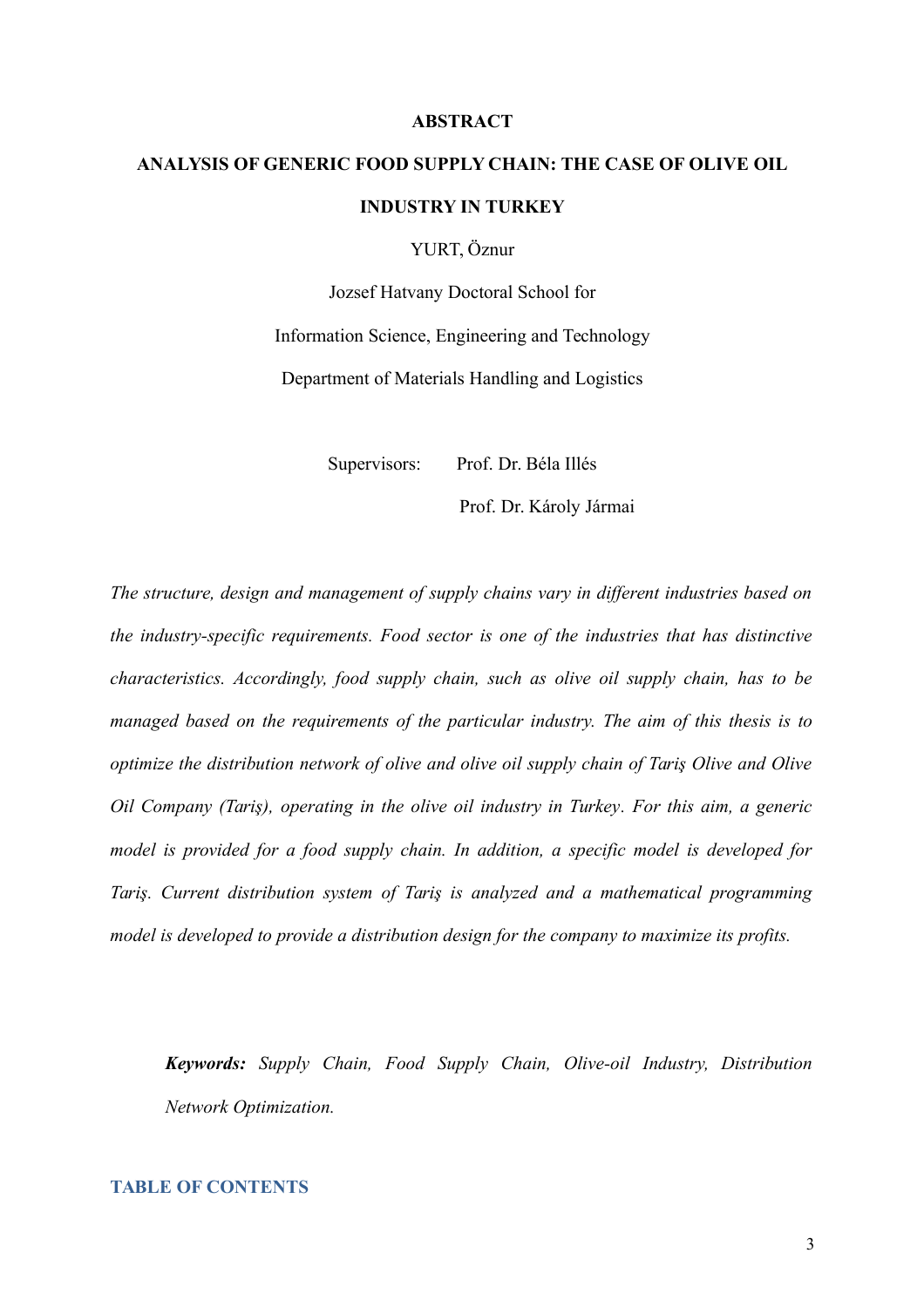# ABSTRACT

## ANALYSIS OF GENERIC FOOD SUPPLY CHAIN: THE CASE OF OLIVE OIL INDUSTRY IN TURKEY

YURT, Öznur

Jozsef Hatvany Doctoral School for

Information Science, Engineering and Technology

Department of Materials Handling and Logistics

Supervisors: Prof. Dr. Béla Illés

Prof. Dr. Károly Jármai

*The structure, design and management of supply chains vary in different industries based on the industry-specific requirements. Food sector is one of the industries that has distinctive characteristics. Accordingly, food supply chain, such as olive oil supply chain, has to be managed based on the requirements of the particular industry. The aim of this thesis is to optimize the distribution network of olive and olive oil supply chain of Tariş Olive and Olive Oil Company (Tariş), operating in the olive oil industry in Turkey. For this aim, a generic model is provided for a food supply chain. In addition, a specific model is developed for Tariş. Current distribution system of Tariş is analyzed and a mathematical programming model is developed to provide a distribution design for the company to maximize its profits.*

***Keywords:*** *Supply Chain, Food Supply Chain, Olive-oil Industry, Distribution Network Optimization.*

## TABLE OF CONTENTS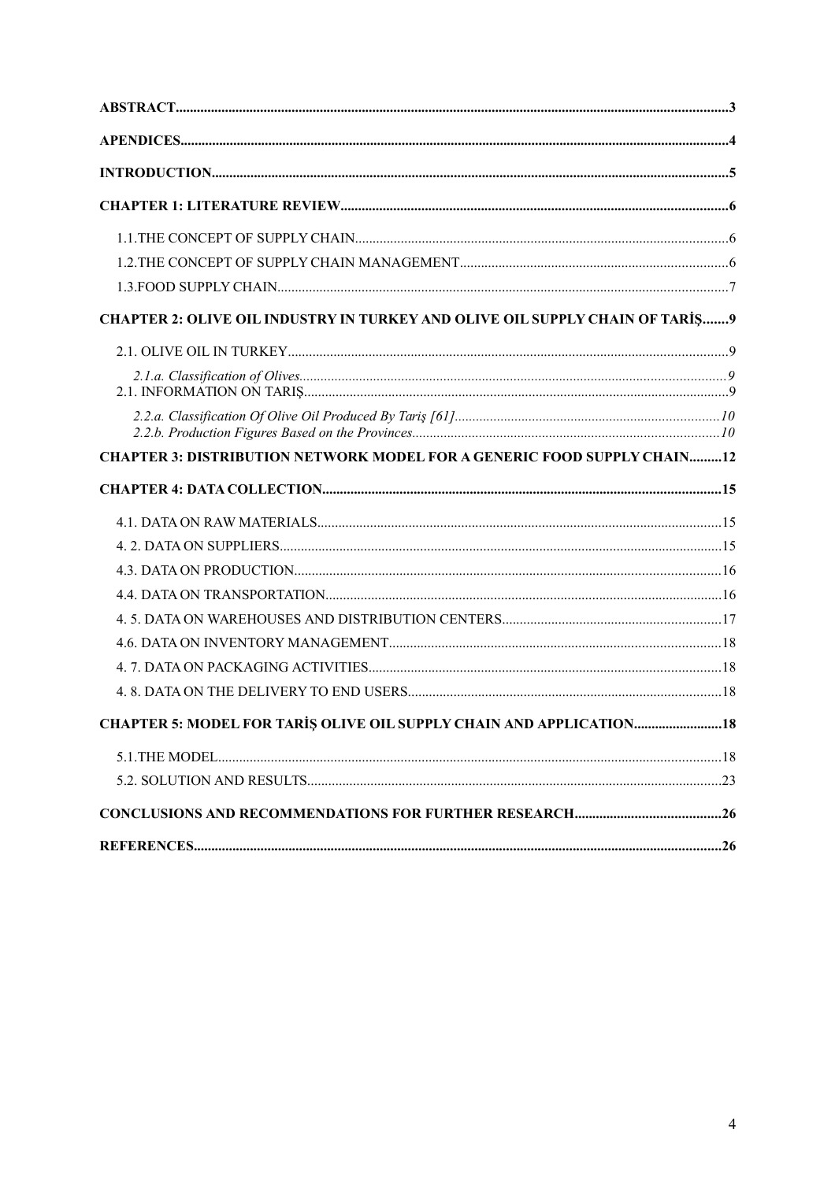**ABSTRACT** 3

**APENDICES** 4

**INTRODUCTION** 5

**CHAPTER 1: LITERATURE REVIEW** 6

1.1.THE CONCEPT OF SUPPLY CHAIN 6

1.2.THE CONCEPT OF SUPPLY CHAIN MANAGEMENT 6

1.3.FOOD SUPPLY CHAIN 7

**CHAPTER 2: OLIVE OIL INDUSTRY IN TURKEY AND OLIVE OIL SUPPLY CHAIN OF TARİŞ** 9

2.1. OLIVE OIL IN TURKEY 9

*2.1.a. Classification of Olives* 9

2.1. INFORMATION ON TARIŞ 9

*2.2.a. Classification Of Olive Oil Produced By Tariş [61]* 10

*2.2.b. Production Figures Based on the Provinces* 10

**CHAPTER 3: DISTRIBUTION NETWORK MODEL FOR A GENERIC FOOD SUPPLY CHAIN** 12

**CHAPTER 4: DATA COLLECTION** 15

4.1. DATA ON RAW MATERIALS 15

4. 2. DATA ON SUPPLIERS 15

4.3. DATA ON PRODUCTION 16

4.4. DATA ON TRANSPORTATION 16

4. 5. DATA ON WAREHOUSES AND DISTRIBUTION CENTERS 17

4.6. DATA ON INVENTORY MANAGEMENT 18

4. 7. DATA ON PACKAGING ACTIVITIES 18

4. 8. DATA ON THE DELIVERY TO END USERS 18

**CHAPTER 5: MODEL FOR TARİŞ OLIVE OIL SUPPLY CHAIN AND APPLICATION** 18

5.1.THE MODEL 18

5.2. SOLUTION AND RESULTS 23

**CONCLUSIONS AND RECOMMENDATIONS FOR FURTHER RESEARCH** 26

**REFERENCES** 26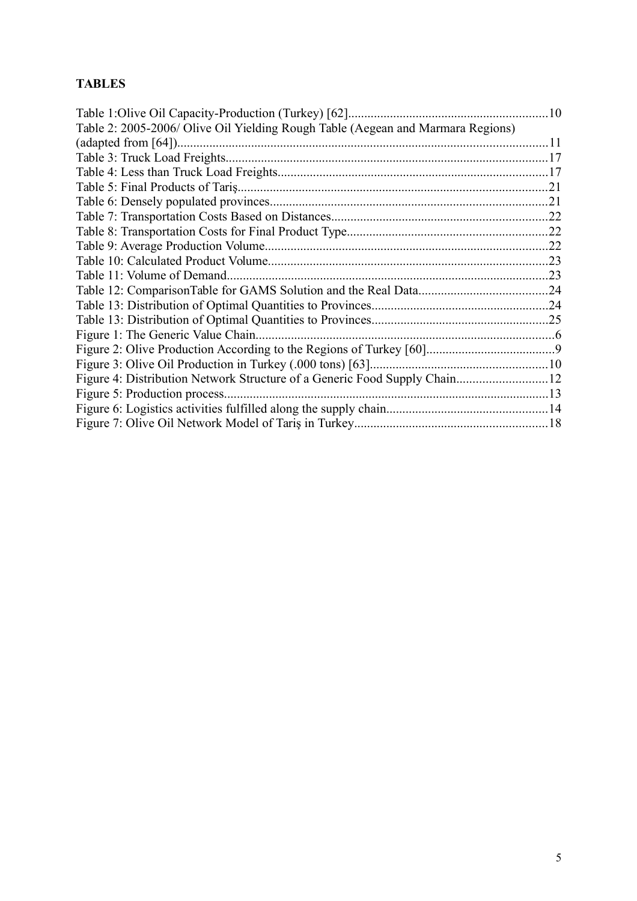**TABLES**

Table 1:Olive Oil Capacity-Production (Turkey) [62]..............................................................10
Table 2: 2005-2006/ Olive Oil Yielding Rough Table (Aegean and Marmara Regions) (adapted from [64])..................................................................................................................11
Table 3: Truck Load Freights...................................................................................................17
Table 4: Less than Truck Load Freights...................................................................................17
Table 5: Final Products of Tariş...............................................................................................21
Table 6: Densely populated provinces.....................................................................................21
Table 7: Transportation Costs Based on Distances..................................................................22
Table 8: Transportation Costs for Final Product Type.............................................................22
Table 9: Average Production Volume......................................................................................22
Table 10: Calculated Product Volume......................................................................................23
Table 11: Volume of Demand...................................................................................................23
Table 12: ComparisonTable for GAMS Solution and the Real Data........................................24
Table 13: Distribution of Optimal Quantities to Provinces.......................................................24
Table 13: Distribution of Optimal Quantities to Provinces.......................................................25
Figure 1: The Generic Value Chain.............................................................................................6
Figure 2: Olive Production According to the Regions of Turkey [60]........................................9
Figure 3: Olive Oil Production in Turkey (.000 tons) [63].......................................................10
Figure 4: Distribution Network Structure of a Generic Food Supply Chain............................12
Figure 5: Production process.....................................................................................................13
Figure 6: Logistics activities fulfilled along the supply chain..................................................14
Figure 7: Olive Oil Network Model of Tariş in Turkey............................................................18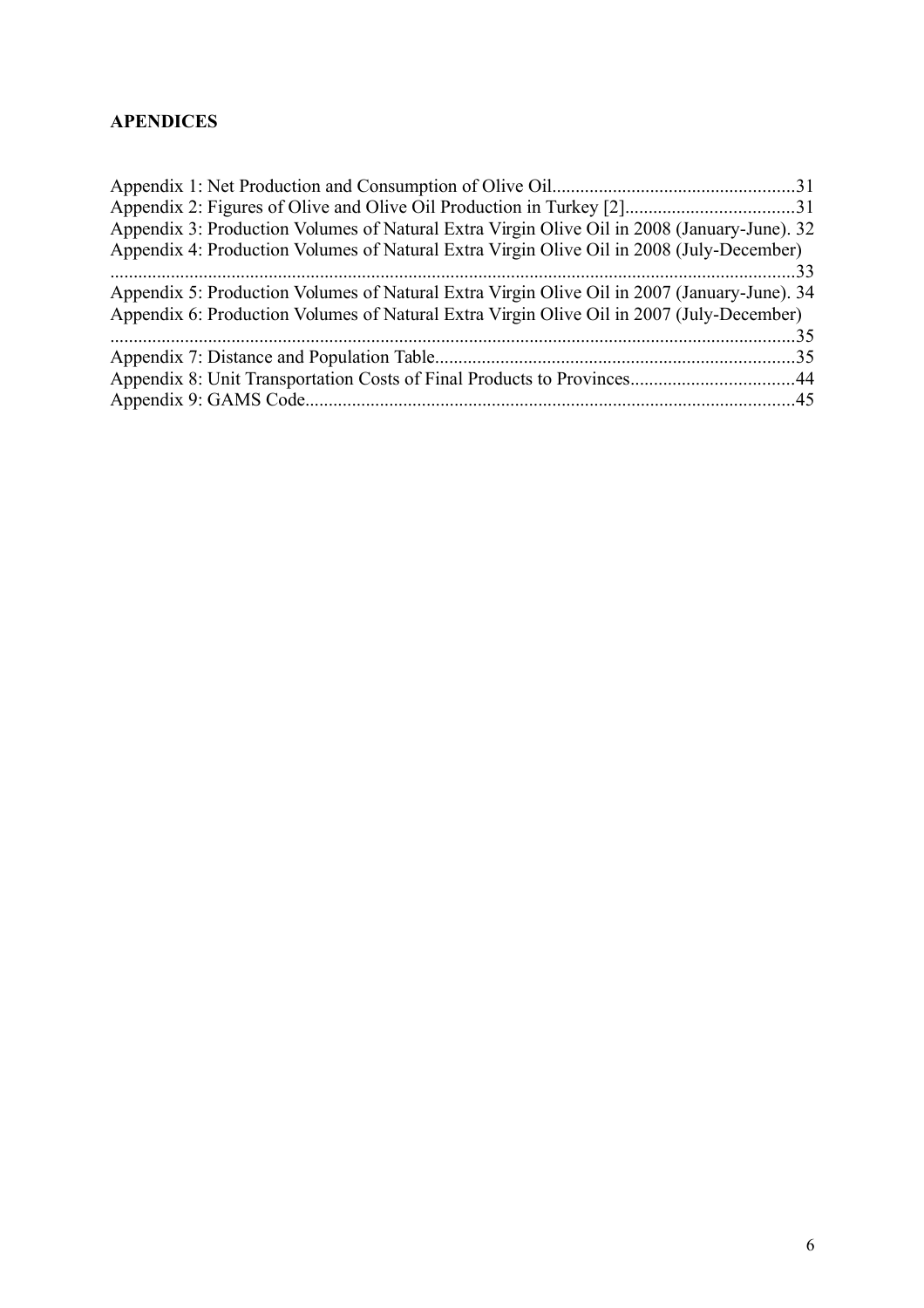## APENDICES

Appendix 1: Net Production and Consumption of Olive Oil....................................................31
Appendix 2: Figures of Olive and Olive Oil Production in Turkey [2]....................................31
Appendix 3: Production Volumes of Natural Extra Virgin Olive Oil in 2008 (January-June). 32
Appendix 4: Production Volumes of Natural Extra Virgin Olive Oil in 2008 (July-December) ..................................................................................................................................33
Appendix 5: Production Volumes of Natural Extra Virgin Olive Oil in 2007 (January-June). 34
Appendix 6: Production Volumes of Natural Extra Virgin Olive Oil in 2007 (July-December) ..................................................................................................................................35
Appendix 7: Distance and Population Table............................................................................35
Appendix 8: Unit Transportation Costs of Final Products to Provinces...................................44
Appendix 9: GAMS Code........................................................................................................45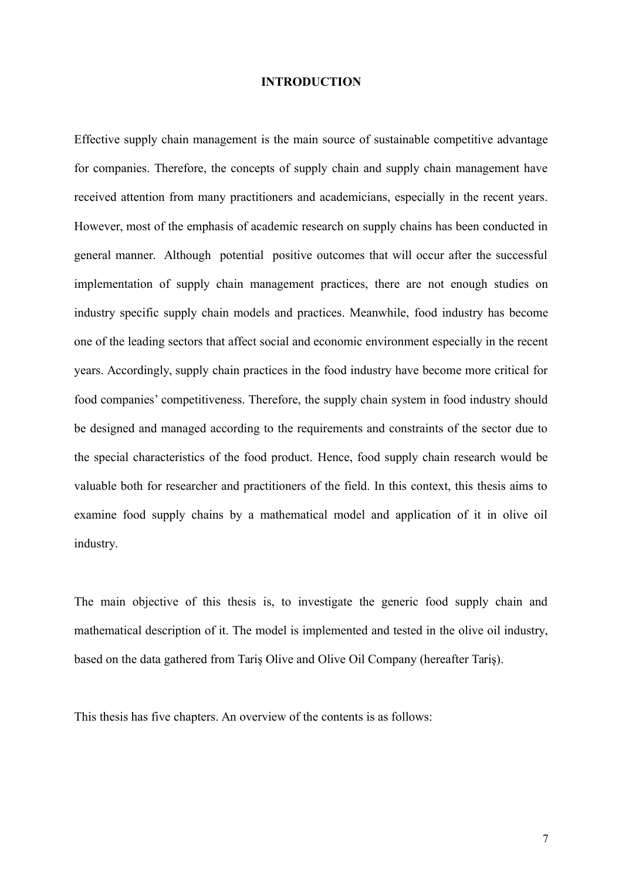# INTRODUCTION

Effective supply chain management is the main source of sustainable competitive advantage for companies. Therefore, the concepts of supply chain and supply chain management have received attention from many practitioners and academicians, especially in the recent years. However, most of the emphasis of academic research on supply chains has been conducted in general manner. Although potential positive outcomes that will occur after the successful implementation of supply chain management practices, there are not enough studies on industry specific supply chain models and practices. Meanwhile, food industry has become one of the leading sectors that affect social and economic environment especially in the recent years. Accordingly, supply chain practices in the food industry have become more critical for food companies' competitiveness. Therefore, the supply chain system in food industry should be designed and managed according to the requirements and constraints of the sector due to the special characteristics of the food product. Hence, food supply chain research would be valuable both for researcher and practitioners of the field. In this context, this thesis aims to examine food supply chains by a mathematical model and application of it in olive oil industry.

The main objective of this thesis is, to investigate the generic food supply chain and mathematical description of it. The model is implemented and tested in the olive oil industry, based on the data gathered from Tariş Olive and Olive Oil Company (hereafter Tariş).

This thesis has five chapters. An overview of the contents is as follows: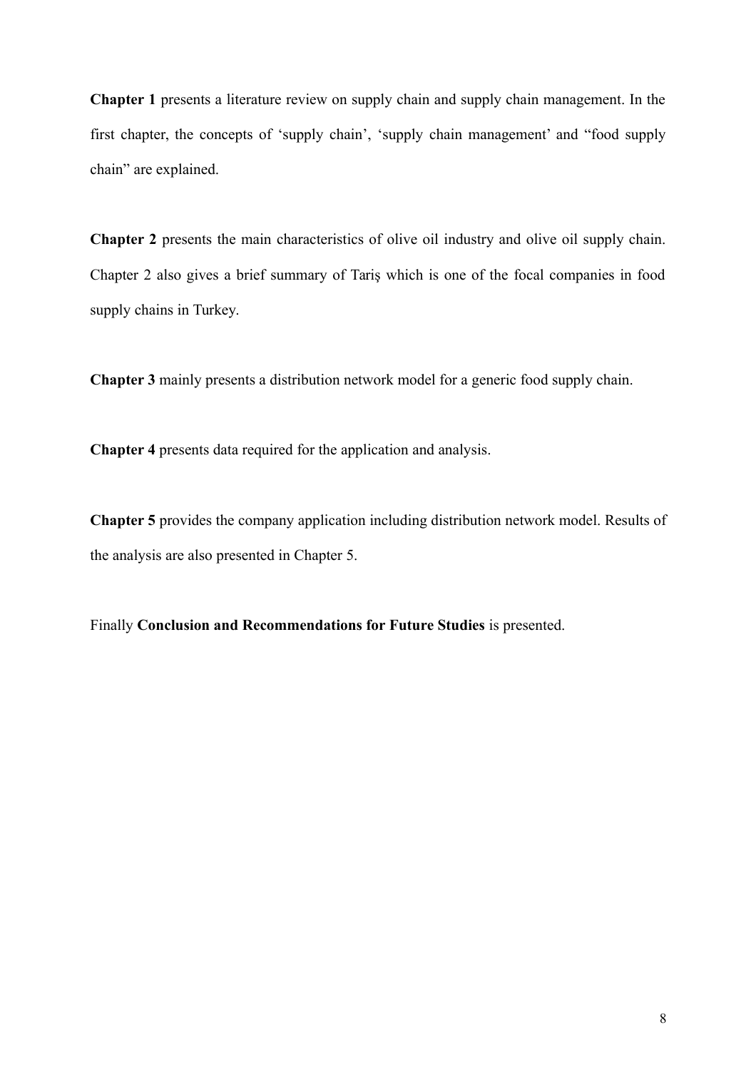**Chapter 1** presents a literature review on supply chain and supply chain management. In the first chapter, the concepts of 'supply chain', 'supply chain management' and "food supply chain" are explained.

**Chapter 2** presents the main characteristics of olive oil industry and olive oil supply chain. Chapter 2 also gives a brief summary of Tariş which is one of the focal companies in food supply chains in Turkey.

**Chapter 3** mainly presents a distribution network model for a generic food supply chain.

**Chapter 4** presents data required for the application and analysis.

**Chapter 5** provides the company application including distribution network model. Results of the analysis are also presented in Chapter 5.

Finally **Conclusion and Recommendations for Future Studies** is presented.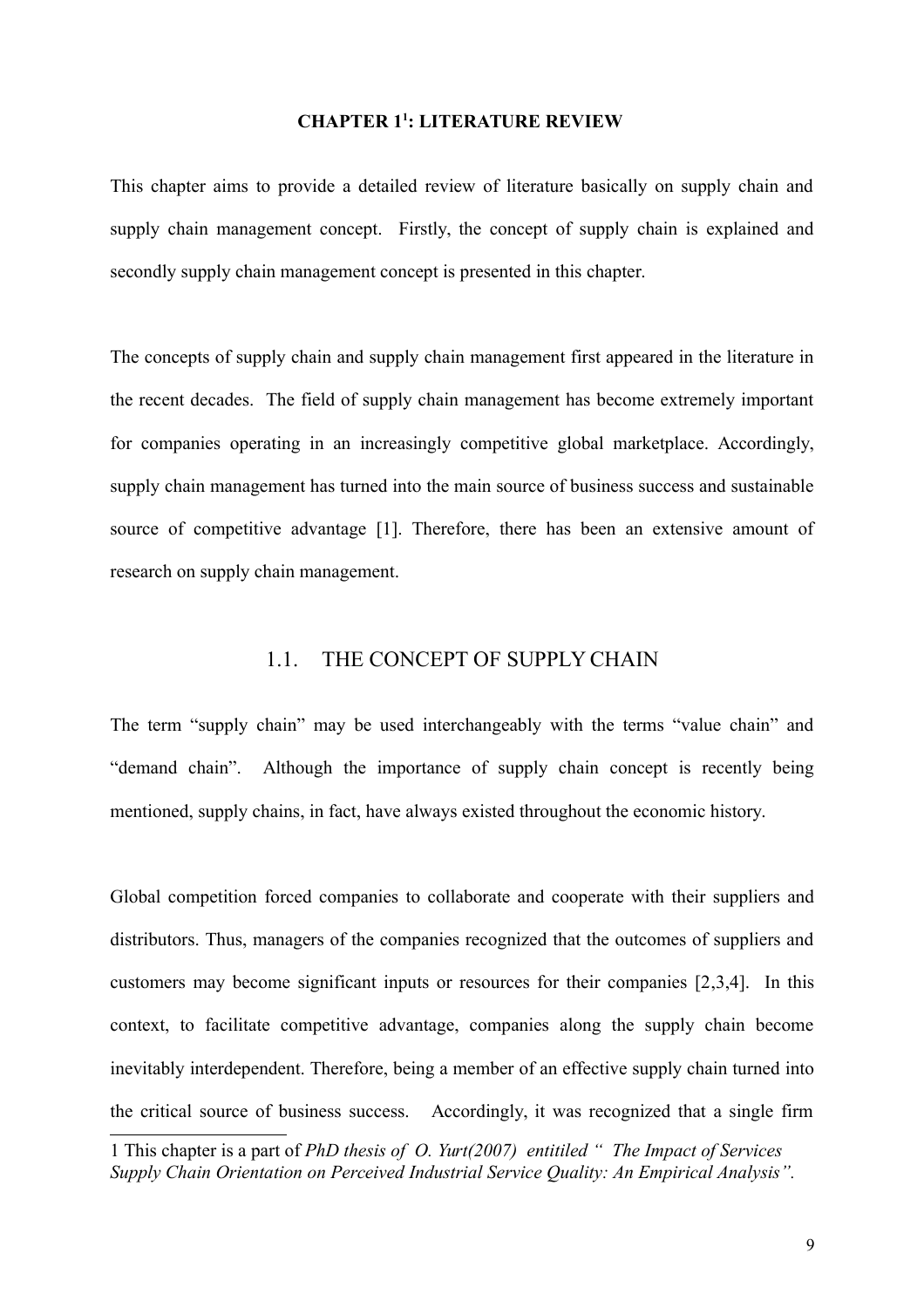# CHAPTER 1[1]: LITERATURE REVIEW

This chapter aims to provide a detailed review of literature basically on supply chain and supply chain management concept. Firstly, the concept of supply chain is explained and secondly supply chain management concept is presented in this chapter.

The concepts of supply chain and supply chain management first appeared in the literature in the recent decades. The field of supply chain management has become extremely important for companies operating in an increasingly competitive global marketplace. Accordingly, supply chain management has turned into the main source of business success and sustainable source of competitive advantage [1]. Therefore, there has been an extensive amount of research on supply chain management.

## 1.1. THE CONCEPT OF SUPPLY CHAIN

The term "supply chain" may be used interchangeably with the terms "value chain" and "demand chain". Although the importance of supply chain concept is recently being mentioned, supply chains, in fact, have always existed throughout the economic history.

Global competition forced companies to collaborate and cooperate with their suppliers and distributors. Thus, managers of the companies recognized that the outcomes of suppliers and customers may become significant inputs or resources for their companies [2,3,4]. In this context, to facilitate competitive advantage, companies along the supply chain become inevitably interdependent. Therefore, being a member of an effective supply chain turned into the critical source of business success. Accordingly, it was recognized that a single firm

1 This chapter is a part of *PhD thesis of O. Yurt(2007) entitiled " The Impact of Services Supply Chain Orientation on Perceived Industrial Service Quality: An Empirical Analysis".*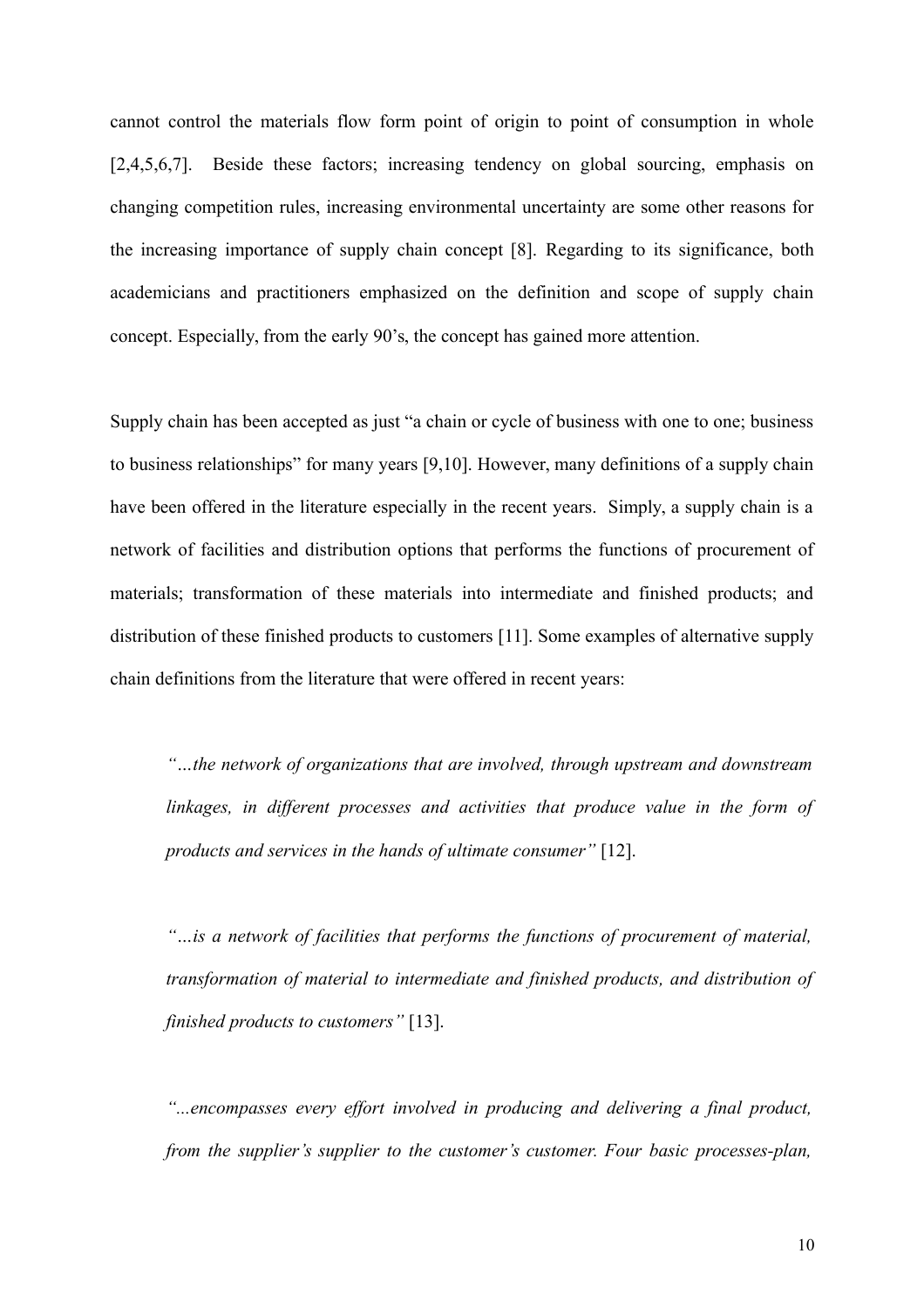cannot control the materials flow form point of origin to point of consumption in whole [2,4,5,6,7]. Beside these factors; increasing tendency on global sourcing, emphasis on changing competition rules, increasing environmental uncertainty are some other reasons for the increasing importance of supply chain concept [8]. Regarding to its significance, both academicians and practitioners emphasized on the definition and scope of supply chain concept. Especially, from the early 90's, the concept has gained more attention.

Supply chain has been accepted as just "a chain or cycle of business with one to one; business to business relationships" for many years [9,10]. However, many definitions of a supply chain have been offered in the literature especially in the recent years. Simply, a supply chain is a network of facilities and distribution options that performs the functions of procurement of materials; transformation of these materials into intermediate and finished products; and distribution of these finished products to customers [11]. Some examples of alternative supply chain definitions from the literature that were offered in recent years:

> *"…the network of organizations that are involved, through upstream and downstream linkages, in different processes and activities that produce value in the form of products and services in the hands of ultimate consumer"* [12].

> *"…is a network of facilities that performs the functions of procurement of material, transformation of material to intermediate and finished products, and distribution of finished products to customers"* [13].

> *"...encompasses every effort involved in producing and delivering a final product, from the supplier's supplier to the customer's customer. Four basic processes-plan,*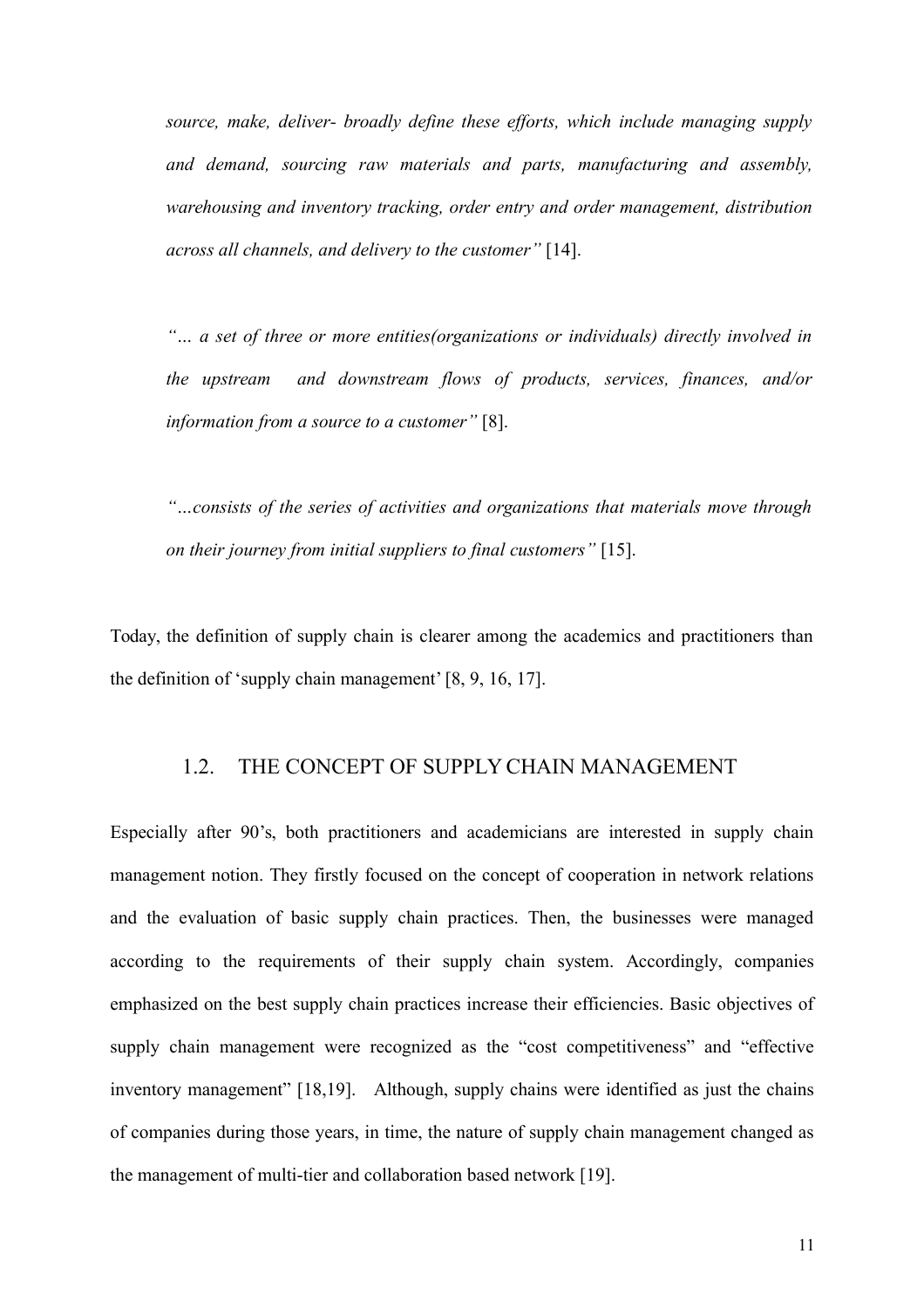*source, make, deliver- broadly define these efforts, which include managing supply and demand, sourcing raw materials and parts, manufacturing and assembly, warehousing and inventory tracking, order entry and order management, distribution across all channels, and delivery to the customer"* [14].

*"… a set of three or more entities(organizations or individuals) directly involved in the upstream and downstream flows of products, services, finances, and/or information from a source to a customer"* [8].

*"…consists of the series of activities and organizations that materials move through on their journey from initial suppliers to final customers"* [15].

Today, the definition of supply chain is clearer among the academics and practitioners than the definition of 'supply chain management' [8, 9, 16, 17].

## 1.2. THE CONCEPT OF SUPPLY CHAIN MANAGEMENT

Especially after 90's, both practitioners and academicians are interested in supply chain management notion. They firstly focused on the concept of cooperation in network relations and the evaluation of basic supply chain practices. Then, the businesses were managed according to the requirements of their supply chain system. Accordingly, companies emphasized on the best supply chain practices increase their efficiencies. Basic objectives of supply chain management were recognized as the "cost competitiveness" and "effective inventory management" [18,19]. Although, supply chains were identified as just the chains of companies during those years, in time, the nature of supply chain management changed as the management of multi-tier and collaboration based network [19].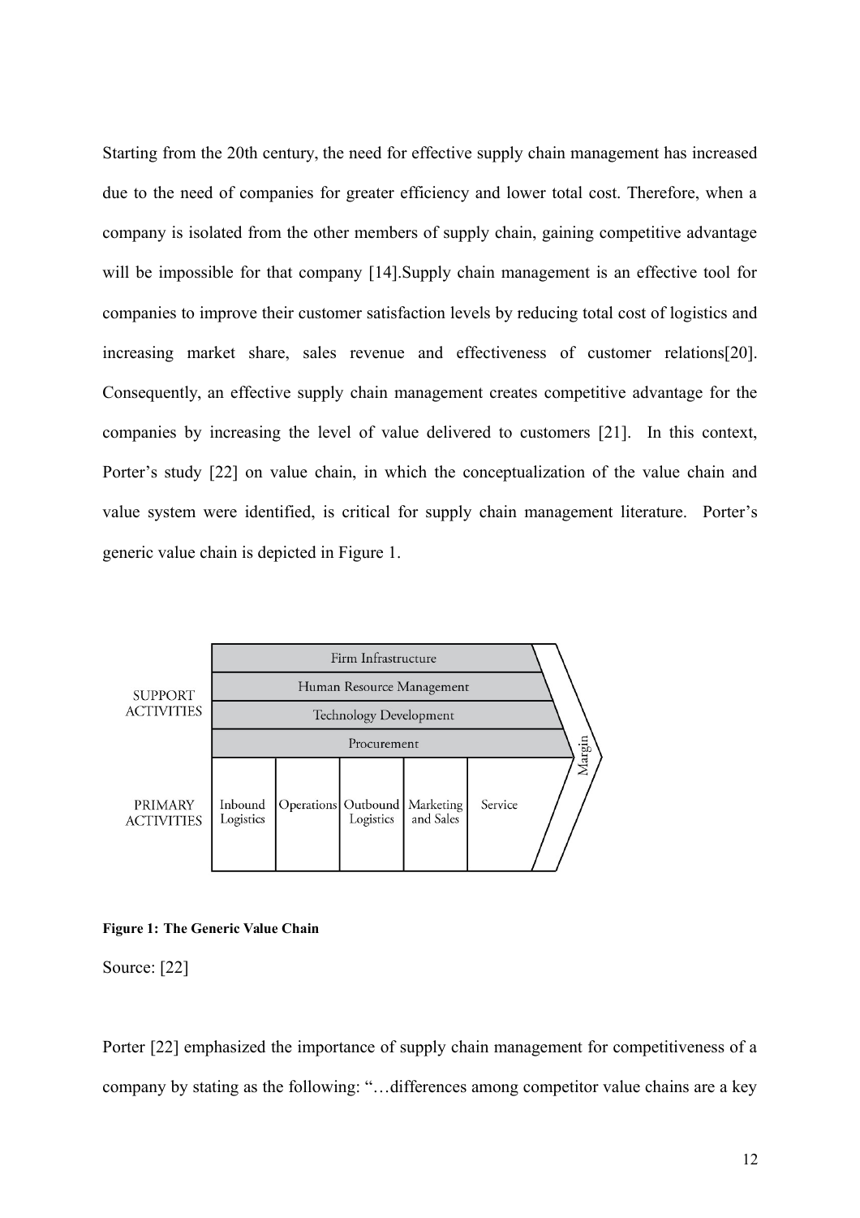Starting from the 20th century, the need for effective supply chain management has increased due to the need of companies for greater efficiency and lower total cost. Therefore, when a company is isolated from the other members of supply chain, gaining competitive advantage will be impossible for that company [14].Supply chain management is an effective tool for companies to improve their customer satisfaction levels by reducing total cost of logistics and increasing market share, sales revenue and effectiveness of customer relations[20]. Consequently, an effective supply chain management creates competitive advantage for the companies by increasing the level of value delivered to customers [21]. In this context, Porter's study [22] on value chain, in which the conceptualization of the value chain and value system were identified, is critical for supply chain management literature. Porter's generic value chain is depicted in Figure 1.

| | | | | | | |
|---|---|---|---|---|---|---|
| SUPPORT ACTIVITIES | Firm Infrastructure | | | | | Margin |
| | Human Resource Management | | | | | |
| | Technology Development | | | | | |
| | Procurement | | | | | |
| PRIMARY ACTIVITIES | Inbound Logistics | Operations | Outbound Logistics | Marketing and Sales | Service | |

**Figure 1: The Generic Value Chain**

Source: [22]

Porter [22] emphasized the importance of supply chain management for competitiveness of a company by stating as the following: "…differences among competitor value chains are a key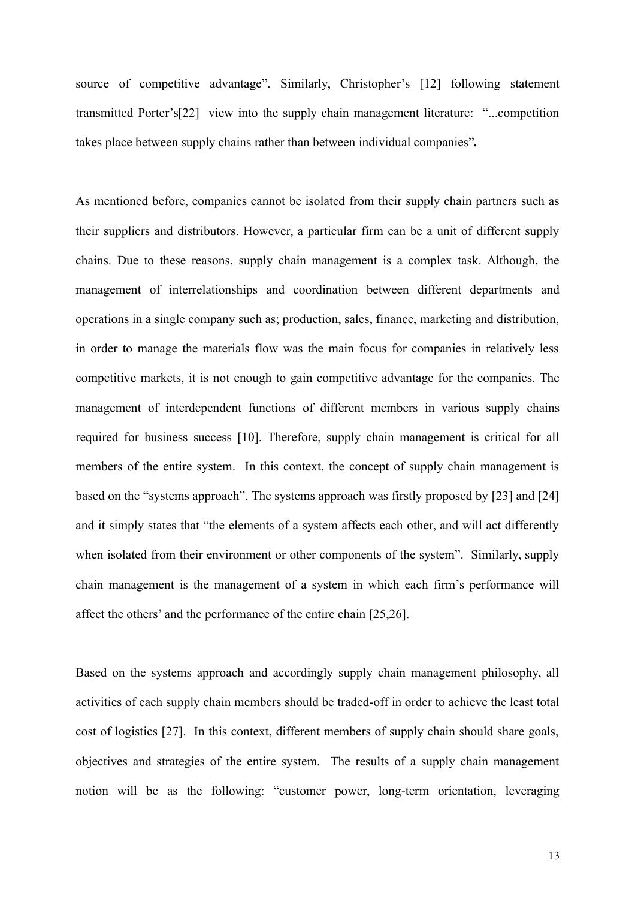source of competitive advantage". Similarly, Christopher's [12] following statement transmitted Porter's[22] view into the supply chain management literature: "...competition takes place between supply chains rather than between individual companies"**.**

As mentioned before, companies cannot be isolated from their supply chain partners such as their suppliers and distributors. However, a particular firm can be a unit of different supply chains. Due to these reasons, supply chain management is a complex task. Although, the management of interrelationships and coordination between different departments and operations in a single company such as; production, sales, finance, marketing and distribution, in order to manage the materials flow was the main focus for companies in relatively less competitive markets, it is not enough to gain competitive advantage for the companies. The management of interdependent functions of different members in various supply chains required for business success [10]. Therefore, supply chain management is critical for all members of the entire system. In this context, the concept of supply chain management is based on the "systems approach". The systems approach was firstly proposed by [23] and [24] and it simply states that "the elements of a system affects each other, and will act differently when isolated from their environment or other components of the system". Similarly, supply chain management is the management of a system in which each firm's performance will affect the others' and the performance of the entire chain [25,26].

Based on the systems approach and accordingly supply chain management philosophy, all activities of each supply chain members should be traded-off in order to achieve the least total cost of logistics [27]. In this context, different members of supply chain should share goals, objectives and strategies of the entire system. The results of a supply chain management notion will be as the following: "customer power, long-term orientation, leveraging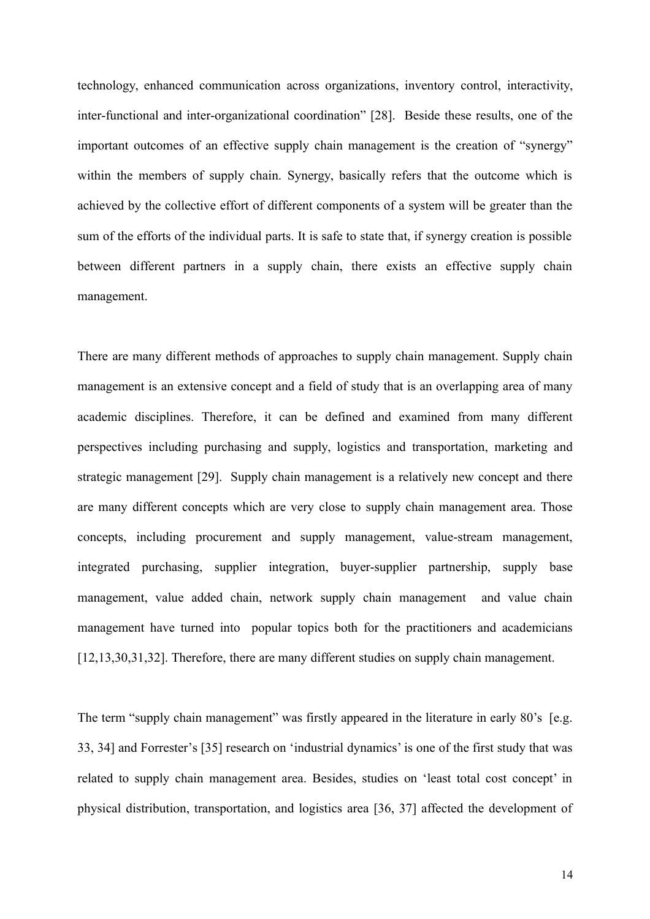technology, enhanced communication across organizations, inventory control, interactivity, inter-functional and inter-organizational coordination" [28]. Beside these results, one of the important outcomes of an effective supply chain management is the creation of "synergy" within the members of supply chain. Synergy, basically refers that the outcome which is achieved by the collective effort of different components of a system will be greater than the sum of the efforts of the individual parts. It is safe to state that, if synergy creation is possible between different partners in a supply chain, there exists an effective supply chain management.

There are many different methods of approaches to supply chain management. Supply chain management is an extensive concept and a field of study that is an overlapping area of many academic disciplines. Therefore, it can be defined and examined from many different perspectives including purchasing and supply, logistics and transportation, marketing and strategic management [29]. Supply chain management is a relatively new concept and there are many different concepts which are very close to supply chain management area. Those concepts, including procurement and supply management, value-stream management, integrated purchasing, supplier integration, buyer-supplier partnership, supply base management, value added chain, network supply chain management and value chain management have turned into popular topics both for the practitioners and academicians [12,13,30,31,32]. Therefore, there are many different studies on supply chain management.

The term "supply chain management" was firstly appeared in the literature in early 80's [e.g. 33, 34] and Forrester's [35] research on 'industrial dynamics' is one of the first study that was related to supply chain management area. Besides, studies on 'least total cost concept' in physical distribution, transportation, and logistics area [36, 37] affected the development of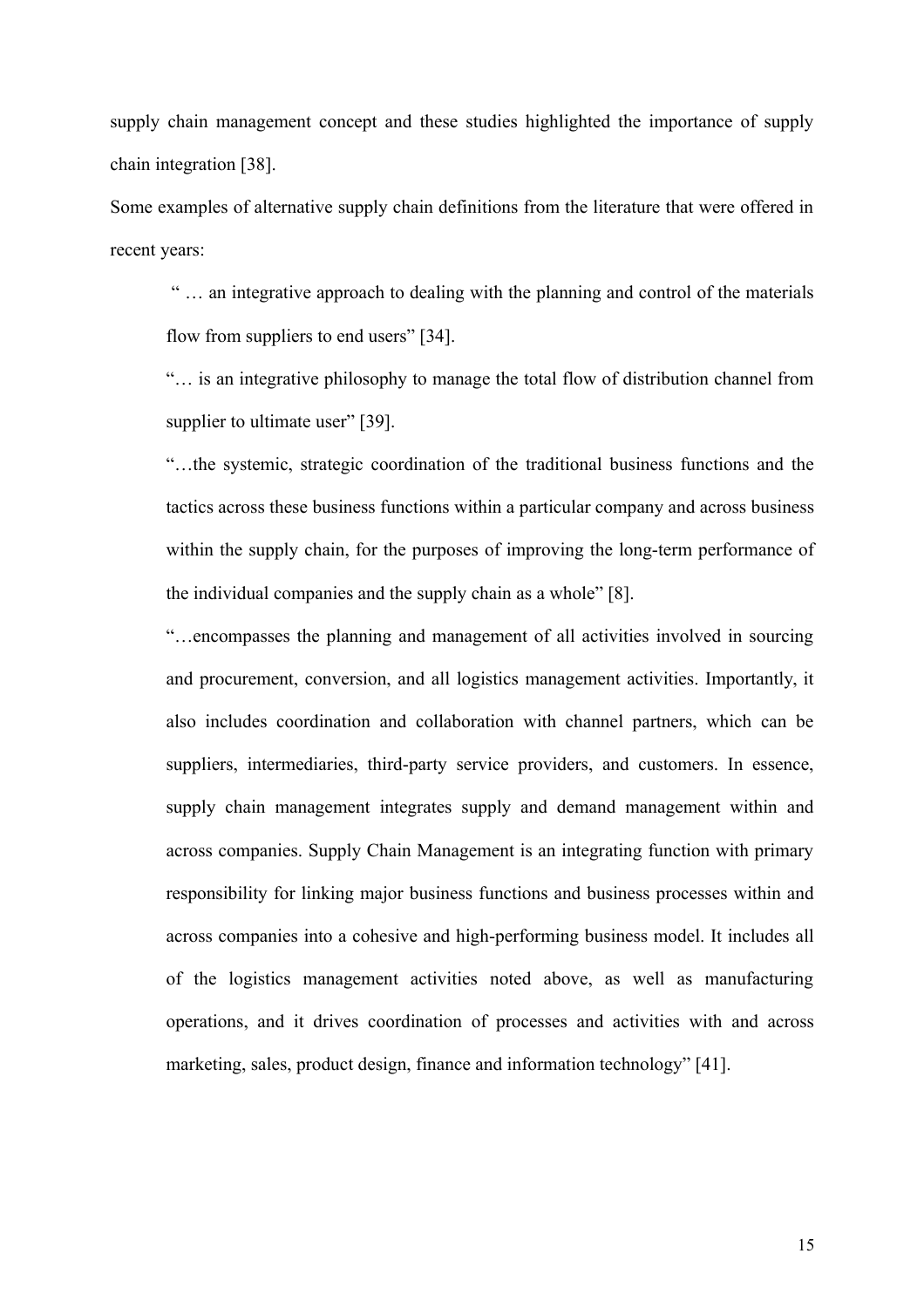supply chain management concept and these studies highlighted the importance of supply chain integration [38].

Some examples of alternative supply chain definitions from the literature that were offered in recent years:

> " … an integrative approach to dealing with the planning and control of the materials flow from suppliers to end users" [34].
>
> "… is an integrative philosophy to manage the total flow of distribution channel from supplier to ultimate user" [39].
>
> "…the systemic, strategic coordination of the traditional business functions and the tactics across these business functions within a particular company and across business within the supply chain, for the purposes of improving the long-term performance of the individual companies and the supply chain as a whole" [8].
>
> "…encompasses the planning and management of all activities involved in sourcing and procurement, conversion, and all logistics management activities. Importantly, it also includes coordination and collaboration with channel partners, which can be suppliers, intermediaries, third-party service providers, and customers. In essence, supply chain management integrates supply and demand management within and across companies. Supply Chain Management is an integrating function with primary responsibility for linking major business functions and business processes within and across companies into a cohesive and high-performing business model. It includes all of the logistics management activities noted above, as well as manufacturing operations, and it drives coordination of processes and activities with and across marketing, sales, product design, finance and information technology" [41].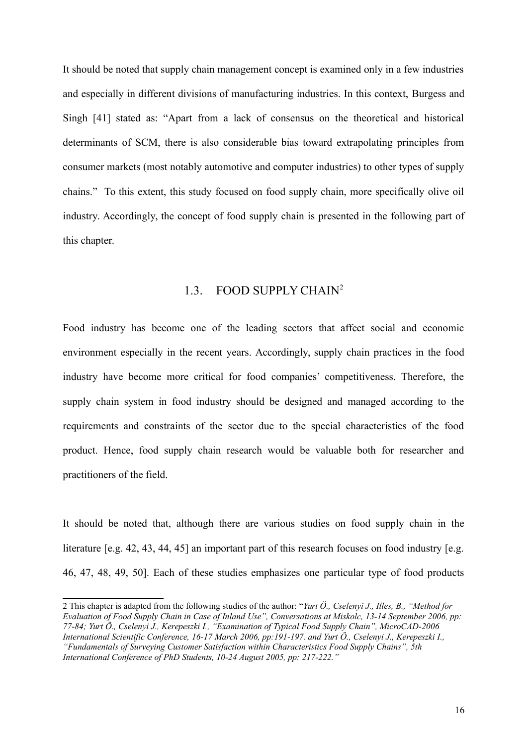It should be noted that supply chain management concept is examined only in a few industries and especially in different divisions of manufacturing industries. In this context, Burgess and Singh [41] stated as: "Apart from a lack of consensus on the theoretical and historical determinants of SCM, there is also considerable bias toward extrapolating principles from consumer markets (most notably automotive and computer industries) to other types of supply chains." To this extent, this study focused on food supply chain, more specifically olive oil industry. Accordingly, the concept of food supply chain is presented in the following part of this chapter.

## 1.3. FOOD SUPPLY CHAIN[2]

Food industry has become one of the leading sectors that affect social and economic environment especially in the recent years. Accordingly, supply chain practices in the food industry have become more critical for food companies' competitiveness. Therefore, the supply chain system in food industry should be designed and managed according to the requirements and constraints of the sector due to the special characteristics of the food product. Hence, food supply chain research would be valuable both for researcher and practitioners of the field.

It should be noted that, although there are various studies on food supply chain in the literature [e.g. 42, 43, 44, 45] an important part of this research focuses on food industry [e.g. 46, 47, 48, 49, 50]. Each of these studies emphasizes one particular type of food products

---

2 This chapter is adapted from the following studies of the author: "*Yurt Ö., Cselenyi J., Illes, B., "Method for Evaluation of Food Supply Chain in Case of Inland Use", Conversations at Miskolc, 13-14 September 2006, pp: 77-84; Yurt Ö., Cselenyi J., Kerepeszki I., "Examination of Typical Food Supply Chain", MicroCAD-2006 International Scientific Conference, 16-17 March 2006, pp:191-197. and Yurt Ö., Cselenyi J., Kerepeszki I., "Fundamentals of Surveying Customer Satisfaction within Characteristics Food Supply Chains", 5th International Conference of PhD Students, 10-24 August 2005, pp: 217-222."*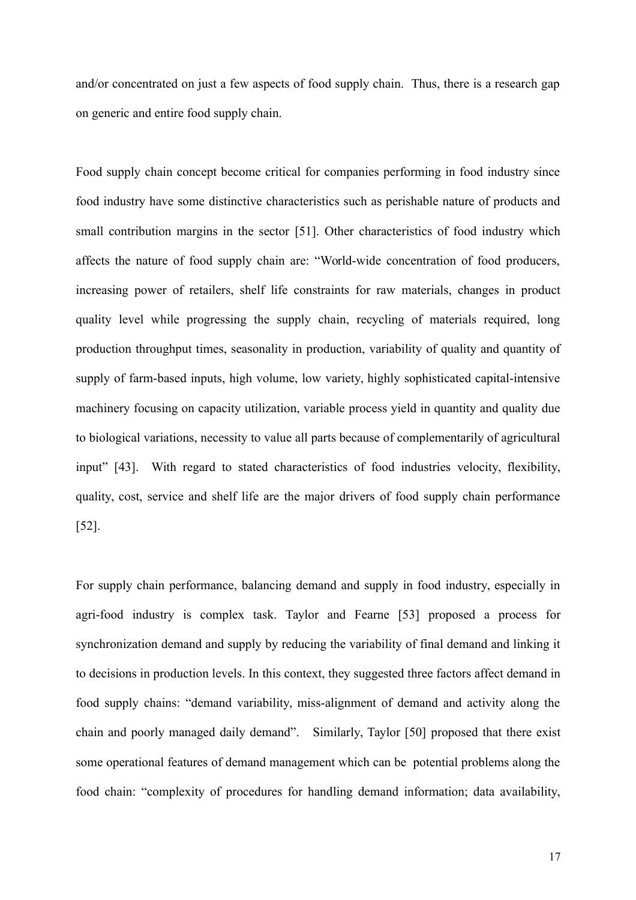and/or concentrated on just a few aspects of food supply chain. Thus, there is a research gap on generic and entire food supply chain.

Food supply chain concept become critical for companies performing in food industry since food industry have some distinctive characteristics such as perishable nature of products and small contribution margins in the sector [51]. Other characteristics of food industry which affects the nature of food supply chain are: "World-wide concentration of food producers, increasing power of retailers, shelf life constraints for raw materials, changes in product quality level while progressing the supply chain, recycling of materials required, long production throughput times, seasonality in production, variability of quality and quantity of supply of farm-based inputs, high volume, low variety, highly sophisticated capital-intensive machinery focusing on capacity utilization, variable process yield in quantity and quality due to biological variations, necessity to value all parts because of complementarily of agricultural input" [43]. With regard to stated characteristics of food industries velocity, flexibility, quality, cost, service and shelf life are the major drivers of food supply chain performance [52].

For supply chain performance, balancing demand and supply in food industry, especially in agri-food industry is complex task. Taylor and Fearne [53] proposed a process for synchronization demand and supply by reducing the variability of final demand and linking it to decisions in production levels. In this context, they suggested three factors affect demand in food supply chains: "demand variability, miss-alignment of demand and activity along the chain and poorly managed daily demand". Similarly, Taylor [50] proposed that there exist some operational features of demand management which can be potential problems along the food chain: "complexity of procedures for handling demand information; data availability,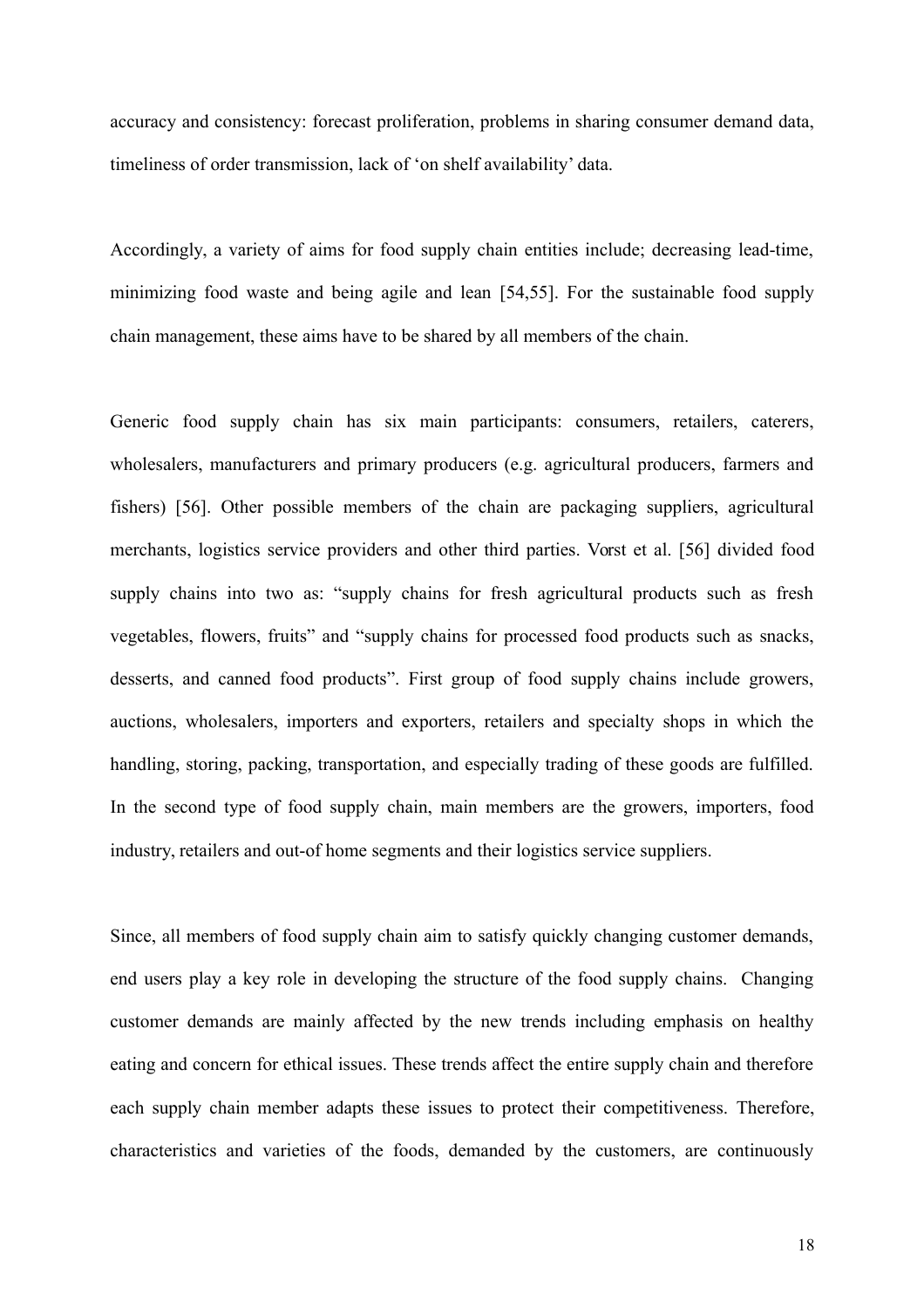accuracy and consistency: forecast proliferation, problems in sharing consumer demand data, timeliness of order transmission, lack of 'on shelf availability' data.

Accordingly, a variety of aims for food supply chain entities include; decreasing lead-time, minimizing food waste and being agile and lean [54,55]. For the sustainable food supply chain management, these aims have to be shared by all members of the chain.

Generic food supply chain has six main participants: consumers, retailers, caterers, wholesalers, manufacturers and primary producers (e.g. agricultural producers, farmers and fishers) [56]. Other possible members of the chain are packaging suppliers, agricultural merchants, logistics service providers and other third parties. Vorst et al. [56] divided food supply chains into two as: "supply chains for fresh agricultural products such as fresh vegetables, flowers, fruits" and "supply chains for processed food products such as snacks, desserts, and canned food products". First group of food supply chains include growers, auctions, wholesalers, importers and exporters, retailers and specialty shops in which the handling, storing, packing, transportation, and especially trading of these goods are fulfilled. In the second type of food supply chain, main members are the growers, importers, food industry, retailers and out-of home segments and their logistics service suppliers.

Since, all members of food supply chain aim to satisfy quickly changing customer demands, end users play a key role in developing the structure of the food supply chains. Changing customer demands are mainly affected by the new trends including emphasis on healthy eating and concern for ethical issues. These trends affect the entire supply chain and therefore each supply chain member adapts these issues to protect their competitiveness. Therefore, characteristics and varieties of the foods, demanded by the customers, are continuously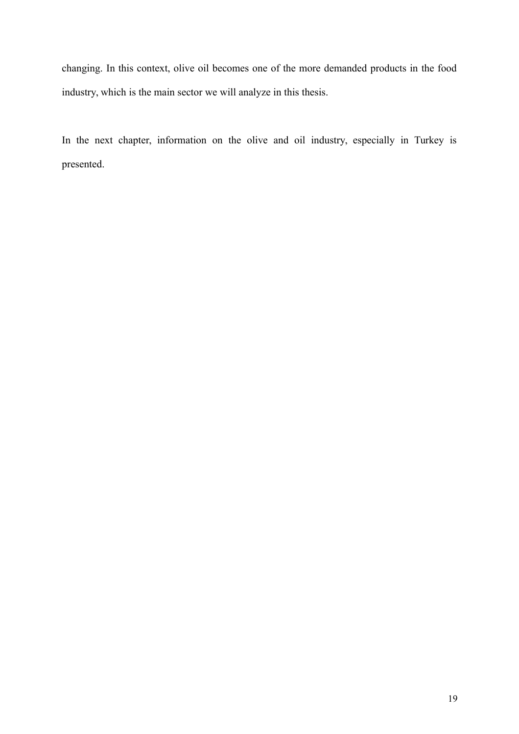changing. In this context, olive oil becomes one of the more demanded products in the food industry, which is the main sector we will analyze in this thesis.

In the next chapter, information on the olive and oil industry, especially in Turkey is presented.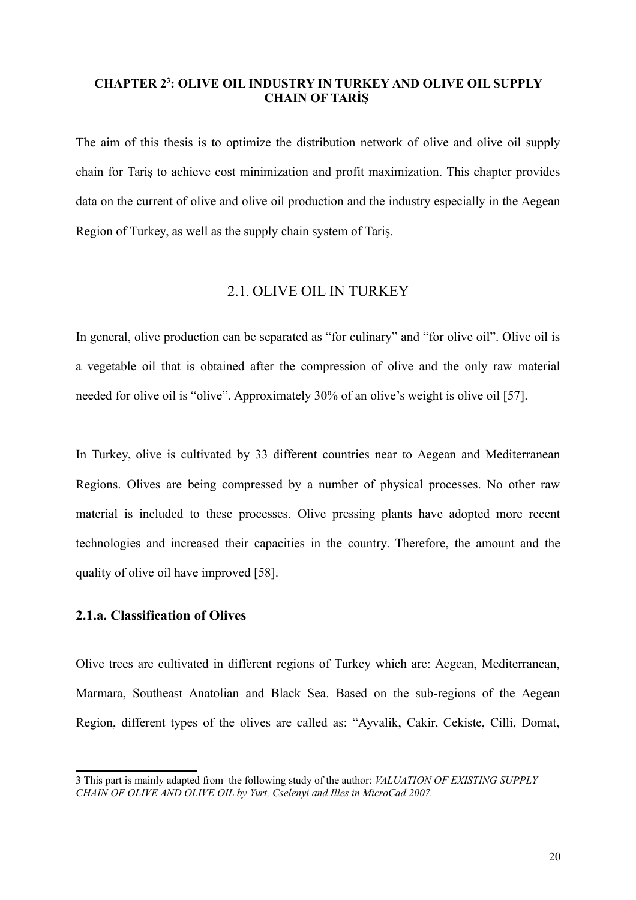## CHAPTER 2[3]: OLIVE OIL INDUSTRY IN TURKEY AND OLIVE OIL SUPPLY CHAIN OF TARİŞ

The aim of this thesis is to optimize the distribution network of olive and olive oil supply chain for Tariş to achieve cost minimization and profit maximization. This chapter provides data on the current of olive and olive oil production and the industry especially in the Aegean Region of Turkey, as well as the supply chain system of Tariş.

### 2.1. OLIVE OIL IN TURKEY

In general, olive production can be separated as "for culinary" and "for olive oil". Olive oil is a vegetable oil that is obtained after the compression of olive and the only raw material needed for olive oil is "olive". Approximately 30% of an olive's weight is olive oil [57].

In Turkey, olive is cultivated by 33 different countries near to Aegean and Mediterranean Regions. Olives are being compressed by a number of physical processes. No other raw material is included to these processes. Olive pressing plants have adopted more recent technologies and increased their capacities in the country. Therefore, the amount and the quality of olive oil have improved [58].

#### 2.1.a. Classification of Olives

Olive trees are cultivated in different regions of Turkey which are: Aegean, Mediterranean, Marmara, Southeast Anatolian and Black Sea. Based on the sub-regions of the Aegean Region, different types of the olives are called as: "Ayvalik, Cakir, Cekiste, Cilli, Domat,

---

3 This part is mainly adapted from the following study of the author: *VALUATION OF EXISTING SUPPLY CHAIN OF OLIVE AND OLIVE OIL by Yurt, Cselenyi and Illes in MicroCad 2007.*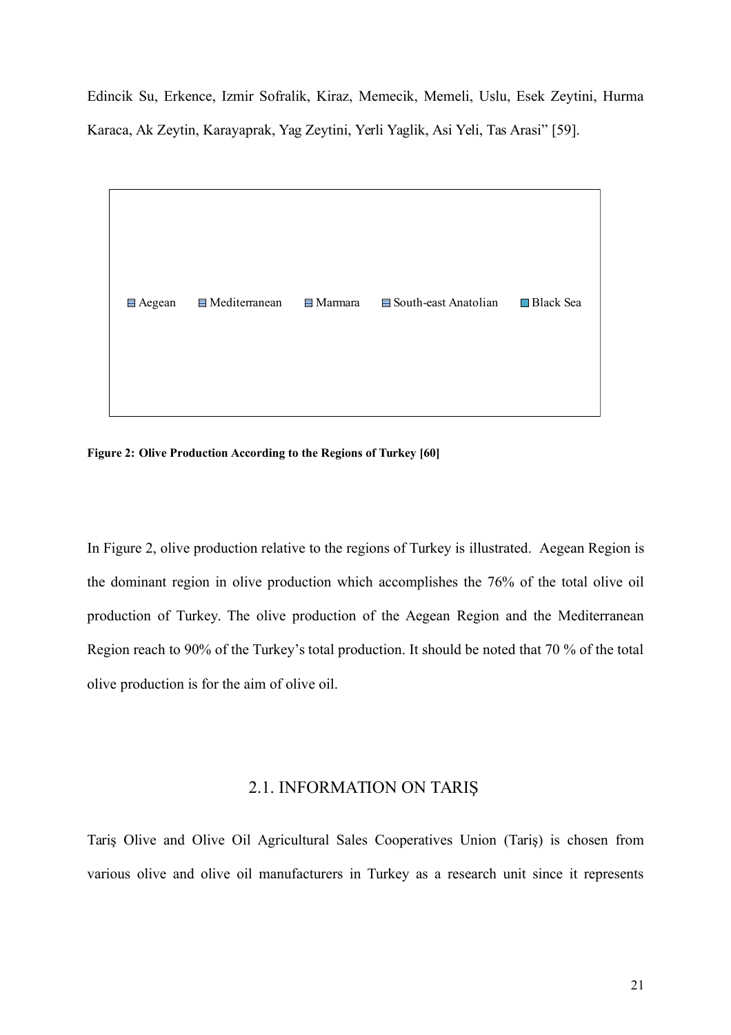Edincik Su, Erkence, Izmir Sofralik, Kiraz, Memecik, Memeli, Uslu, Esek Zeytini, Hurma Karaca, Ak Zeytin, Karayaprak, Yag Zeytini, Yerli Yaglik, Asi Yeli, Tas Arasi” [59].

Aegean Mediterranean Marmara South-east Anatolian Black Sea

**Figure 2: Olive Production According to the Regions of Turkey [60]**

In Figure 2, olive production relative to the regions of Turkey is illustrated. Aegean Region is the dominant region in olive production which accomplishes the 76% of the total olive oil production of Turkey. The olive production of the Aegean Region and the Mediterranean Region reach to 90% of the Turkey’s total production. It should be noted that 70 % of the total olive production is for the aim of olive oil.

## 2.1. INFORMATION ON TARIŞ

Tariş Olive and Olive Oil Agricultural Sales Cooperatives Union (Tariş) is chosen from various olive and olive oil manufacturers in Turkey as a research unit since it represents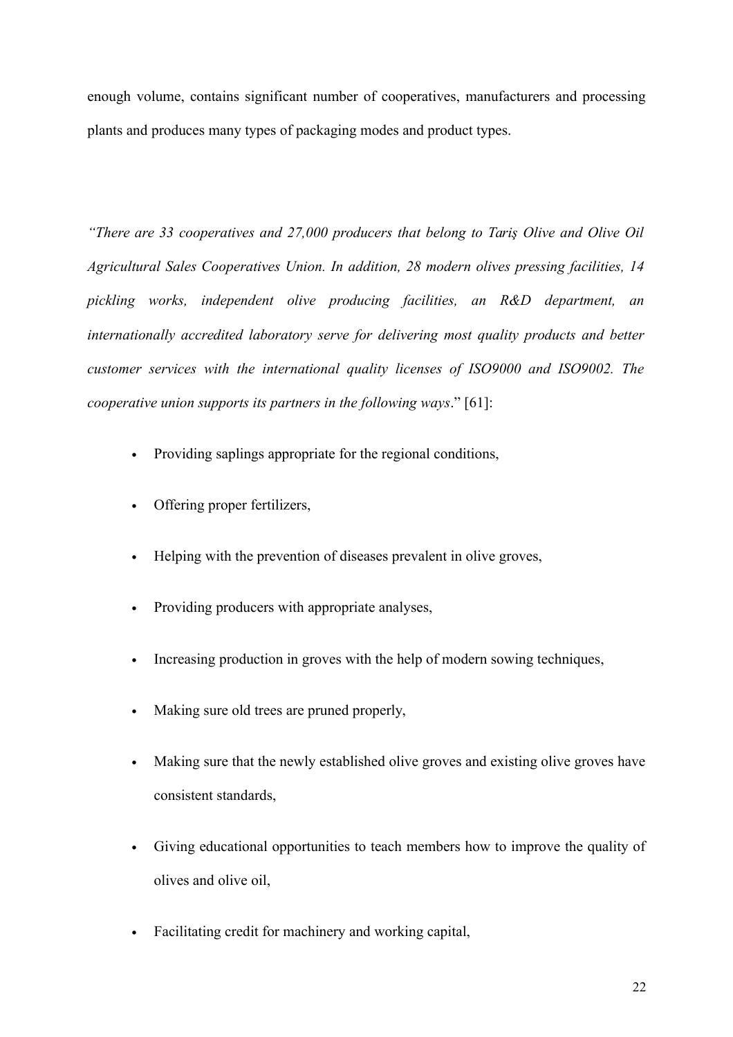enough volume, contains significant number of cooperatives, manufacturers and processing plants and produces many types of packaging modes and product types.

*"There are 33 cooperatives and 27,000 producers that belong to Tariş Olive and Olive Oil Agricultural Sales Cooperatives Union. In addition, 28 modern olives pressing facilities, 14 pickling works, independent olive producing facilities, an R&D department, an internationally accredited laboratory serve for delivering most quality products and better customer services with the international quality licenses of ISO9000 and ISO9002. The cooperative union supports its partners in the following ways*." [61]:

- Providing saplings appropriate for the regional conditions,
- Offering proper fertilizers,
- Helping with the prevention of diseases prevalent in olive groves,
- Providing producers with appropriate analyses,
- Increasing production in groves with the help of modern sowing techniques,
- Making sure old trees are pruned properly,
- Making sure that the newly established olive groves and existing olive groves have consistent standards,
- Giving educational opportunities to teach members how to improve the quality of olives and olive oil,
- Facilitating credit for machinery and working capital,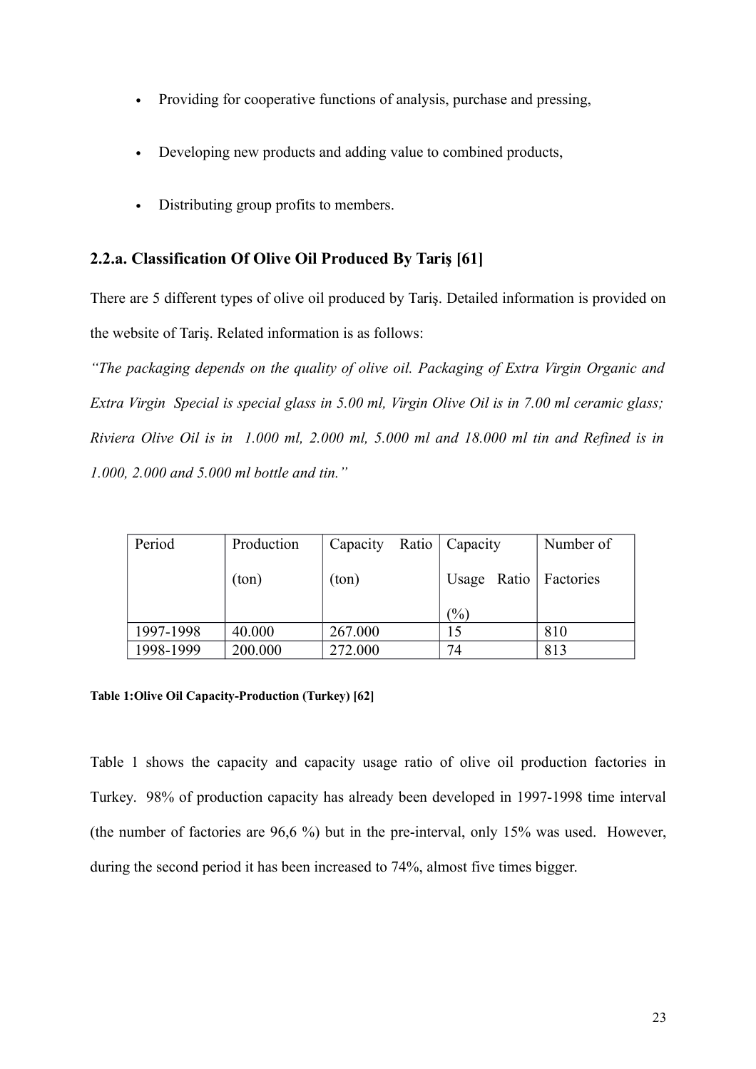- Providing for cooperative functions of analysis, purchase and pressing,
- Developing new products and adding value to combined products,
- Distributing group profits to members.

### 2.2.a. Classification Of Olive Oil Produced By Tariş [61]

There are 5 different types of olive oil produced by Tariş. Detailed information is provided on the website of Tariş. Related information is as follows:

*"The packaging depends on the quality of olive oil. Packaging of Extra Virgin Organic and Extra Virgin Special is special glass in 5.00 ml, Virgin Olive Oil is in 7.00 ml ceramic glass; Riviera Olive Oil is in 1.000 ml, 2.000 ml, 5.000 ml and 18.000 ml tin and Refined is in 1.000, 2.000 and 5.000 ml bottle and tin."*

| Period | Production (ton) | Capacity Ratio (ton) | Capacity Usage Ratio (%) | Number of Factories |
|---|---|---|---|---|
| 1997-1998 | 40.000 | 267.000 | 15 | 810 |
| 1998-1999 | 200.000 | 272.000 | 74 | 813 |

**Table 1:Olive Oil Capacity-Production (Turkey) [62]**

Table 1 shows the capacity and capacity usage ratio of olive oil production factories in Turkey. 98% of production capacity has already been developed in 1997-1998 time interval (the number of factories are 96,6 %) but in the pre-interval, only 15% was used. However, during the second period it has been increased to 74%, almost five times bigger.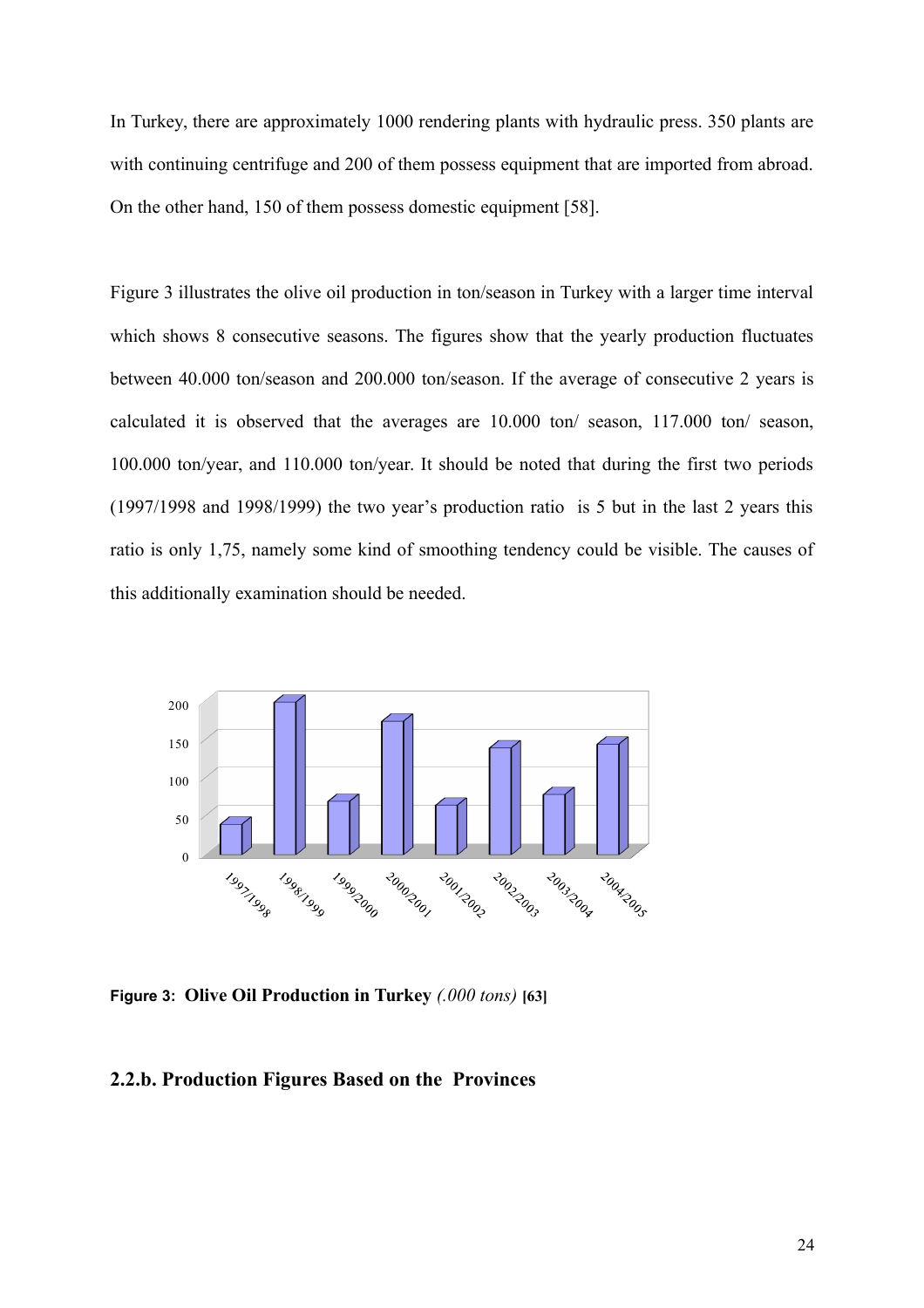In Turkey, there are approximately 1000 rendering plants with hydraulic press. 350 plants are with continuing centrifuge and 200 of them possess equipment that are imported from abroad. On the other hand, 150 of them possess domestic equipment [58].

Figure 3 illustrates the olive oil production in ton/season in Turkey with a larger time interval which shows 8 consecutive seasons. The figures show that the yearly production fluctuates between 40.000 ton/season and 200.000 ton/season. If the average of consecutive 2 years is calculated it is observed that the averages are 10.000 ton/ season, 117.000 ton/ season, 100.000 ton/year, and 110.000 ton/year. It should be noted that during the first two periods (1997/1998 and 1998/1999) the two year's production ratio is 5 but in the last 2 years this ratio is only 1,75, namely some kind of smoothing tendency could be visible. The causes of this additionally examination should be needed.

**Figure 3: Olive Oil Production in Turkey** *(.000 tons)* **[63]**

### 2.2.b. Production Figures Based on the Provinces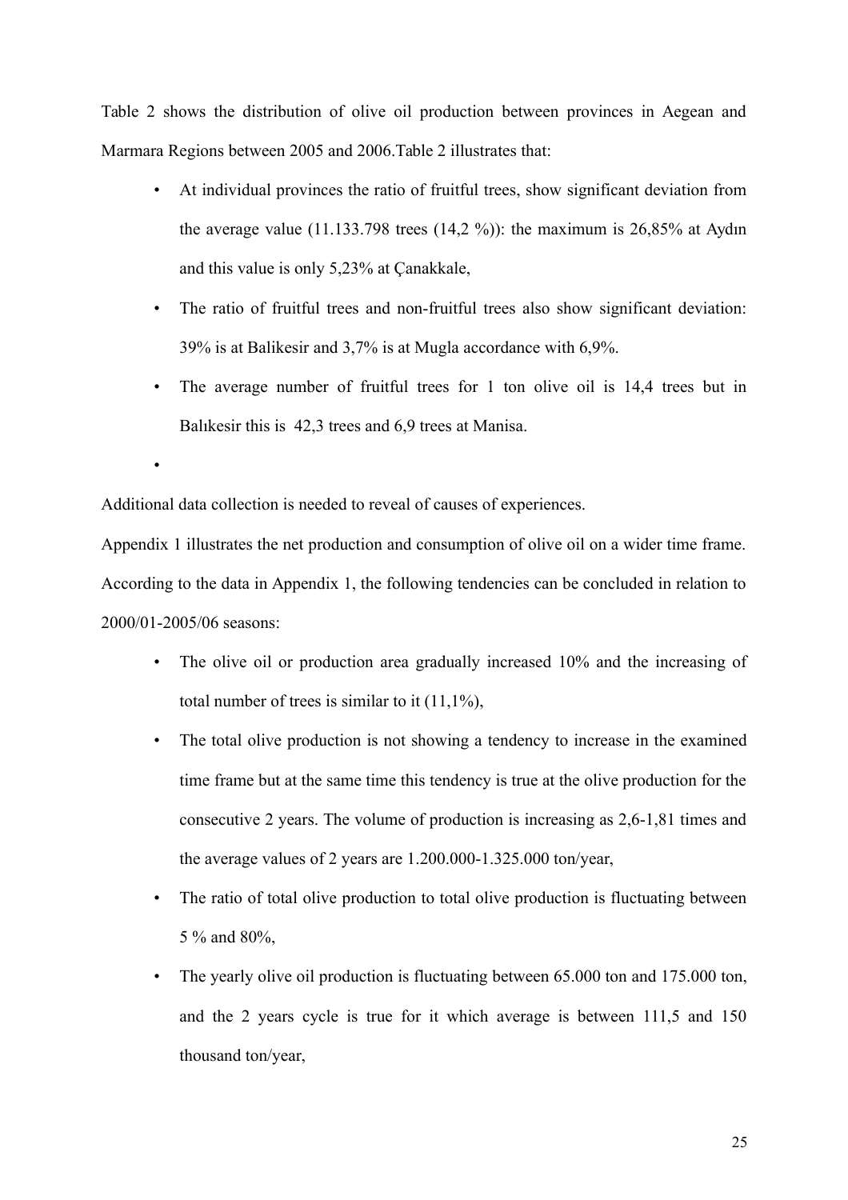Table 2 shows the distribution of olive oil production between provinces in Aegean and Marmara Regions between 2005 and 2006.Table 2 illustrates that:

- At individual provinces the ratio of fruitful trees, show significant deviation from the average value (11.133.798 trees (14,2 %)): the maximum is 26,85% at Aydın and this value is only 5,23% at Çanakkale,
- The ratio of fruitful trees and non-fruitful trees also show significant deviation: 39% is at Balikesir and 3,7% is at Mugla accordance with 6,9%.
- The average number of fruitful trees for 1 ton olive oil is 14,4 trees but in Balıkesir this is 42,3 trees and 6,9 trees at Manisa.
- 

Additional data collection is needed to reveal of causes of experiences.

Appendix 1 illustrates the net production and consumption of olive oil on a wider time frame. According to the data in Appendix 1, the following tendencies can be concluded in relation to 2000/01-2005/06 seasons:

- The olive oil or production area gradually increased 10% and the increasing of total number of trees is similar to it (11,1%),
- The total olive production is not showing a tendency to increase in the examined time frame but at the same time this tendency is true at the olive production for the consecutive 2 years. The volume of production is increasing as 2,6-1,81 times and the average values of 2 years are 1.200.000-1.325.000 ton/year,
- The ratio of total olive production to total olive production is fluctuating between 5 % and 80%,
- The yearly olive oil production is fluctuating between 65.000 ton and 175.000 ton, and the 2 years cycle is true for it which average is between 111,5 and 150 thousand ton/year,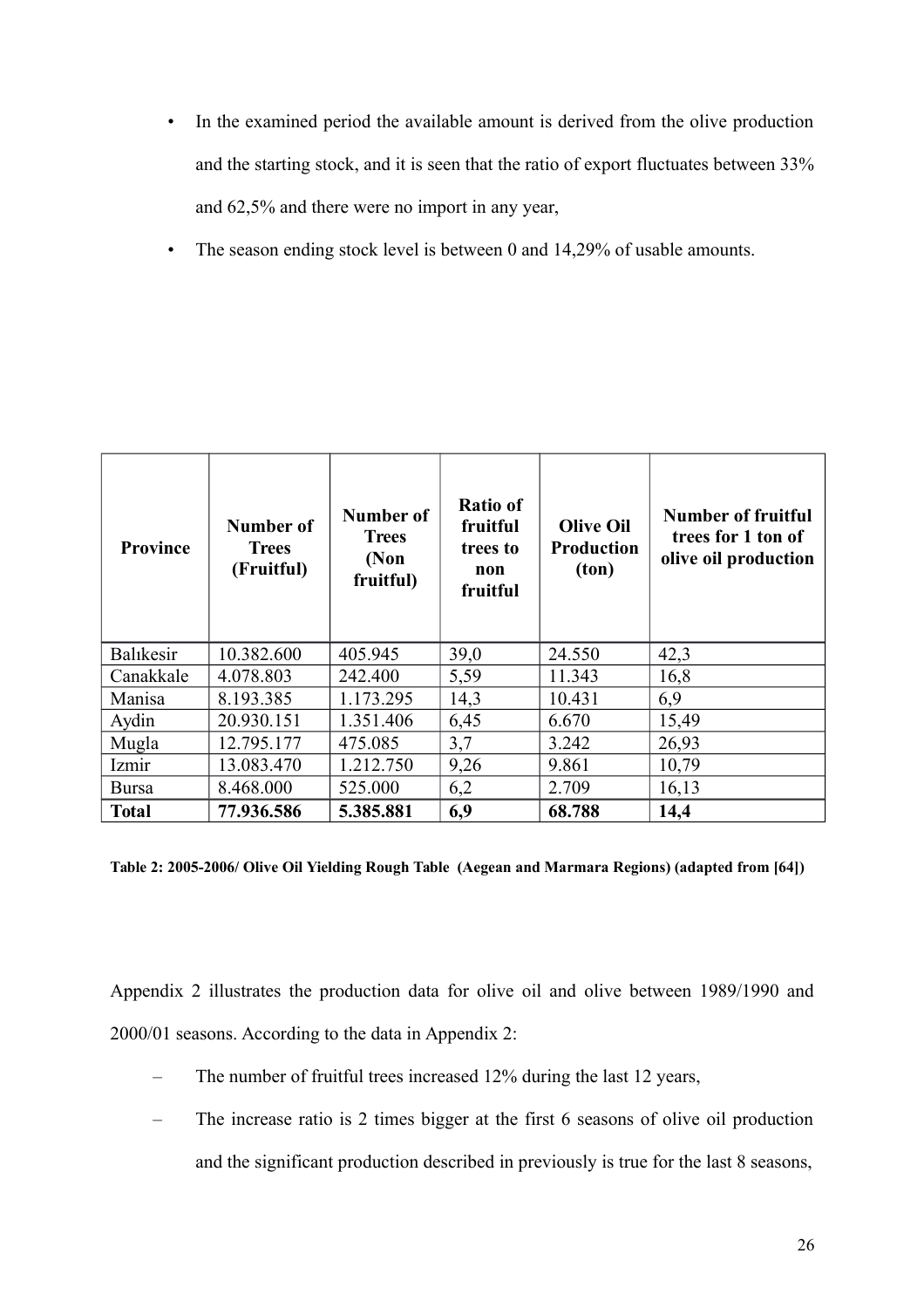- In the examined period the available amount is derived from the olive production and the starting stock, and it is seen that the ratio of export fluctuates between 33% and 62,5% and there were no import in any year,
- The season ending stock level is between 0 and 14,29% of usable amounts.

| Province | Number of Trees (Fruitful) | Number of Trees (Non fruitful) | Ratio of fruitful trees to non fruitful | Olive Oil Production (ton) | Number of fruitful trees for 1 ton of olive oil production |
|---|---|---|---|---|---|
| Balıkesir | 10.382.600 | 405.945 | 39,0 | 24.550 | 42,3 |
| Canakkale | 4.078.803 | 242.400 | 5,59 | 11.343 | 16,8 |
| Manisa | 8.193.385 | 1.173.295 | 14,3 | 10.431 | 6,9 |
| Aydin | 20.930.151 | 1.351.406 | 6,45 | 6.670 | 15,49 |
| Mugla | 12.795.177 | 475.085 | 3,7 | 3.242 | 26,93 |
| Izmir | 13.083.470 | 1.212.750 | 9,26 | 9.861 | 10,79 |
| Bursa | 8.468.000 | 525.000 | 6,2 | 2.709 | 16,13 |
| **Total** | **77.936.586** | **5.385.881** | **6,9** | **68.788** | **14,4** |

**Table 2: 2005-2006/ Olive Oil Yielding Rough Table (Aegean and Marmara Regions) (adapted from [64])**

Appendix 2 illustrates the production data for olive oil and olive between 1989/1990 and 2000/01 seasons. According to the data in Appendix 2:

- The number of fruitful trees increased 12% during the last 12 years,
- The increase ratio is 2 times bigger at the first 6 seasons of olive oil production and the significant production described in previously is true for the last 8 seasons,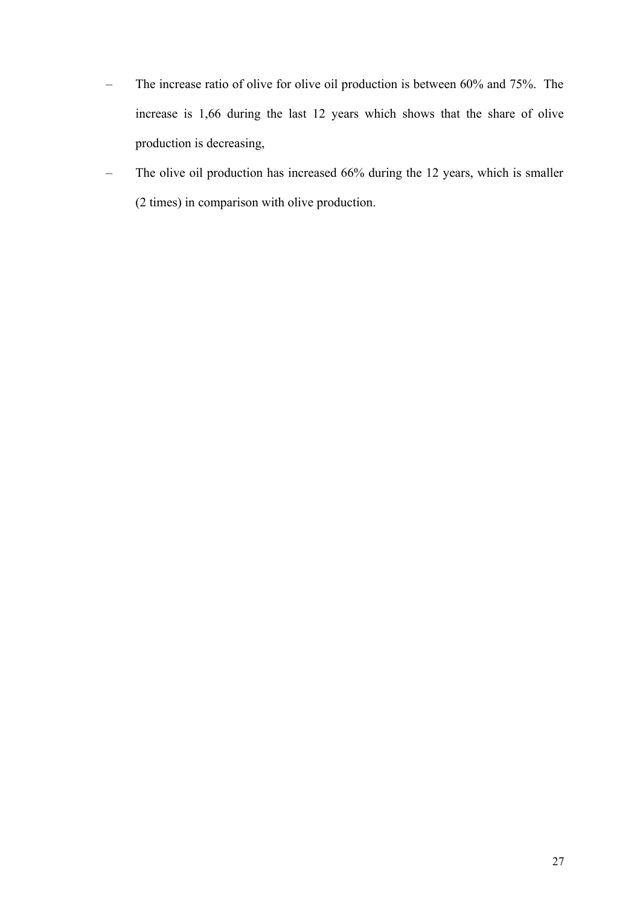- The increase ratio of olive for olive oil production is between 60% and 75%. The increase is 1,66 during the last 12 years which shows that the share of olive production is decreasing,
- The olive oil production has increased 66% during the 12 years, which is smaller (2 times) in comparison with olive production.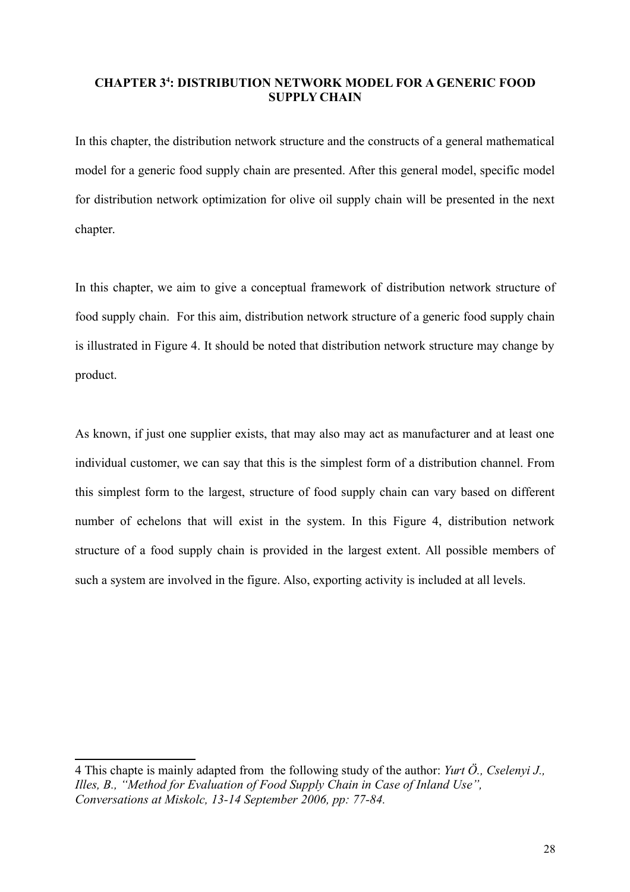# CHAPTER 3[4]: DISTRIBUTION NETWORK MODEL FOR A GENERIC FOOD SUPPLY CHAIN

In this chapter, the distribution network structure and the constructs of a general mathematical model for a generic food supply chain are presented. After this general model, specific model for distribution network optimization for olive oil supply chain will be presented in the next chapter.

In this chapter, we aim to give a conceptual framework of distribution network structure of food supply chain. For this aim, distribution network structure of a generic food supply chain is illustrated in Figure 4. It should be noted that distribution network structure may change by product.

As known, if just one supplier exists, that may also may act as manufacturer and at least one individual customer, we can say that this is the simplest form of a distribution channel. From this simplest form to the largest, structure of food supply chain can vary based on different number of echelons that will exist in the system. In this Figure 4, distribution network structure of a food supply chain is provided in the largest extent. All possible members of such a system are involved in the figure. Also, exporting activity is included at all levels.

---

4 This chapte is mainly adapted from the following study of the author: *Yurt Ö., Cselenyi J., Illes, B., "Method for Evaluation of Food Supply Chain in Case of Inland Use", Conversations at Miskolc, 13-14 September 2006, pp: 77-84.*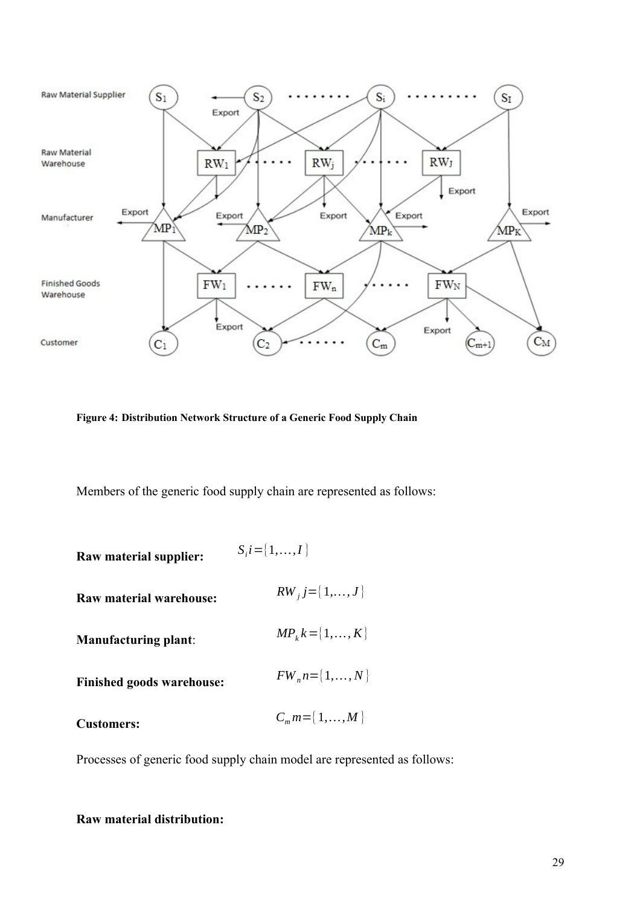Figure 4: Distribution Network Structure of a Generic Food Supply Chain

Members of the generic food supply chain are represented as follows:

**Raw material supplier:** $S_i i=\{1,\ldots,I\}$

**Raw material warehouse:** $RW_j j=\{1,\ldots,J\}$

**Manufacturing plant**: $MP_k k=\{1,\ldots,K\}$

**Finished goods warehouse:** $FW_n n=\{1,\ldots,N\}$

**Customers:** $C_m m=\{1,\ldots,M\}$

Processes of generic food supply chain model are represented as follows:

**Raw material distribution:**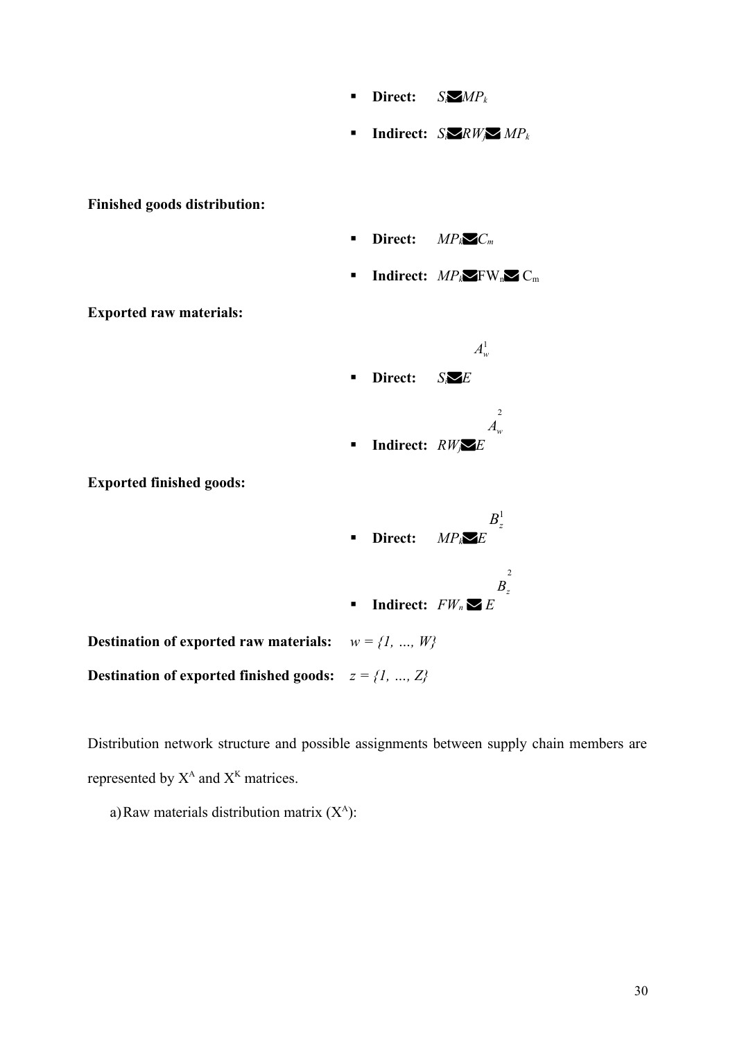- **Direct:** $S_i \rightarrow MP_k$
- **Indirect:** $S_i \rightarrow RW_j \rightarrow MP_k$

**Finished goods distribution:**

- **Direct:** $MP_k \rightarrow C_m$
- **Indirect:** $MP_k \rightarrow FW_n \rightarrow C_m$

**Exported raw materials:**

- **Direct:** $S_i \xrightarrow{A_w^1} E$
- **Indirect:** $RW_j \xrightarrow{A_w^2} E$

**Exported finished goods:**

- **Direct:** $MP_k \xrightarrow{B_z^1} E$
- **Indirect:** $FW_n \xrightarrow{B_z^2} E$

**Destination of exported raw materials:** $w = \{1, \ldots, W\}$

**Destination of exported finished goods:** $z = \{1, \ldots, Z\}$

Distribution network structure and possible assignments between supply chain members are represented by $X^A$ and $X^K$ matrices.

a) Raw materials distribution matrix ($X^A$):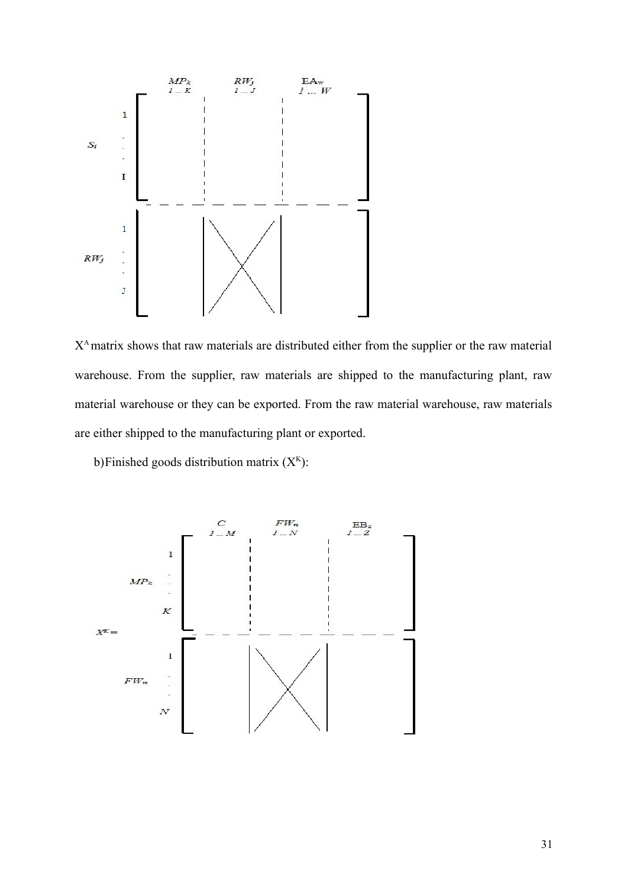$$
X^A = \left[\begin{array}{c|c|c}
MP_k & RW_j & EA_w \\
1 \ldots K & 1 \ldots J & 1 \ldots W \\
\hline
S_i: 1 \ldots I & & \\
\hline
RW_j: 1 \ldots J & \times & \\
\end{array}\right]
$$

$X^A$ matrix shows that raw materials are distributed either from the supplier or the raw material warehouse. From the supplier, raw materials are shipped to the manufacturing plant, raw material warehouse or they can be exported. From the raw material warehouse, raw materials are either shipped to the manufacturing plant or exported.

b) Finished goods distribution matrix ($X^K$):

$$
X^K = \left[\begin{array}{c|c|c}
C & FW_n & EB_z \\
1 \ldots M & 1 \ldots N & 1 \ldots Z \\
\hline
MP_k: 1 \ldots K & & \\
\hline
FW_n: 1 \ldots N & \times & \\
\end{array}\right]
$$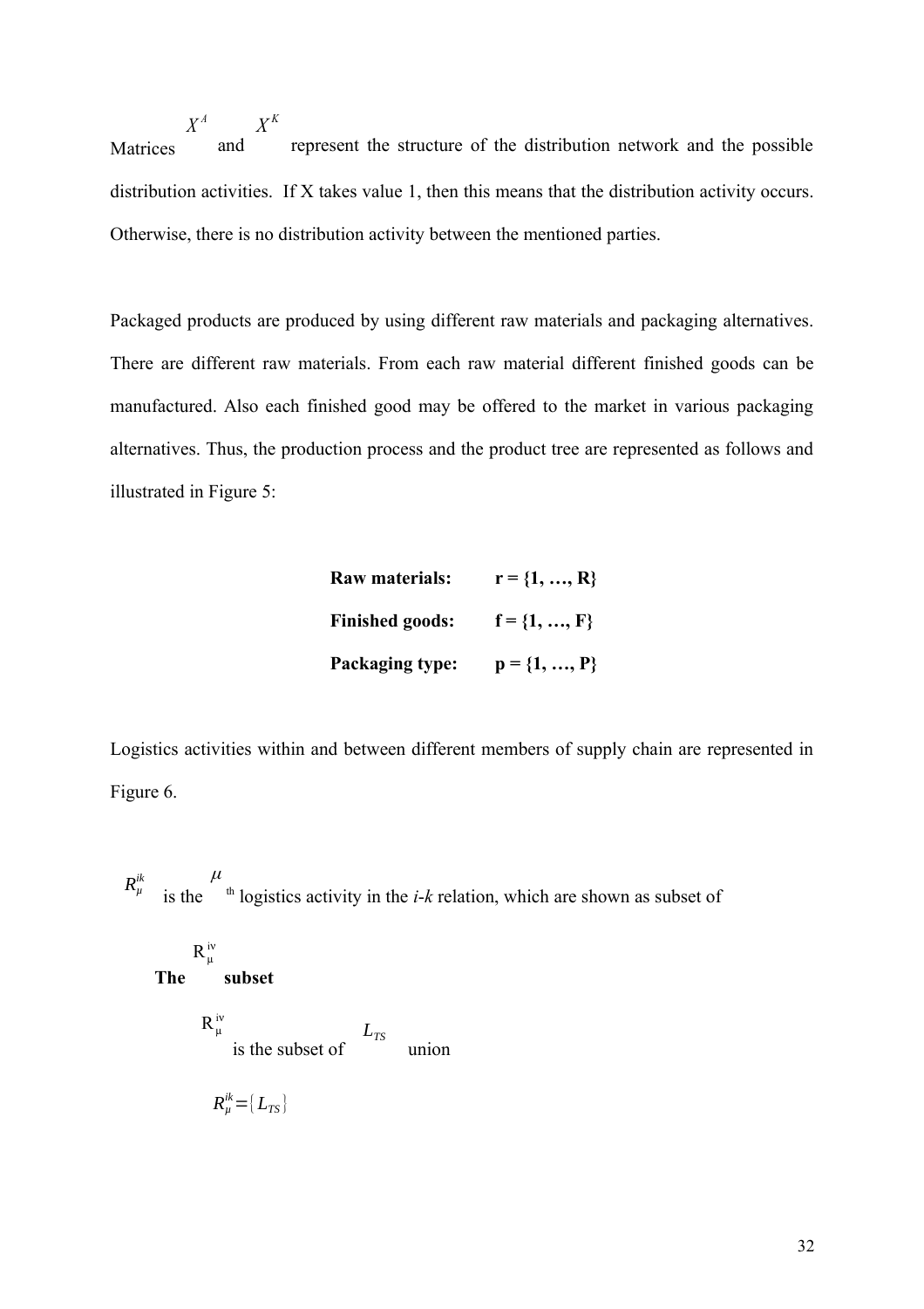Matrices $X^A$ and $X^K$ represent the structure of the distribution network and the possible distribution activities. If X takes value 1, then this means that the distribution activity occurs. Otherwise, there is no distribution activity between the mentioned parties.

Packaged products are produced by using different raw materials and packaging alternatives. There are different raw materials. From each raw material different finished goods can be manufactured. Also each finished good may be offered to the market in various packaging alternatives. Thus, the production process and the product tree are represented as follows and illustrated in Figure 5:

**Raw materials:** **r = {1, …, R}**

**Finished goods:** **f = {1, …, F}**

**Packaging type:** **p = {1, …, P}**

Logistics activities within and between different members of supply chain are represented in Figure 6.

$R_{\mu}^{ik}$ is the $\mu$ th logistics activity in the *i-k* relation, which are shown as subset of

**The** $R_{\mu}^{iv}$ **subset**

$R_{\mu}^{iv}$ is the subset of $L_{TS}$ union

$R_{\mu}^{ik} = \{L_{TS}\}$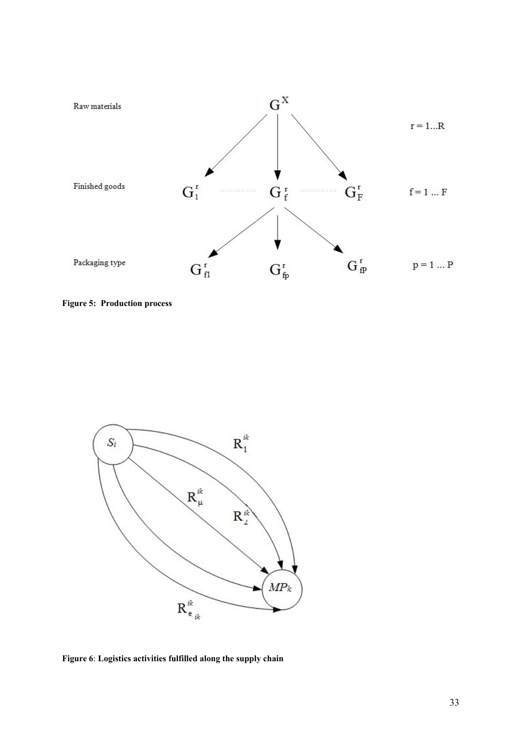Figure 5: Production process

Figure 6: Logistics activities fulfilled along the supply chain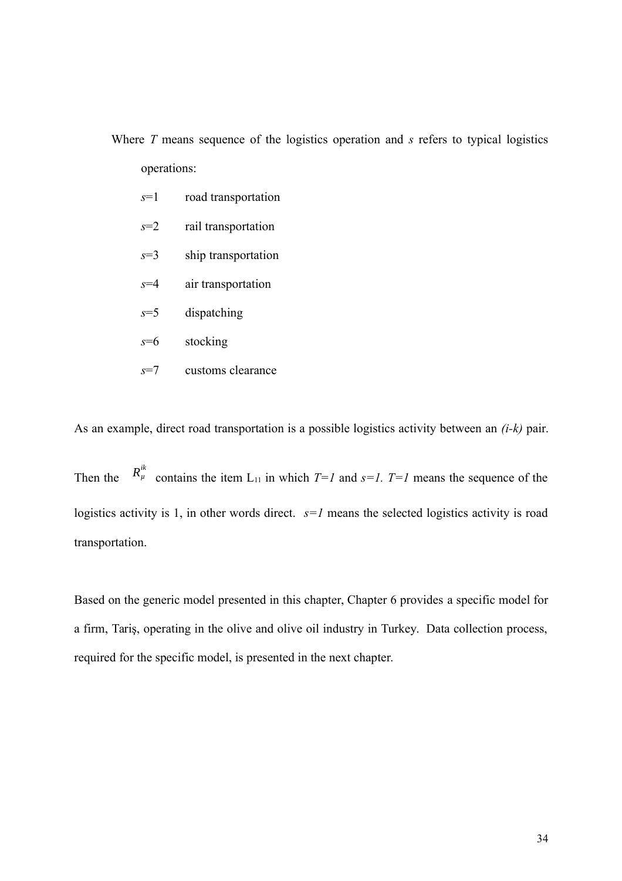Where $T$ means sequence of the logistics operation and $s$ refers to typical logistics operations:

- $s$=1 road transportation
- $s$=2 rail transportation
- $s$=3 ship transportation
- $s$=4 air transportation
- $s$=5 dispatching
- $s$=6 stocking
- $s$=7 customs clearance

As an example, direct road transportation is a possible logistics activity between an *(i-k)* pair. Then the $R_{\mu}^{ik}$ contains the item $L_{11}$ in which $T=1$ and $s=1$. $T=1$ means the sequence of the logistics activity is 1, in other words direct. $s=1$ means the selected logistics activity is road transportation.

Based on the generic model presented in this chapter, Chapter 6 provides a specific model for a firm, Tariş, operating in the olive and olive oil industry in Turkey. Data collection process, required for the specific model, is presented in the next chapter.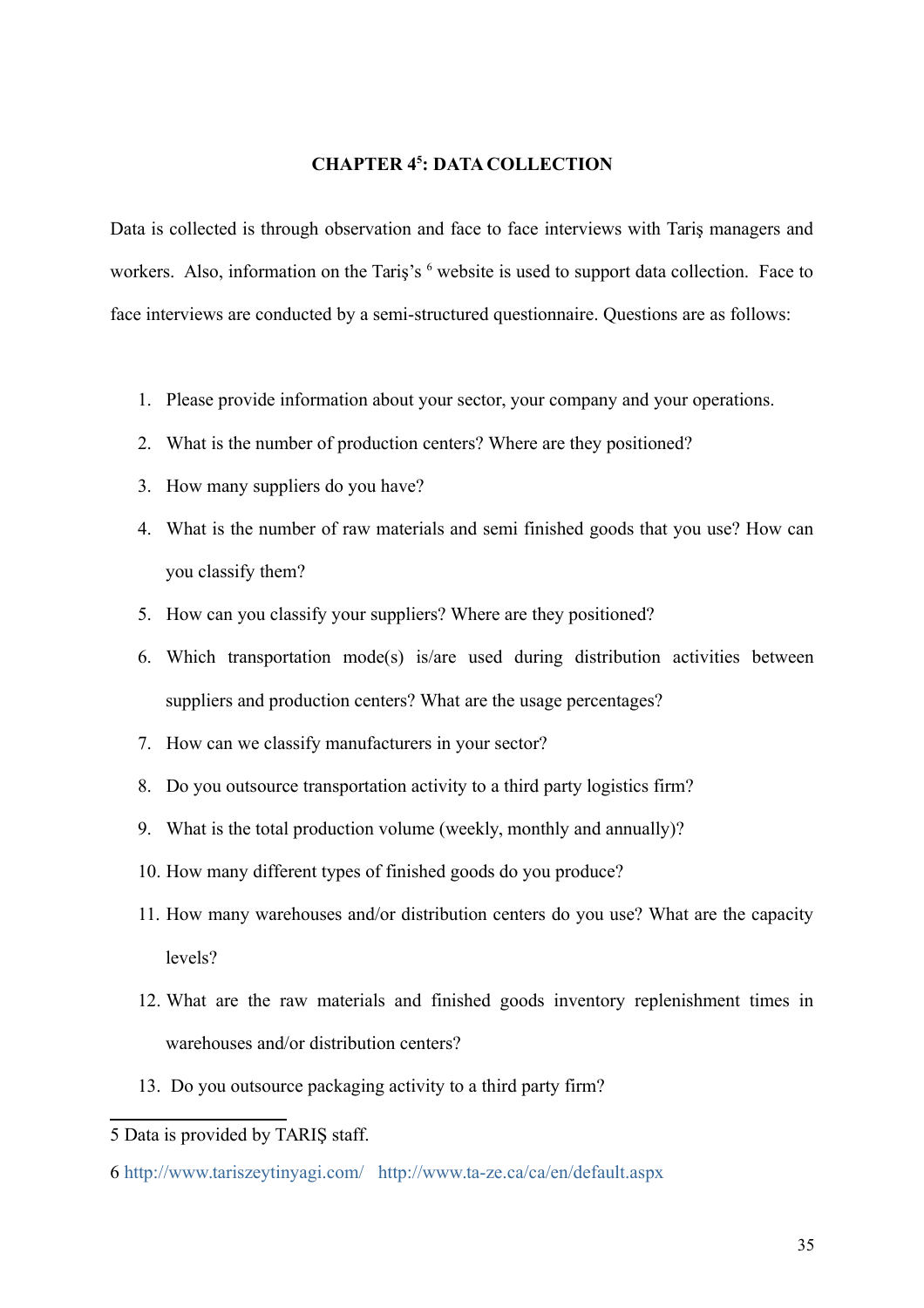# CHAPTER 4[5]: DATA COLLECTION

Data is collected is through observation and face to face interviews with Tariş managers and workers. Also, information on the Tariş's [6] website is used to support data collection. Face to face interviews are conducted by a semi-structured questionnaire. Questions are as follows:

1. Please provide information about your sector, your company and your operations.
2. What is the number of production centers? Where are they positioned?
3. How many suppliers do you have?
4. What is the number of raw materials and semi finished goods that you use? How can you classify them?
5. How can you classify your suppliers? Where are they positioned?
6. Which transportation mode(s) is/are used during distribution activities between suppliers and production centers? What are the usage percentages?
7. How can we classify manufacturers in your sector?
8. Do you outsource transportation activity to a third party logistics firm?
9. What is the total production volume (weekly, monthly and annually)?
10. How many different types of finished goods do you produce?
11. How many warehouses and/or distribution centers do you use? What are the capacity levels?
12. What are the raw materials and finished goods inventory replenishment times in warehouses and/or distribution centers?
13. Do you outsource packaging activity to a third party firm?

---

5 Data is provided by TARIŞ staff.

6 http://www.tariszeytinyagi.com/ http://www.ta-ze.ca/ca/en/default.aspx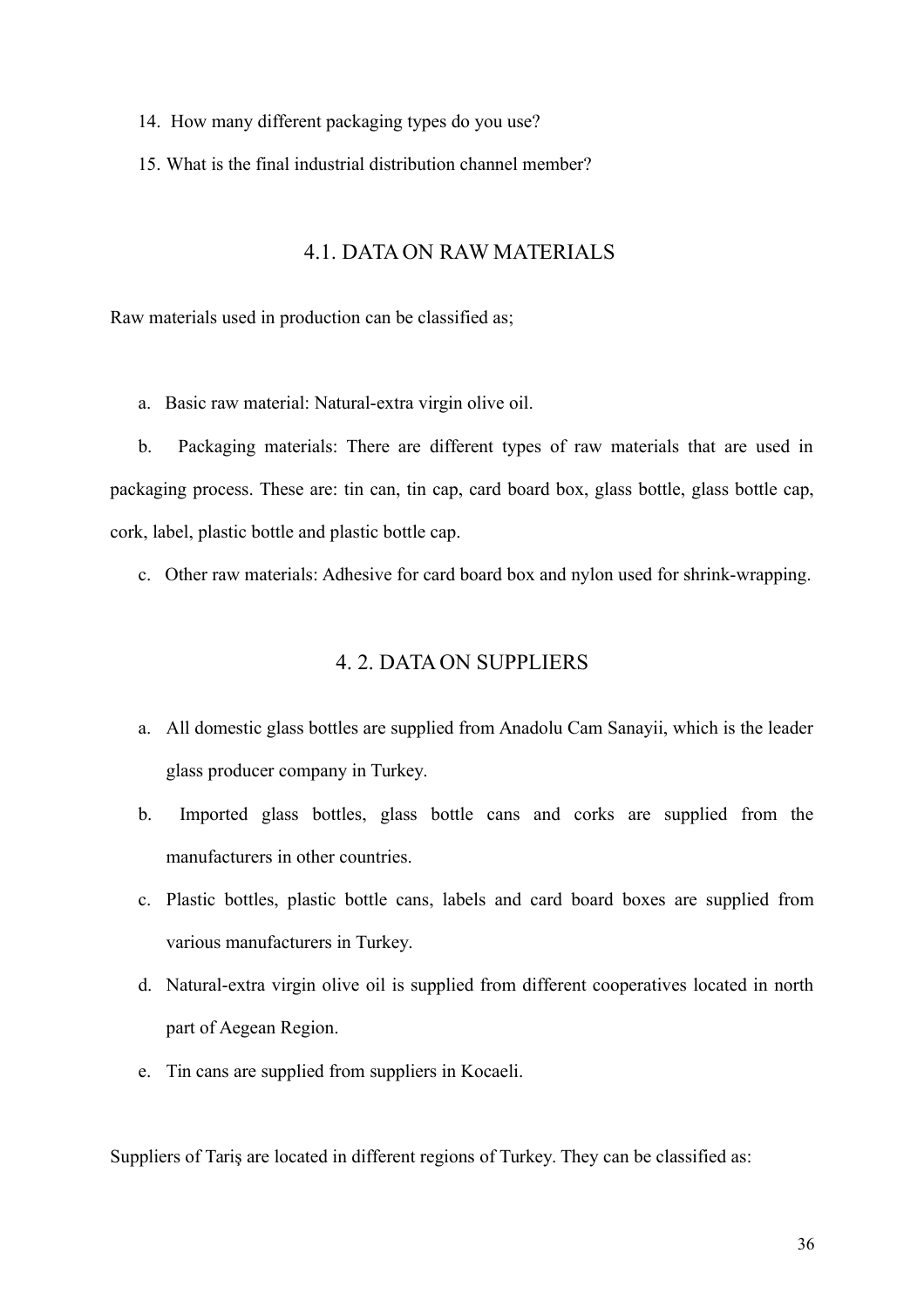14. How many different packaging types do you use?
15. What is the final industrial distribution channel member?

## 4.1. DATA ON RAW MATERIALS

Raw materials used in production can be classified as;

a. Basic raw material: Natural-extra virgin olive oil.
b. Packaging materials: There are different types of raw materials that are used in packaging process. These are: tin can, tin cap, card board box, glass bottle, glass bottle cap, cork, label, plastic bottle and plastic bottle cap.
c. Other raw materials: Adhesive for card board box and nylon used for shrink-wrapping.

## 4. 2. DATA ON SUPPLIERS

a. All domestic glass bottles are supplied from Anadolu Cam Sanayii, which is the leader glass producer company in Turkey.
b. Imported glass bottles, glass bottle cans and corks are supplied from the manufacturers in other countries.
c. Plastic bottles, plastic bottle cans, labels and card board boxes are supplied from various manufacturers in Turkey.
d. Natural-extra virgin olive oil is supplied from different cooperatives located in north part of Aegean Region.
e. Tin cans are supplied from suppliers in Kocaeli.

Suppliers of Tariş are located in different regions of Turkey. They can be classified as: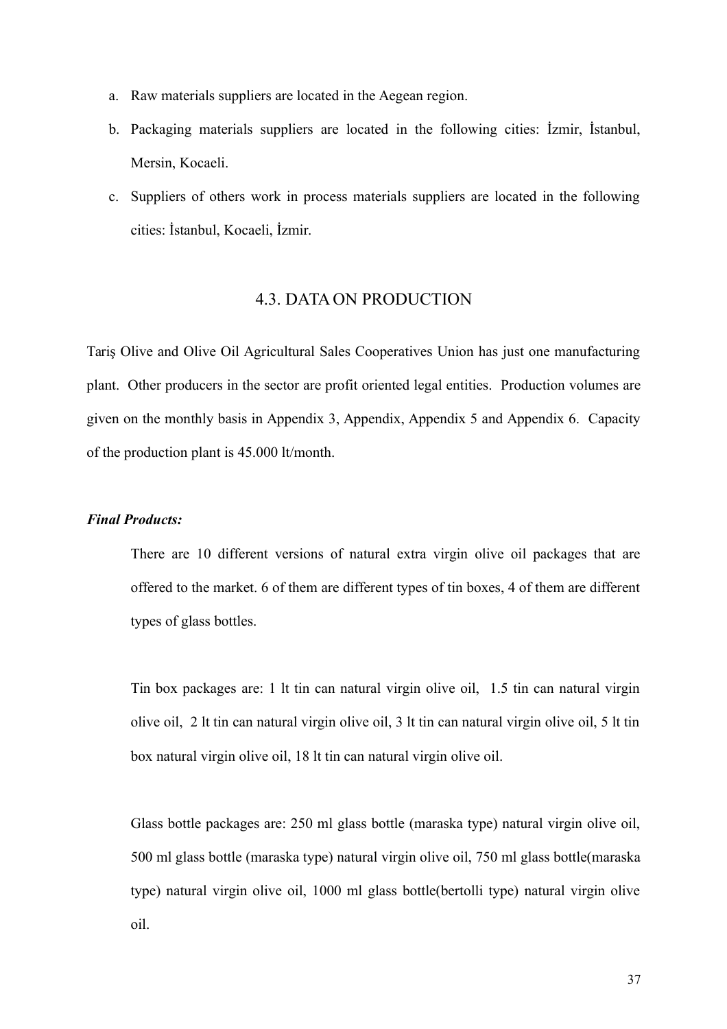a. Raw materials suppliers are located in the Aegean region.
b. Packaging materials suppliers are located in the following cities: İzmir, İstanbul, Mersin, Kocaeli.
c. Suppliers of others work in process materials suppliers are located in the following cities: İstanbul, Kocaeli, İzmir.

## 4.3. DATA ON PRODUCTION

Tariş Olive and Olive Oil Agricultural Sales Cooperatives Union has just one manufacturing plant. Other producers in the sector are profit oriented legal entities. Production volumes are given on the monthly basis in Appendix 3, Appendix, Appendix 5 and Appendix 6. Capacity of the production plant is 45.000 lt/month.

***Final Products:***

There are 10 different versions of natural extra virgin olive oil packages that are offered to the market. 6 of them are different types of tin boxes, 4 of them are different types of glass bottles.

Tin box packages are: 1 lt tin can natural virgin olive oil, 1.5 tin can natural virgin olive oil, 2 lt tin can natural virgin olive oil, 3 lt tin can natural virgin olive oil, 5 lt tin box natural virgin olive oil, 18 lt tin can natural virgin olive oil.

Glass bottle packages are: 250 ml glass bottle (maraska type) natural virgin olive oil, 500 ml glass bottle (maraska type) natural virgin olive oil, 750 ml glass bottle(maraska type) natural virgin olive oil, 1000 ml glass bottle(bertolli type) natural virgin olive oil.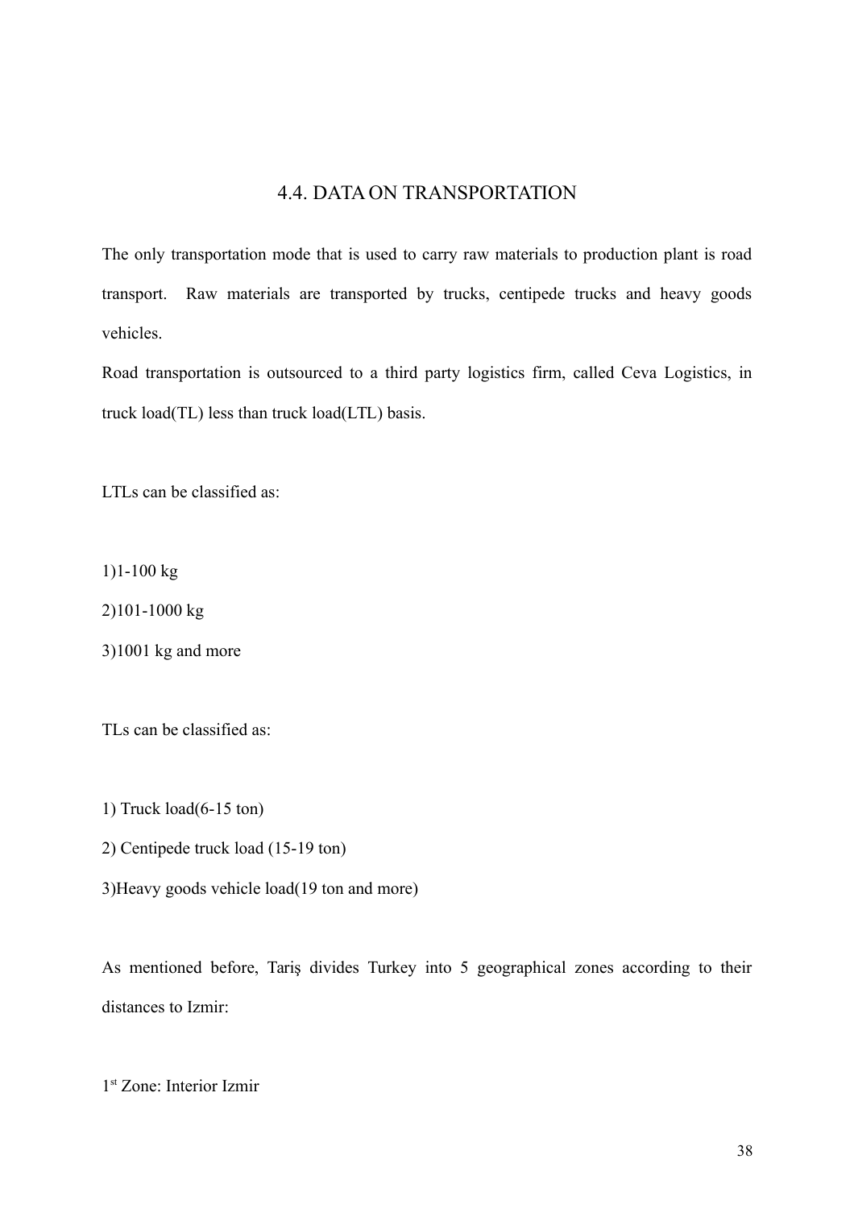## 4.4. DATA ON TRANSPORTATION

The only transportation mode that is used to carry raw materials to production plant is road transport. Raw materials are transported by trucks, centipede trucks and heavy goods vehicles.

Road transportation is outsourced to a third party logistics firm, called Ceva Logistics, in truck load(TL) less than truck load(LTL) basis.

LTLs can be classified as:

1)1-100 kg

2)101-1000 kg

3)1001 kg and more

TLs can be classified as:

1) Truck load(6-15 ton)

2) Centipede truck load (15-19 ton)

3)Heavy goods vehicle load(19 ton and more)

As mentioned before, Tariş divides Turkey into 5 geographical zones according to their distances to Izmir:

1st Zone: Interior Izmir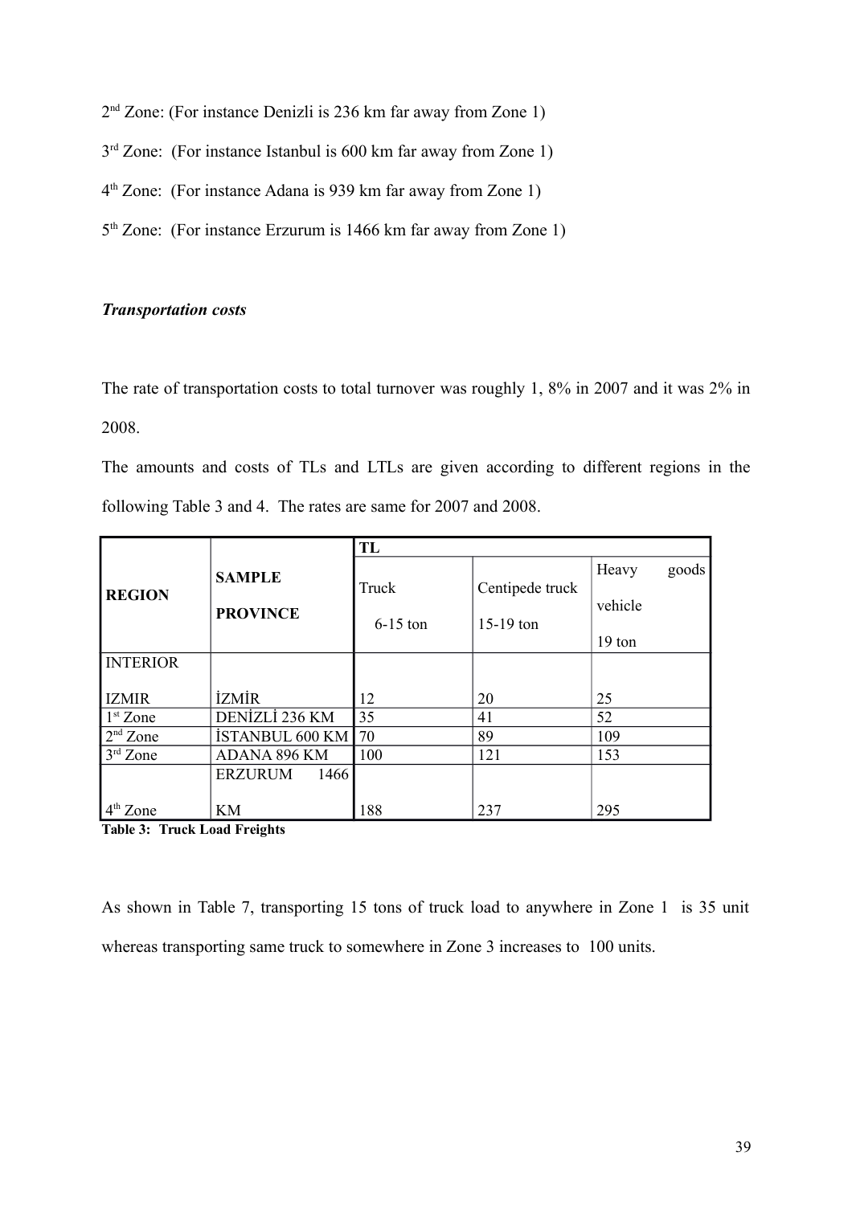2nd Zone: (For instance Denizli is 236 km far away from Zone 1)

3rd Zone: (For instance Istanbul is 600 km far away from Zone 1)

4th Zone: (For instance Adana is 939 km far away from Zone 1)

5th Zone: (For instance Erzurum is 1466 km far away from Zone 1)

***Transportation costs***

The rate of transportation costs to total turnover was roughly 1, 8% in 2007 and it was 2% in 2008.

The amounts and costs of TLs and LTLs are given according to different regions in the following Table 3 and 4. The rates are same for 2007 and 2008.

| **REGION** | **SAMPLE PROVINCE** | **TL** | | |
|---|---|---|---|---|
| | | Truck 6-15 ton | Centipede truck 15-19 ton | Heavy goods vehicle 19 ton |
| INTERIOR IZMIR | İZMİR | 12 | 20 | 25 |
| 1st Zone | DENİZLİ 236 KM | 35 | 41 | 52 |
| 2nd Zone | İSTANBUL 600 KM | 70 | 89 | 109 |
| 3rd Zone | ADANA 896 KM | 100 | 121 | 153 |
| 4th Zone | ERZURUM 1466 KM | 188 | 237 | 295 |

**Table 3: Truck Load Freights**

As shown in Table 7, transporting 15 tons of truck load to anywhere in Zone 1 is 35 unit whereas transporting same truck to somewhere in Zone 3 increases to 100 units.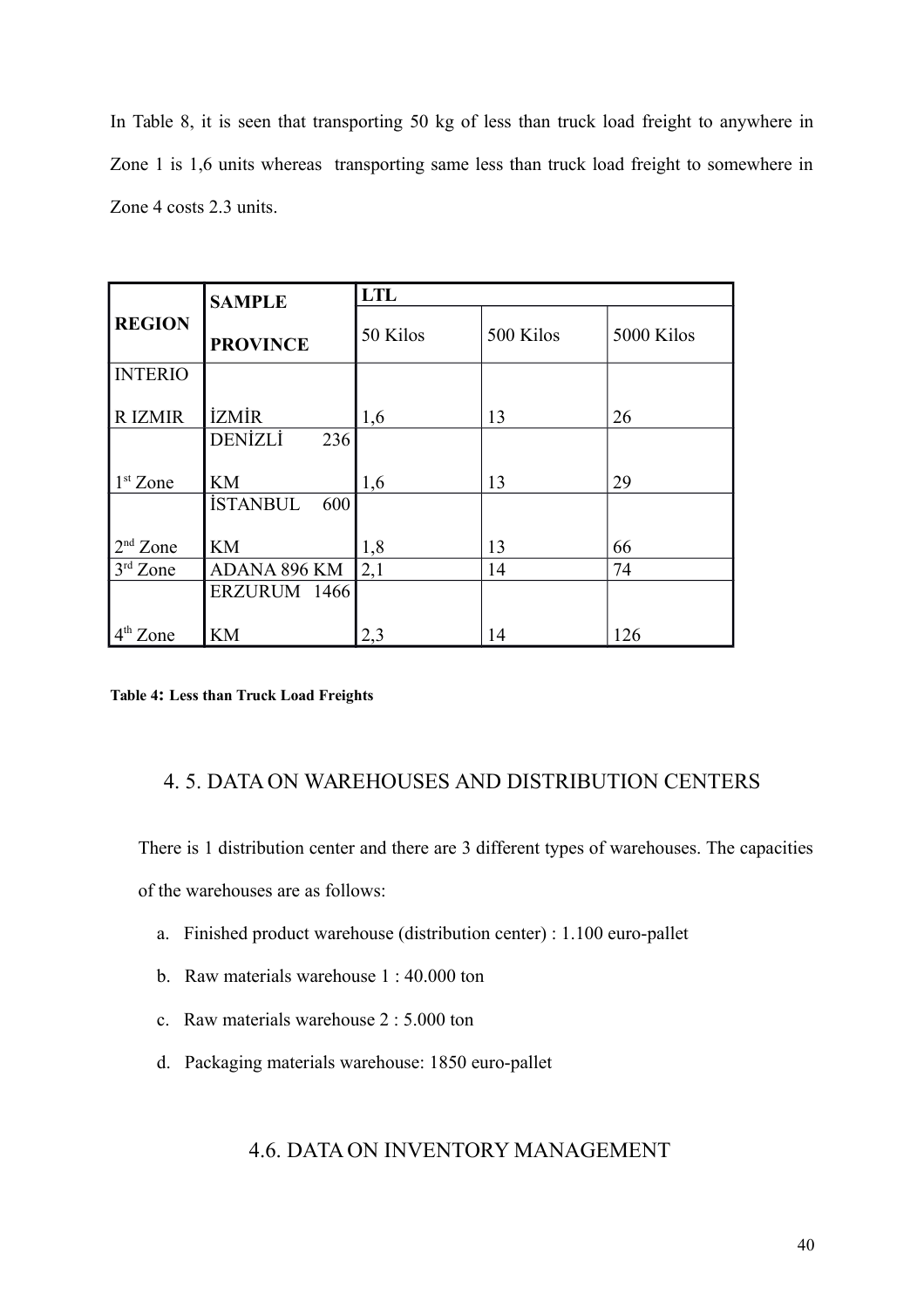In Table 8, it is seen that transporting 50 kg of less than truck load freight to anywhere in Zone 1 is 1,6 units whereas transporting same less than truck load freight to somewhere in Zone 4 costs 2.3 units.

| REGION | SAMPLE PROVINCE | LTL | | |
|---|---|---|---|---|
| | | 50 Kilos | 500 Kilos | 5000 Kilos |
| INTERIOR IZMIR | İZMİR | 1,6 | 13 | 26 |
| 1st Zone | DENİZLİ 236 KM | 1,6 | 13 | 29 |
| 2nd Zone | İSTANBUL 600 KM | 1,8 | 13 | 66 |
| 3rd Zone | ADANA 896 KM | 2,1 | 14 | 74 |
| 4th Zone | ERZURUM 1466 KM | 2,3 | 14 | 126 |

**Table 4: Less than Truck Load Freights**

## 4. 5. DATA ON WAREHOUSES AND DISTRIBUTION CENTERS

There is 1 distribution center and there are 3 different types of warehouses. The capacities of the warehouses are as follows:

a. Finished product warehouse (distribution center) : 1.100 euro-pallet
b. Raw materials warehouse 1 : 40.000 ton
c. Raw materials warehouse 2 : 5.000 ton
d. Packaging materials warehouse: 1850 euro-pallet

## 4.6. DATA ON INVENTORY MANAGEMENT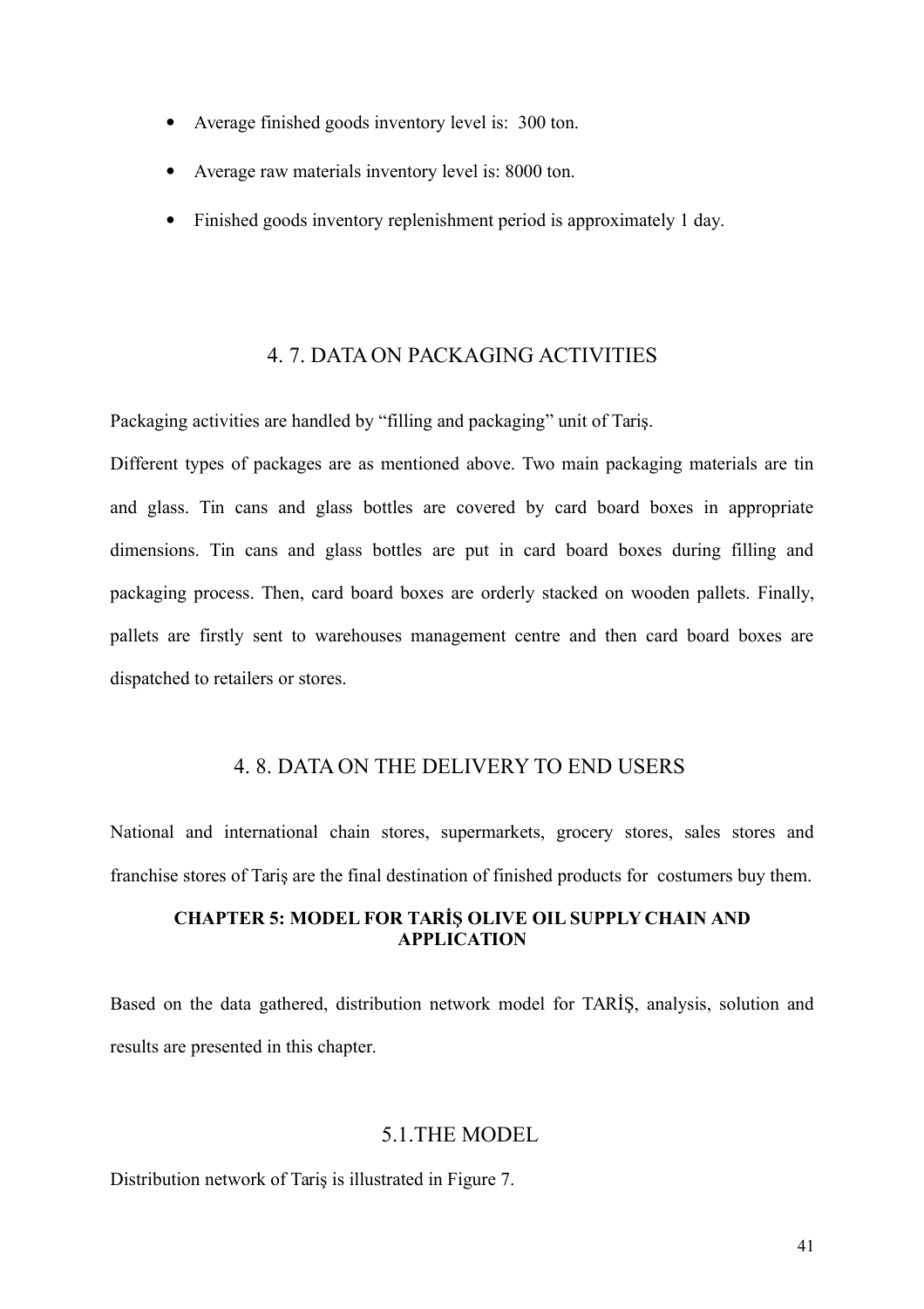- Average finished goods inventory level is:  300 ton.
- Average raw materials inventory level is: 8000 ton.
- Finished goods inventory replenishment period is approximately 1 day.

## 4. 7. DATA ON PACKAGING ACTIVITIES

Packaging activities are handled by "filling and packaging" unit of Tariş.

Different types of packages are as mentioned above. Two main packaging materials are tin and glass. Tin cans and glass bottles are covered by card board boxes in appropriate dimensions. Tin cans and glass bottles are put in card board boxes during filling and packaging process. Then, card board boxes are orderly stacked on wooden pallets. Finally, pallets are firstly sent to warehouses management centre and then card board boxes are dispatched to retailers or stores.

## 4. 8. DATA ON THE DELIVERY TO END USERS

National and international chain stores, supermarkets, grocery stores, sales stores and franchise stores of Tariş are the final destination of finished products for  costumers buy them.

# CHAPTER 5: MODEL FOR TARİŞ OLIVE OIL SUPPLY CHAIN AND APPLICATION

Based on the data gathered, distribution network model for TARİŞ, analysis, solution and results are presented in this chapter.

## 5.1.THE MODEL

Distribution network of Tariş is illustrated in Figure 7.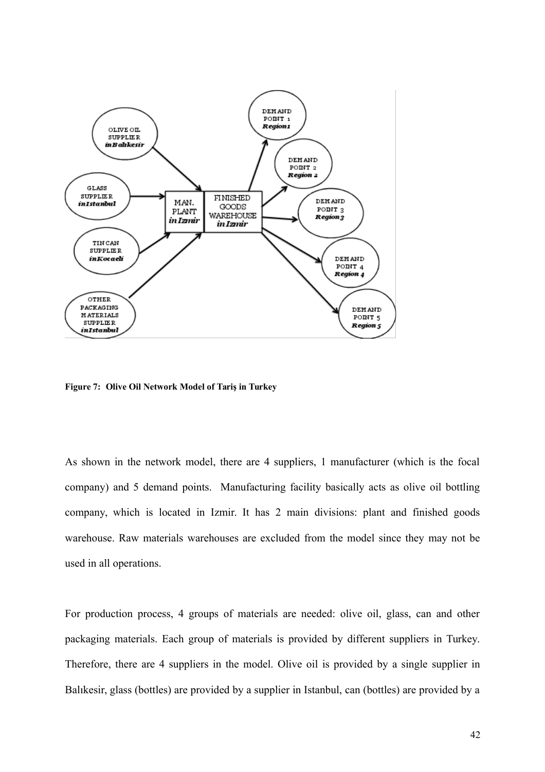Figure 7: Olive Oil Network Model of Tariş in Turkey

As shown in the network model, there are 4 suppliers, 1 manufacturer (which is the focal company) and 5 demand points. Manufacturing facility basically acts as olive oil bottling company, which is located in Izmir. It has 2 main divisions: plant and finished goods warehouse. Raw materials warehouses are excluded from the model since they may not be used in all operations.

For production process, 4 groups of materials are needed: olive oil, glass, can and other packaging materials. Each group of materials is provided by different suppliers in Turkey. Therefore, there are 4 suppliers in the model. Olive oil is provided by a single supplier in Balıkesir, glass (bottles) are provided by a supplier in Istanbul, can (bottles) are provided by a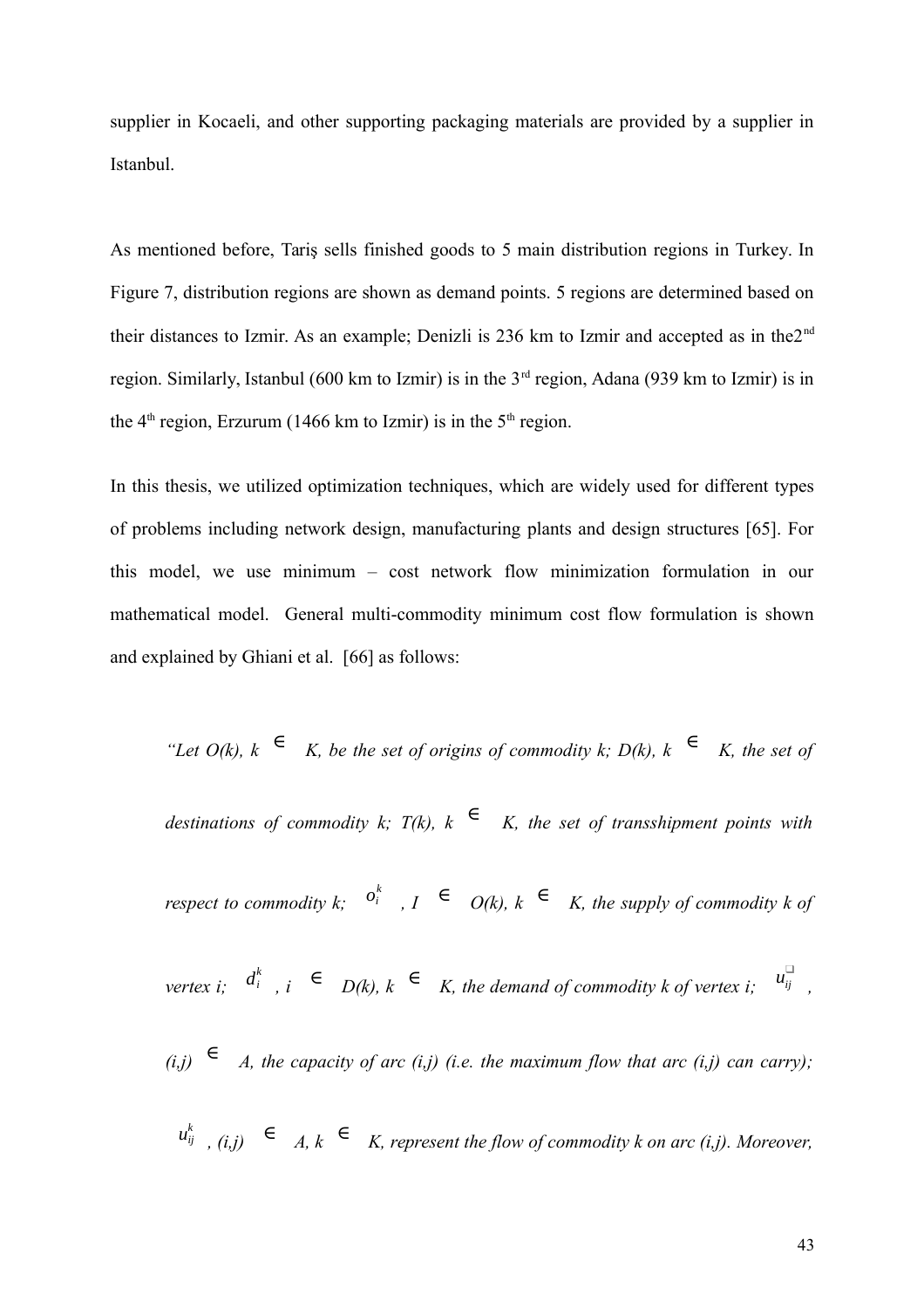supplier in Kocaeli, and other supporting packaging materials are provided by a supplier in Istanbul.

As mentioned before, Tariş sells finished goods to 5 main distribution regions in Turkey. In Figure 7, distribution regions are shown as demand points. 5 regions are determined based on their distances to Izmir. As an example; Denizli is 236 km to Izmir and accepted as in the2$^{nd}$ region. Similarly, Istanbul (600 km to Izmir) is in the 3$^{rd}$ region, Adana (939 km to Izmir) is in the 4$^{th}$ region, Erzurum (1466 km to Izmir) is in the 5$^{th}$ region.

In this thesis, we utilized optimization techniques, which are widely used for different types of problems including network design, manufacturing plants and design structures [65]. For this model, we use minimum – cost network flow minimization formulation in our mathematical model. General multi-commodity minimum cost flow formulation is shown and explained by Ghiani et al. [66] as follows:

*"Let O(k), k $\in$ K, be the set of origins of commodity k; D(k), k $\in$ K, the set of destinations of commodity k; T(k), k $\in$ K, the set of transshipment points with respect to commodity k; $o_i^k$ , I $\in$ O(k), k $\in$ K, the supply of commodity k of vertex i; $d_i^k$ , i $\in$ D(k), k $\in$ K, the demand of commodity k of vertex i; $u_{ij}$ , (i,j) $\in$ A, the capacity of arc (i,j) (i.e. the maximum flow that arc (i,j) can carry); $u_{ij}^k$ , (i,j) $\in$ A, k $\in$ K, represent the flow of commodity k on arc (i,j). Moreover,*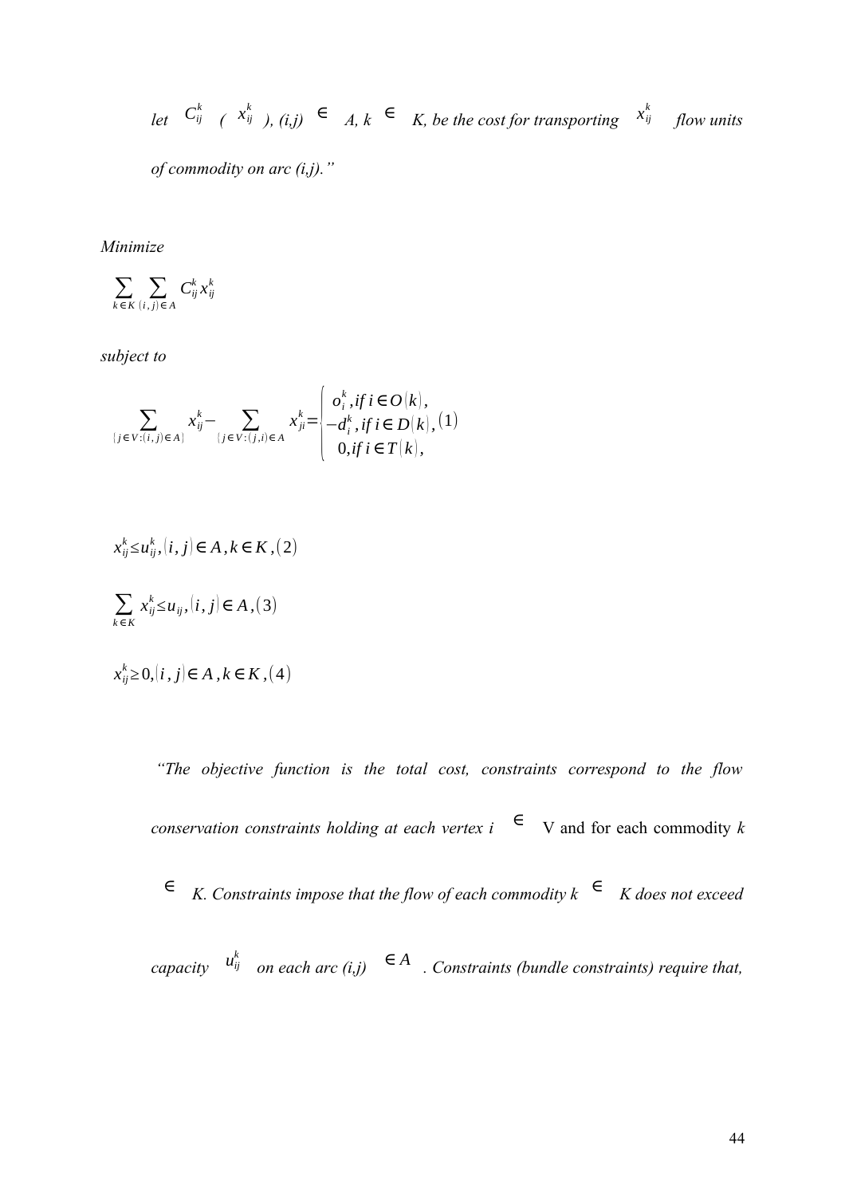*let $C_{ij}^{k}$ ( $x_{ij}^{k}$ ), (i,j) $\in$ A, k $\in$ K, be the cost for transporting $x_{ij}^{k}$ flow units of commodity on arc (i,j)."*

*Minimize*

$$\sum_{k\in K}\sum_{(i,j)\in A} C_{ij}^{k} x_{ij}^{k}$$

*subject to*

$$\sum_{(j\in V:(i,j)\in A)} x_{ij}^{k} - \sum_{(j\in V:(j,i)\in A} x_{ji}^{k} = \begin{cases} o_i^k, if\ i\in O(k), \\ -d_i^k, if\ i\in D(k), \\ 0, if\ i\in T(k), \end{cases} (1)$$

$$x_{ij}^{k} \le u_{ij}^{k}, (i,j)\in A, k\in K, (2)$$

$$\sum_{k\in K} x_{ij}^{k} \le u_{ij}, (i,j)\in A, (3)$$

$$x_{ij}^{k} \ge 0, (i,j)\in A, k\in K, (4)$$

*"The objective function is the total cost, constraints correspond to the flow conservation constraints holding at each vertex i* $\in$ V and for each commodity *k* $\in$ *K. Constraints impose that the flow of each commodity k* $\in$ *K does not exceed capacity* $u_{ij}^{k}$ *on each arc (i,j)* $\in A$ *. Constraints (bundle constraints) require that,*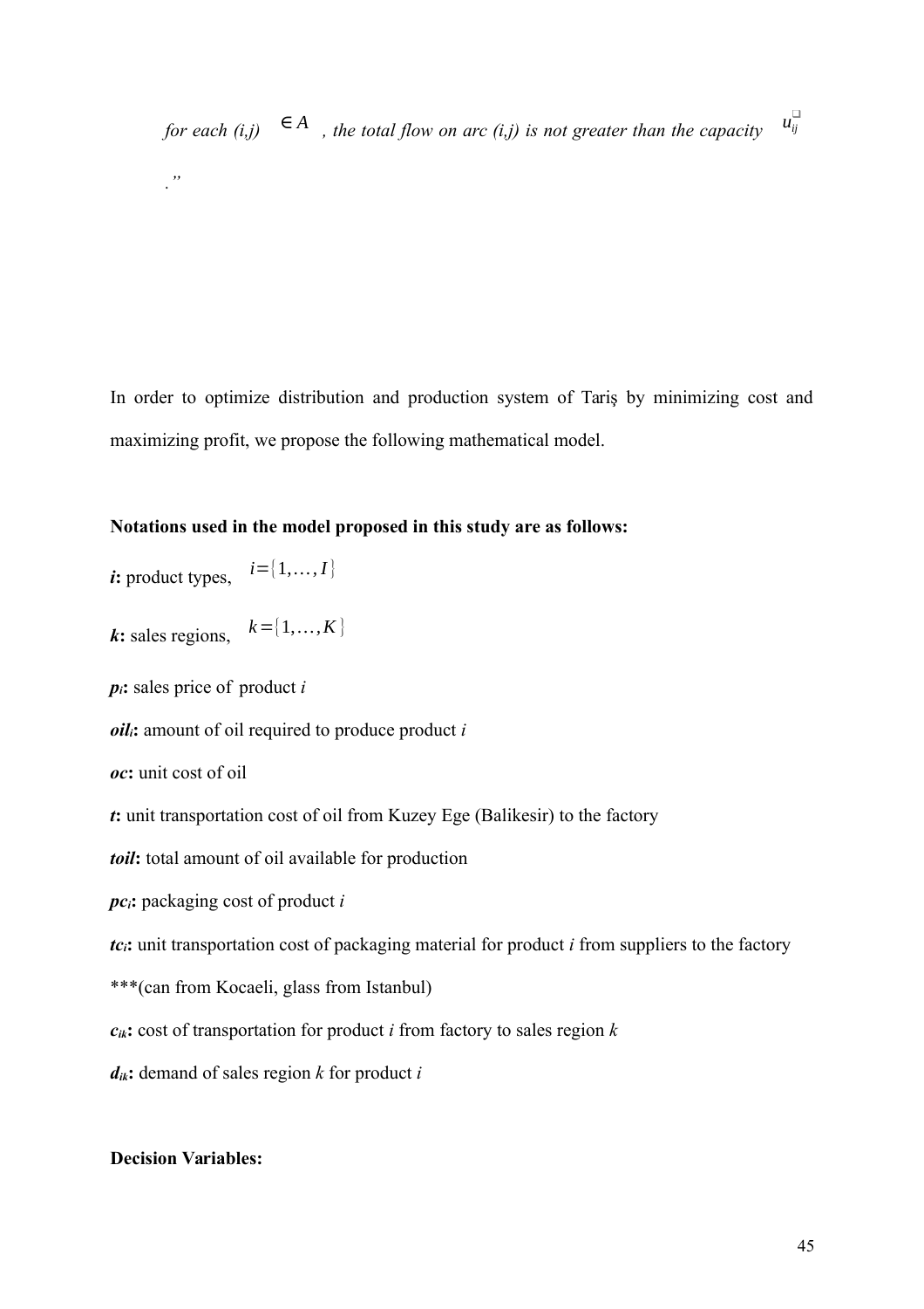*for each (i,j)* $\in A$ *, the total flow on arc (i,j) is not greater than the capacity* $u_{ij}$

*."*

In order to optimize distribution and production system of Tariş by minimizing cost and maximizing profit, we propose the following mathematical model.

**Notations used in the model proposed in this study are as follows:**

***i*:** product types, $i = \{1, \ldots, I\}$

***k*:** sales regions, $k = \{1, \ldots, K\}$

**$p_i$:** sales price of product *i*

**$oil_i$:** amount of oil required to produce product *i*

***oc*:** unit cost of oil

***t*:** unit transportation cost of oil from Kuzey Ege (Balikesir) to the factory

***toil*:** total amount of oil available for production

**$pc_i$:** packaging cost of product *i*

**$tc_i$:** unit transportation cost of packaging material for product *i* from suppliers to the factory

***(can from Kocaeli, glass from Istanbul)

**$c_{ik}$:** cost of transportation for product *i* from factory to sales region *k*

**$d_{ik}$:** demand of sales region *k* for product *i*

**Decision Variables:**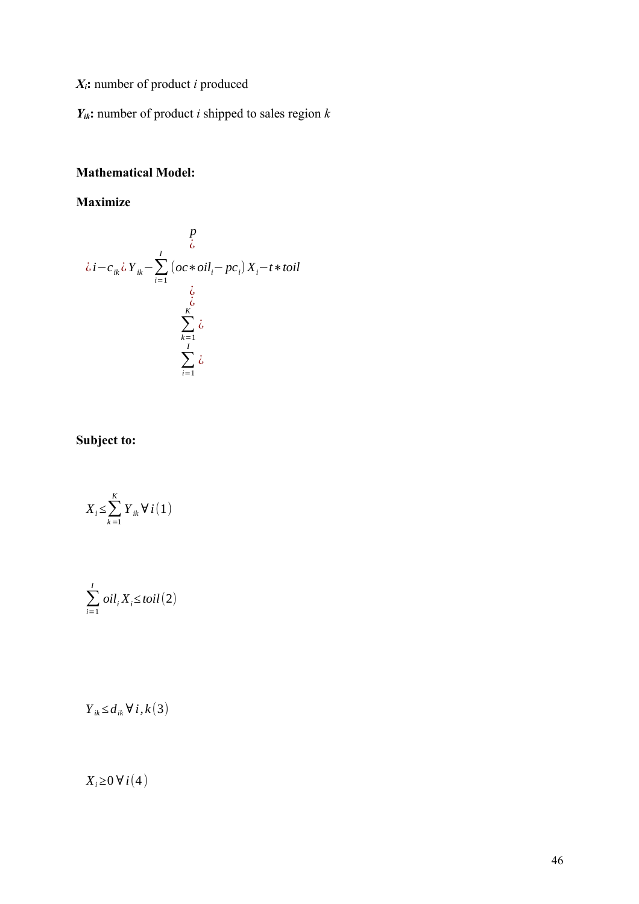***$X_i$*:** number of product *i* produced

***$Y_{ik}$*:** number of product *i* shipped to sales region *k*

**Mathematical Model:**

**Maximize**

$$p$$

$$¿$$

$$¿\, i - c_{ik} ¿\, Y_{ik} - \sum_{i=1}^{I} \left( oc * oil_i - pc_i \right) X_i - t * toil$$

$$¿$$

$$¿$$

$$\sum_{k=1}^{K} ¿$$

$$\sum_{i=1}^{I} ¿$$

**Subject to:**

$$X_i \leq \sum_{k=1}^{K} Y_{ik} \; \forall i \; (1)$$

$$\sum_{i=1}^{I} oil_i X_i \leq toil \; (2)$$

$$Y_{ik} \leq d_{ik} \; \forall i, k \; (3)$$

$$X_i \geq 0 \; \forall i \; (4)$$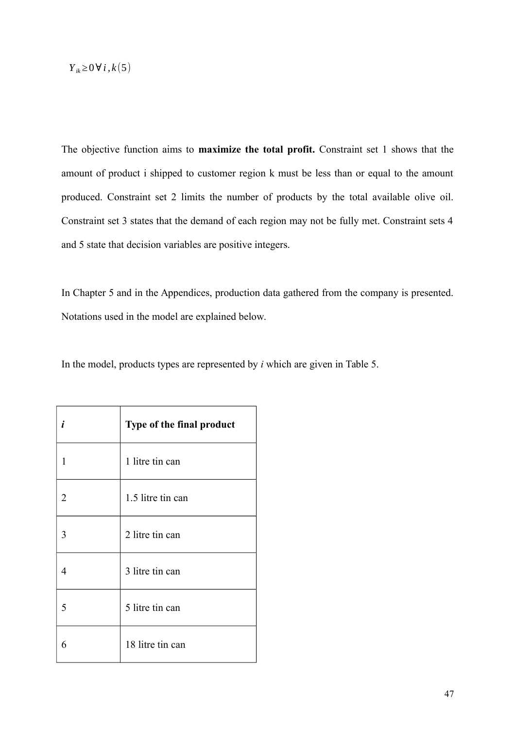$$Y_{ik} \geq 0 \forall i, k (5)$$

The objective function aims to **maximize the total profit.** Constraint set 1 shows that the amount of product i shipped to customer region k must be less than or equal to the amount produced. Constraint set 2 limits the number of products by the total available olive oil. Constraint set 3 states that the demand of each region may not be fully met. Constraint sets 4 and 5 state that decision variables are positive integers.

In Chapter 5 and in the Appendices, production data gathered from the company is presented. Notations used in the model are explained below.

In the model, products types are represented by *i* which are given in Table 5.

| ***i*** | **Type of the final product** |
|---|---|
| 1 | 1 litre tin can |
| 2 | 1.5 litre tin can |
| 3 | 2 litre tin can |
| 4 | 3 litre tin can |
| 5 | 5 litre tin can |
| 6 | 18 litre tin can |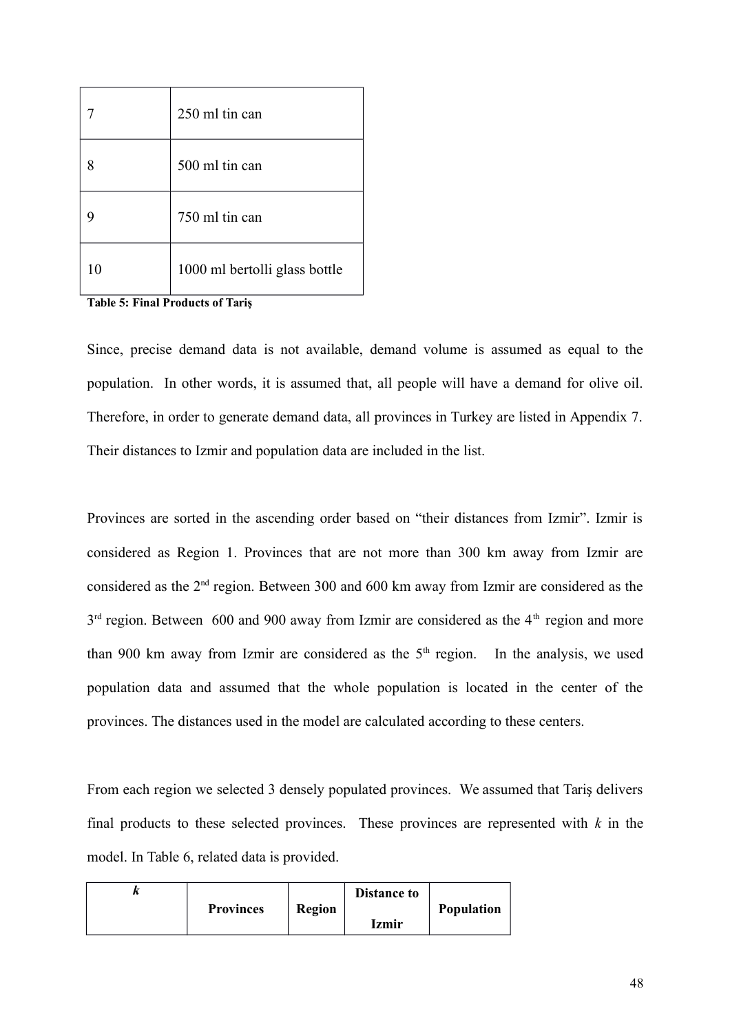| | |
|---|---|
| 7 | 250 ml tin can |
| 8 | 500 ml tin can |
| 9 | 750 ml tin can |
| 10 | 1000 ml bertolli glass bottle |

**Table 5: Final Products of Tariş**

Since, precise demand data is not available, demand volume is assumed as equal to the population. In other words, it is assumed that, all people will have a demand for olive oil. Therefore, in order to generate demand data, all provinces in Turkey are listed in Appendix 7. Their distances to Izmir and population data are included in the list.

Provinces are sorted in the ascending order based on "their distances from Izmir". Izmir is considered as Region 1. Provinces that are not more than 300 km away from Izmir are considered as the 2nd region. Between 300 and 600 km away from Izmir are considered as the 3rd region. Between 600 and 900 away from Izmir are considered as the 4th region and more than 900 km away from Izmir are considered as the 5th region. In the analysis, we used population data and assumed that the whole population is located in the center of the provinces. The distances used in the model are calculated according to these centers.

From each region we selected 3 densely populated provinces. We assumed that Tariş delivers final products to these selected provinces. These provinces are represented with *k* in the model. In Table 6, related data is provided.

| ***k*** | **Provinces** | **Region** | **Distance to Izmir** | **Population** |
|---|---|---|---|---|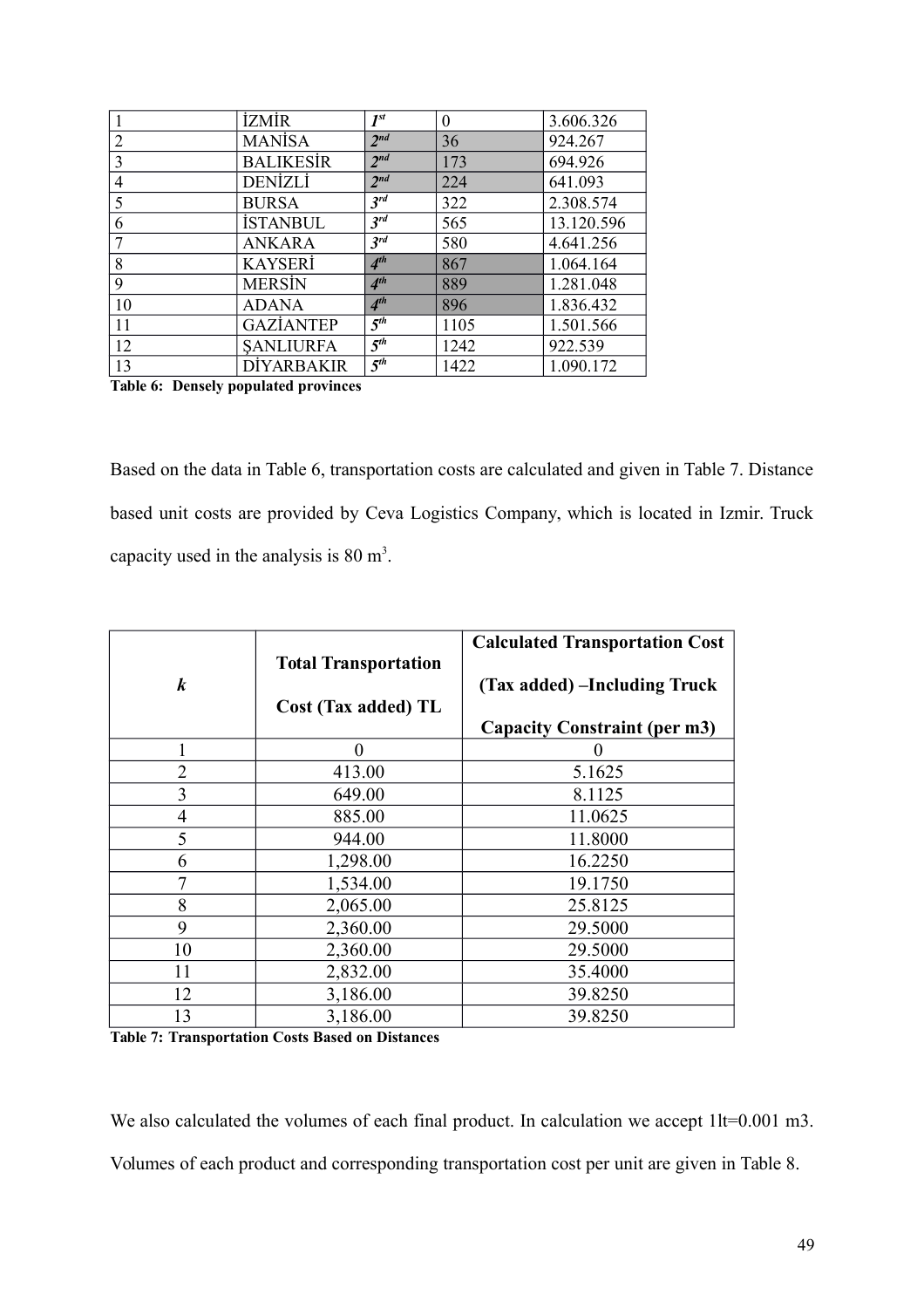| 1 | İZMİR | *1st* | 0 | 3.606.326 |
|---|---|---|---|---|
| 2 | MANİSA | *2nd* | 36 | 924.267 |
| 3 | BALIKESİR | *2nd* | 173 | 694.926 |
| 4 | DENİZLİ | *2nd* | 224 | 641.093 |
| 5 | BURSA | *3rd* | 322 | 2.308.574 |
| 6 | İSTANBUL | *3rd* | 565 | 13.120.596 |
| 7 | ANKARA | *3rd* | 580 | 4.641.256 |
| 8 | KAYSERİ | *4th* | 867 | 1.064.164 |
| 9 | MERSİN | *4th* | 889 | 1.281.048 |
| 10 | ADANA | *4th* | 896 | 1.836.432 |
| 11 | GAZİANTEP | *5th* | 1105 | 1.501.566 |
| 12 | ŞANLIURFA | *5th* | 1242 | 922.539 |
| 13 | DİYARBAKIR | *5th* | 1422 | 1.090.172 |

**Table 6: Densely populated provinces**

Based on the data in Table 6, transportation costs are calculated and given in Table 7. Distance based unit costs are provided by Ceva Logistics Company, which is located in Izmir. Truck capacity used in the analysis is 80 $m^3$.

| *k* | Total Transportation Cost (Tax added) TL | Calculated Transportation Cost (Tax added) –Including Truck Capacity Constraint (per m3) |
|---|---|---|
| 1 | 0 | 0 |
| 2 | 413.00 | 5.1625 |
| 3 | 649.00 | 8.1125 |
| 4 | 885.00 | 11.0625 |
| 5 | 944.00 | 11.8000 |
| 6 | 1,298.00 | 16.2250 |
| 7 | 1,534.00 | 19.1750 |
| 8 | 2,065.00 | 25.8125 |
| 9 | 2,360.00 | 29.5000 |
| 10 | 2,360.00 | 29.5000 |
| 11 | 2,832.00 | 35.4000 |
| 12 | 3,186.00 | 39.8250 |
| 13 | 3,186.00 | 39.8250 |

**Table 7: Transportation Costs Based on Distances**

We also calculated the volumes of each final product. In calculation we accept 1lt=0.001 m3. Volumes of each product and corresponding transportation cost per unit are given in Table 8.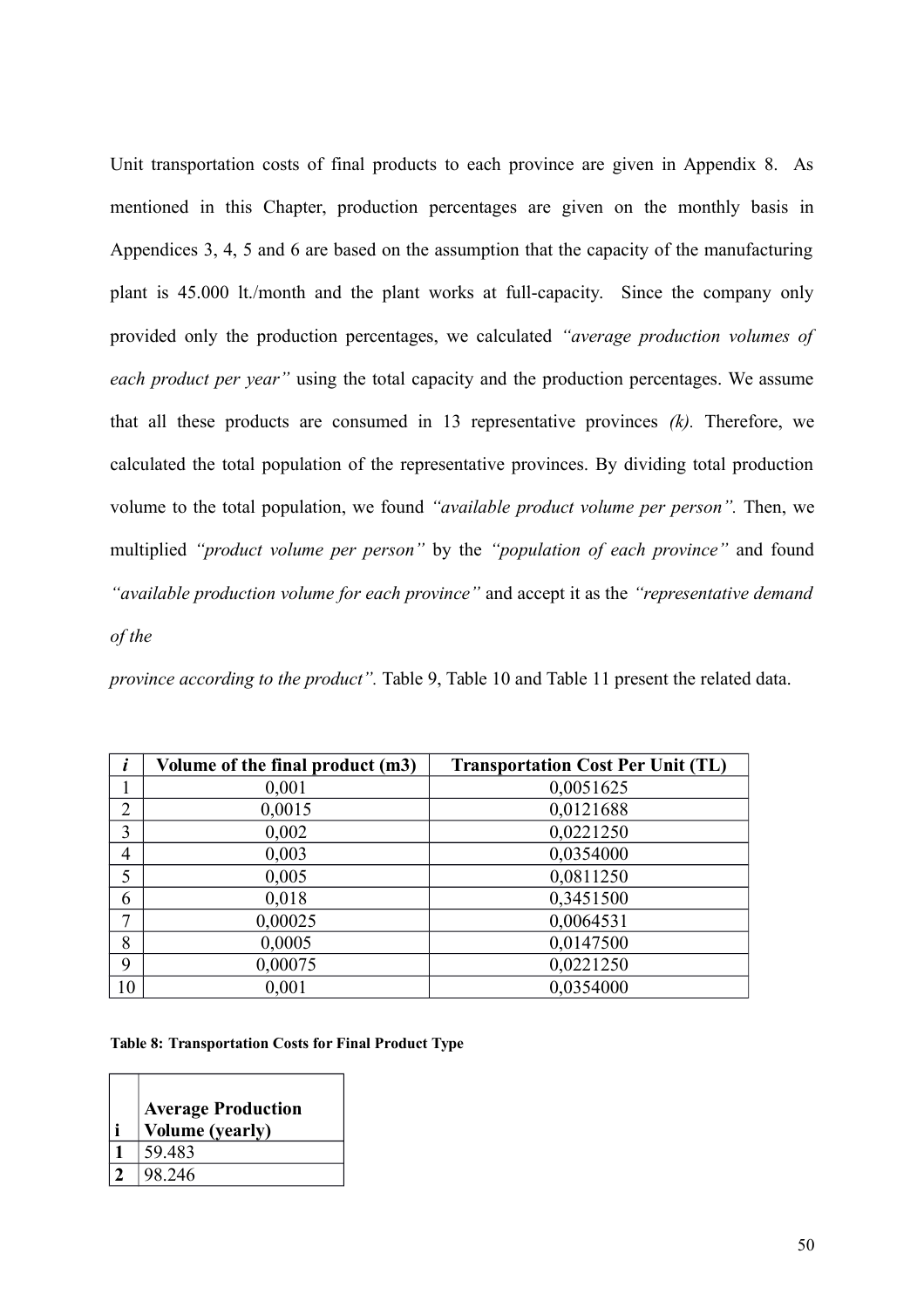Unit transportation costs of final products to each province are given in Appendix 8. As mentioned in this Chapter, production percentages are given on the monthly basis in Appendices 3, 4, 5 and 6 are based on the assumption that the capacity of the manufacturing plant is 45.000 lt./month and the plant works at full-capacity. Since the company only provided only the production percentages, we calculated *"average production volumes of each product per year"* using the total capacity and the production percentages. We assume that all these products are consumed in 13 representative provinces *(k)*. Therefore, we calculated the total population of the representative provinces. By dividing total production volume to the total population, we found *"available product volume per person"*. Then, we multiplied *"product volume per person"* by the *"population of each province"* and found *"available production volume for each province"* and accept it as the *"representative demand of the*

*province according to the product"*. Table 9, Table 10 and Table 11 present the related data.

| *i* | Volume of the final product (m3) | Transportation Cost Per Unit (TL) |
|---|---|---|
| 1 | 0,001 | 0,0051625 |
| 2 | 0,0015 | 0,0121688 |
| 3 | 0,002 | 0,0221250 |
| 4 | 0,003 | 0,0354000 |
| 5 | 0,005 | 0,0811250 |
| 6 | 0,018 | 0,3451500 |
| 7 | 0,00025 | 0,0064531 |
| 8 | 0,0005 | 0,0147500 |
| 9 | 0,00075 | 0,0221250 |
| 10 | 0,001 | 0,0354000 |

**Table 8: Transportation Costs for Final Product Type**

| i | Average Production Volume (yearly) |
|---|---|
| **1** | 59.483 |
| **2** | 98.246 |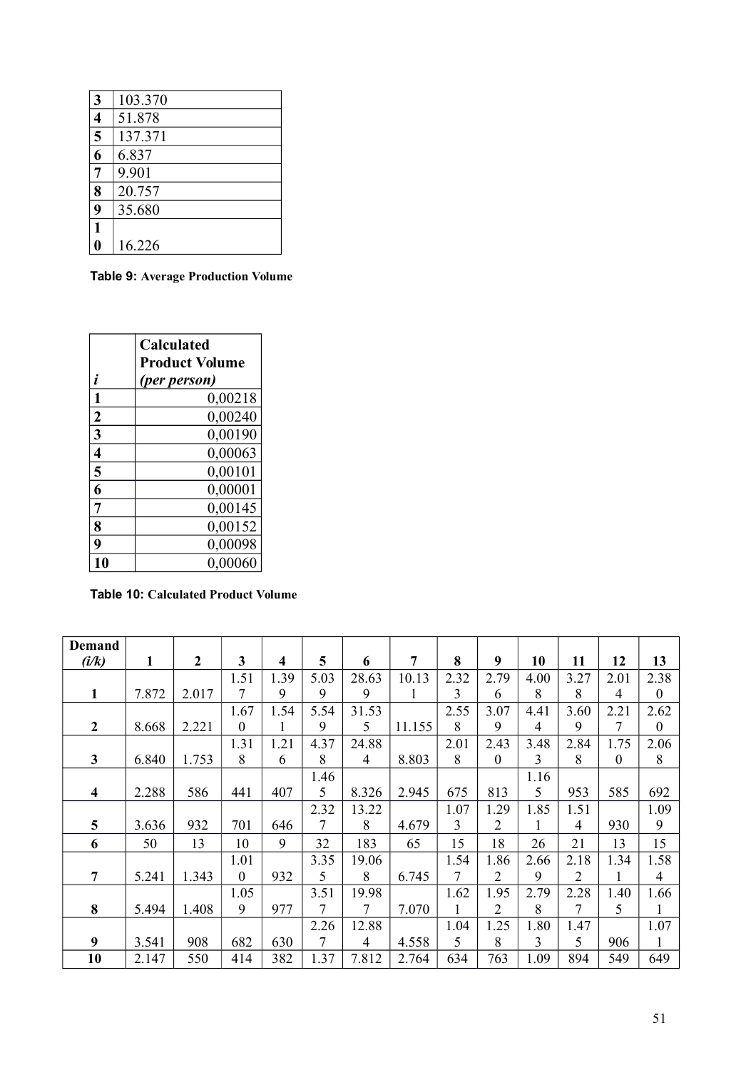| | |
|---|---|
| **3** | 103.370 |
| **4** | 51.878 |
| **5** | 137.371 |
| **6** | 6.837 |
| **7** | 9.901 |
| **8** | 20.757 |
| **9** | 35.680 |
| **10** | 16.226 |

**Table 9:** Average Production Volume

| *i* | **Calculated Product Volume** *(per person)* |
|---|---|
| **1** | 0,00218 |
| **2** | 0,00240 |
| **3** | 0,00190 |
| **4** | 0,00063 |
| **5** | 0,00101 |
| **6** | 0,00001 |
| **7** | 0,00145 |
| **8** | 0,00152 |
| **9** | 0,00098 |
| **10** | 0,00060 |

**Table 10:** Calculated Product Volume

| **Demand** *(i/k)* | **1** | **2** | **3** | **4** | **5** | **6** | **7** | **8** | **9** | **10** | **11** | **12** | **13** |
|---|---|---|---|---|---|---|---|---|---|---|---|---|---|
| **1** | 7.872 | 2.017 | 1.517 | 1.399 | 5.039 | 28.639 | 10.131 | 2.323 | 2.796 | 4.008 | 3.278 | 2.014 | 2.380 |
| **2** | 8.668 | 2.221 | 1.670 | 1.541 | 5.549 | 31.535 | 11.155 | 2.558 | 3.079 | 4.414 | 3.609 | 2.217 | 2.620 |
| **3** | 6.840 | 1.753 | 1.318 | 1.216 | 4.378 | 24.884 | 8.803 | 2.018 | 2.430 | 3.483 | 2.848 | 1.750 | 2.068 |
| **4** | 2.288 | 586 | 441 | 407 | 1.465 | 8.326 | 2.945 | 675 | 813 | 1.165 | 953 | 585 | 692 |
| **5** | 3.636 | 932 | 701 | 646 | 2.327 | 13.228 | 4.679 | 1.073 | 1.292 | 1.851 | 1.514 | 930 | 1.099 |
| **6** | 50 | 13 | 10 | 9 | 32 | 183 | 65 | 15 | 18 | 26 | 21 | 13 | 15 |
| **7** | 5.241 | 1.343 | 1.010 | 932 | 3.355 | 19.068 | 6.745 | 1.547 | 1.862 | 2.669 | 2.182 | 1.341 | 1.584 |
| **8** | 5.494 | 1.408 | 1.059 | 977 | 3.517 | 19.987 | 7.070 | 1.621 | 1.952 | 2.798 | 2.287 | 1.405 | 1.661 |
| **9** | 3.541 | 908 | 682 | 630 | 2.267 | 12.884 | 4.558 | 1.045 | 1.258 | 1.803 | 1.475 | 906 | 1.071 |
| **10** | 2.147 | 550 | 414 | 382 | 1.37 | 7.812 | 2.764 | 634 | 763 | 1.09 | 894 | 549 | 649 |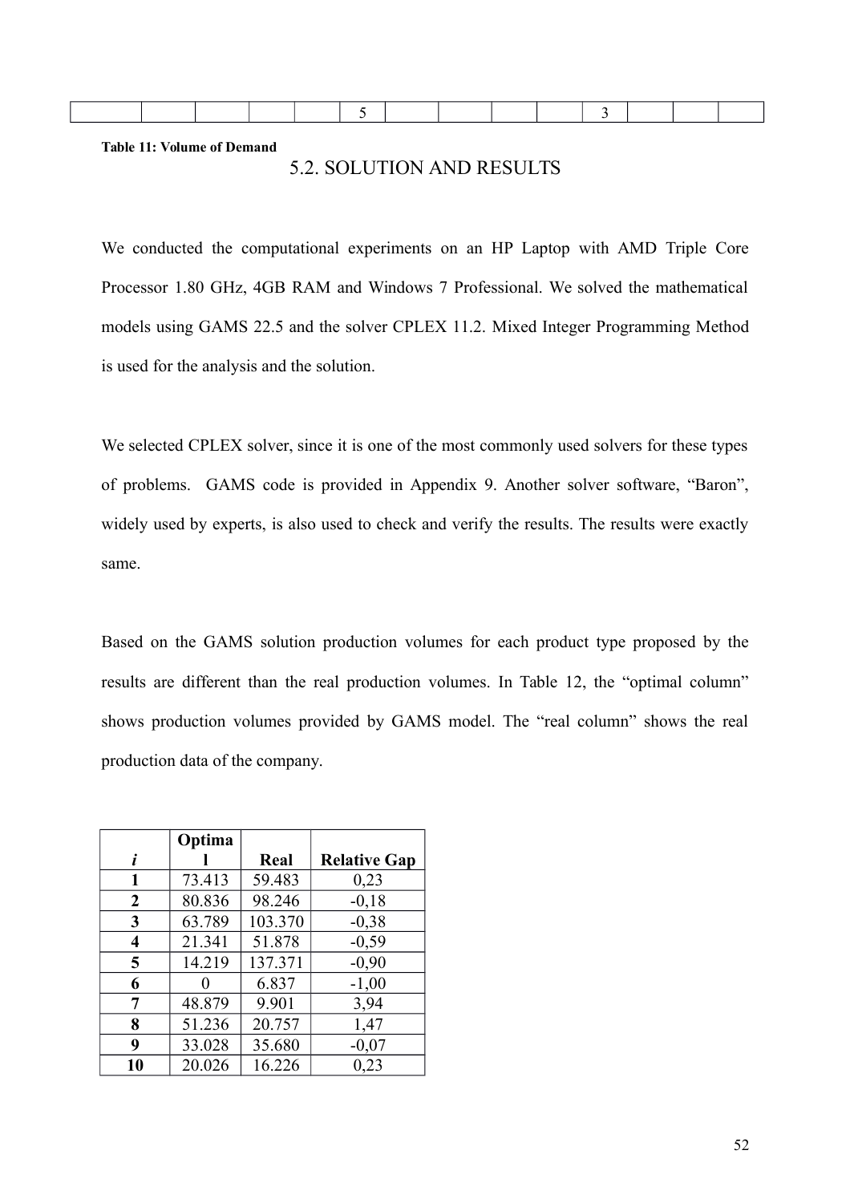| | | | | | | | | | | | | | |
|---|---|---|---|---|---|---|---|---|---|---|---|---|---|
| | | | | | 5 | | | | | 3 | | | |

**Table 11: Volume of Demand**

## 5.2. SOLUTION AND RESULTS

We conducted the computational experiments on an HP Laptop with AMD Triple Core Processor 1.80 GHz, 4GB RAM and Windows 7 Professional. We solved the mathematical models using GAMS 22.5 and the solver CPLEX 11.2. Mixed Integer Programming Method is used for the analysis and the solution.

We selected CPLEX solver, since it is one of the most commonly used solvers for these types of problems. GAMS code is provided in Appendix 9. Another solver software, "Baron", widely used by experts, is also used to check and verify the results. The results were exactly same.

Based on the GAMS solution production volumes for each product type proposed by the results are different than the real production volumes. In Table 12, the "optimal column" shows production volumes provided by GAMS model. The "real column" shows the real production data of the company.

| *i* | **Optimal** | **Real** | **Relative Gap** |
|---|---|---|---|
| **1** | 73.413 | 59.483 | 0,23 |
| **2** | 80.836 | 98.246 | -0,18 |
| **3** | 63.789 | 103.370 | -0,38 |
| **4** | 21.341 | 51.878 | -0,59 |
| **5** | 14.219 | 137.371 | -0,90 |
| **6** | 0 | 6.837 | -1,00 |
| **7** | 48.879 | 9.901 | 3,94 |
| **8** | 51.236 | 20.757 | 1,47 |
| **9** | 33.028 | 35.680 | -0,07 |
| **10** | 20.026 | 16.226 | 0,23 |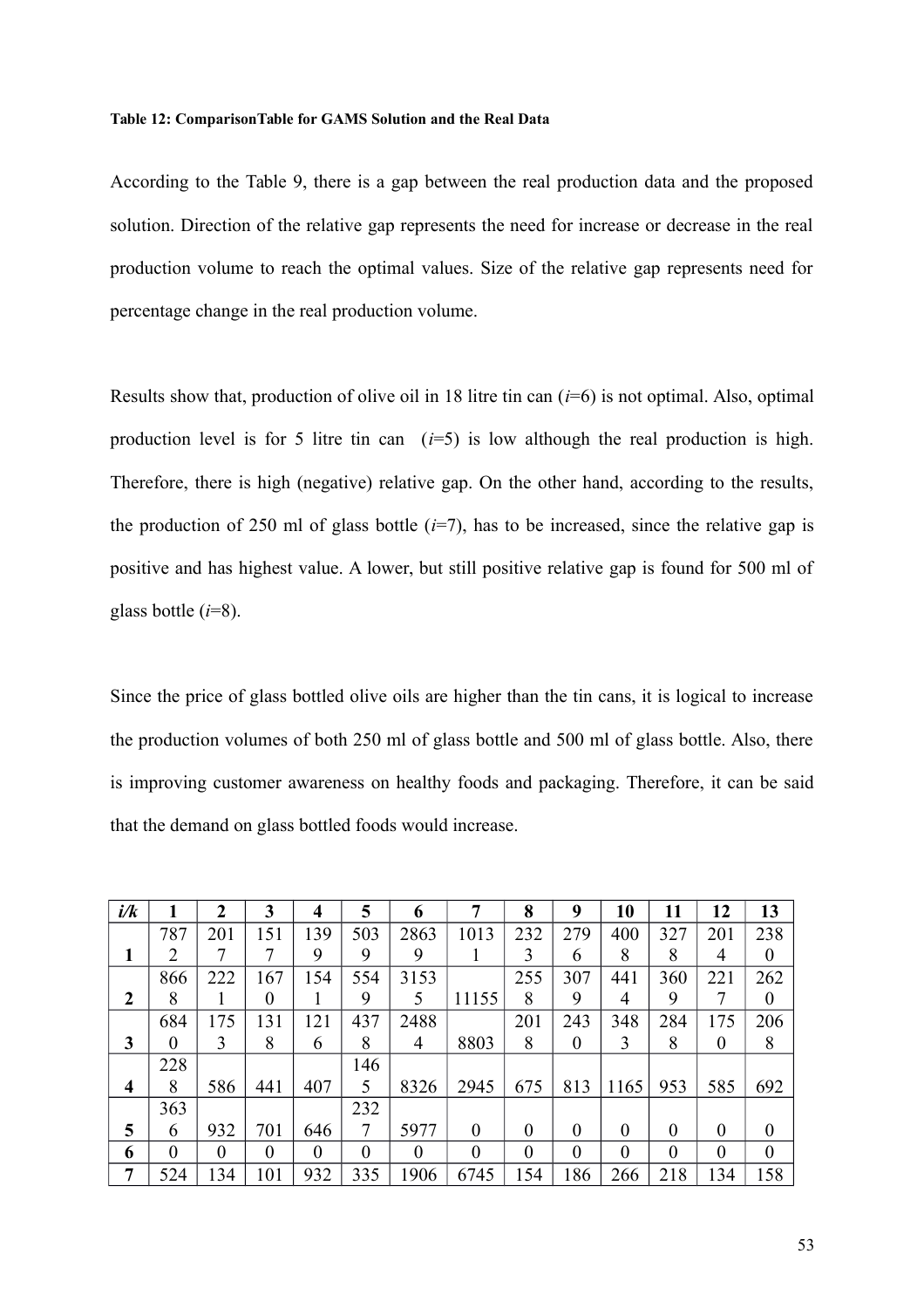**Table 12: ComparisonTable for GAMS Solution and the Real Data**

According to the Table 9, there is a gap between the real production data and the proposed solution. Direction of the relative gap represents the need for increase or decrease in the real production volume to reach the optimal values. Size of the relative gap represents need for percentage change in the real production volume.

Results show that, production of olive oil in 18 litre tin can ($i$=6) is not optimal. Also, optimal production level is for 5 litre tin can ($i$=5) is low although the real production is high. Therefore, there is high (negative) relative gap. On the other hand, according to the results, the production of 250 ml of glass bottle ($i$=7), has to be increased, since the relative gap is positive and has highest value. A lower, but still positive relative gap is found for 500 ml of glass bottle ($i$=8).

Since the price of glass bottled olive oils are higher than the tin cans, it is logical to increase the production volumes of both 250 ml of glass bottle and 500 ml of glass bottle. Also, there is improving customer awareness on healthy foods and packaging. Therefore, it can be said that the demand on glass bottled foods would increase.

| *i/k* | 1 | 2 | 3 | 4 | 5 | 6 | 7 | 8 | 9 | 10 | 11 | 12 | 13 |
|---|---|---|---|---|---|---|---|---|---|---|---|---|---|
| **1** | 7872 | 2017 | 1517 | 1399 | 5039 | 28639 | 10131 | 2323 | 2796 | 4008 | 3278 | 2014 | 2380 |
| **2** | 8668 | 2221 | 1670 | 1541 | 5549 | 31535 | 11155 | 2558 | 3079 | 4414 | 3609 | 2217 | 2620 |
| **3** | 6840 | 1753 | 1318 | 1216 | 4378 | 24884 | 8803 | 2018 | 2430 | 3483 | 2848 | 1750 | 2068 |
| **4** | 2288 | 586 | 441 | 407 | 1465 | 8326 | 2945 | 675 | 813 | 1165 | 953 | 585 | 692 |
| **5** | 3636 | 932 | 701 | 646 | 2327 | 5977 | 0 | 0 | 0 | 0 | 0 | 0 | 0 |
| **6** | 0 | 0 | 0 | 0 | 0 | 0 | 0 | 0 | 0 | 0 | 0 | 0 | 0 |
| **7** | 524 | 134 | 101 | 932 | 335 | 1906 | 6745 | 154 | 186 | 266 | 218 | 134 | 158 |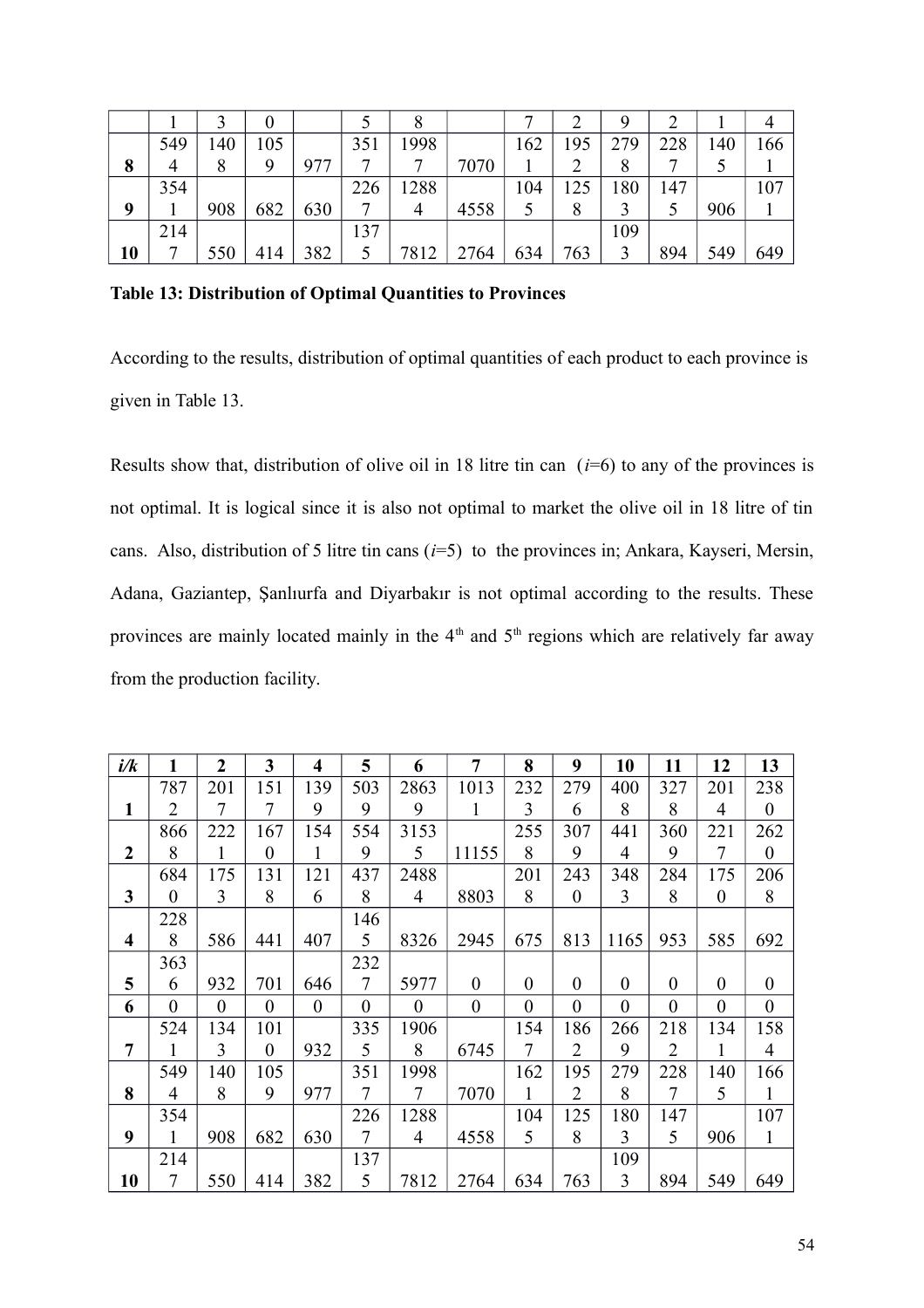| | 1 | 3 | 0 | | 5 | 8 | | 7 | 2 | 9 | 2 | 1 | 4 |
|---|---|---|---|---|---|---|---|---|---|---|---|---|---|
| **8** | 5494 | 1408 | 1059 | 977 | 3517 | 19987 | 7070 | 1621 | 1952 | 2798 | 2287 | 1405 | 1661 |
| **9** | 3541 | 908 | 682 | 630 | 2267 | 12884 | 4558 | 1045 | 1258 | 1803 | 1475 | 906 | 1071 |
| **10** | 2147 | 550 | 414 | 382 | 1375 | 7812 | 2764 | 634 | 763 | 1093 | 894 | 549 | 649 |

**Table 13: Distribution of Optimal Quantities to Provinces**

According to the results, distribution of optimal quantities of each product to each province is given in Table 13.

Results show that, distribution of olive oil in 18 litre tin can ($i$=6) to any of the provinces is not optimal. It is logical since it is also not optimal to market the olive oil in 18 litre of tin cans. Also, distribution of 5 litre tin cans ($i$=5) to the provinces in; Ankara, Kayseri, Mersin, Adana, Gaziantep, Şanlıurfa and Diyarbakır is not optimal according to the results. These provinces are mainly located mainly in the 4th and 5th regions which are relatively far away from the production facility.

| *i/k* | 1 | 2 | 3 | 4 | 5 | 6 | 7 | 8 | 9 | 10 | 11 | 12 | 13 |
|---|---|---|---|---|---|---|---|---|---|---|---|---|---|
| **1** | 7872 | 2017 | 1517 | 1399 | 5039 | 28639 | 10131 | 2323 | 2796 | 4008 | 3278 | 2014 | 2380 |
| **2** | 8668 | 2221 | 1670 | 1541 | 5549 | 31535 | 11155 | 2558 | 3079 | 4414 | 3609 | 2217 | 2620 |
| **3** | 6840 | 1753 | 1318 | 1216 | 4378 | 24884 | 8803 | 2018 | 2430 | 3483 | 2848 | 1750 | 2068 |
| **4** | 2288 | 586 | 441 | 407 | 1465 | 8326 | 2945 | 675 | 813 | 1165 | 953 | 585 | 692 |
| **5** | 3636 | 932 | 701 | 646 | 2327 | 5977 | 0 | 0 | 0 | 0 | 0 | 0 | 0 |
| **6** | 0 | 0 | 0 | 0 | 0 | 0 | 0 | 0 | 0 | 0 | 0 | 0 | 0 |
| **7** | 5241 | 1343 | 1010 | 932 | 3355 | 19068 | 6745 | 1547 | 1862 | 2669 | 2182 | 1341 | 1584 |
| **8** | 5494 | 1408 | 1059 | 977 | 3517 | 19987 | 7070 | 1621 | 1952 | 2798 | 2287 | 1405 | 1661 |
| **9** | 3541 | 908 | 682 | 630 | 2267 | 12884 | 4558 | 1045 | 1258 | 1803 | 1475 | 906 | 1071 |
| **10** | 2147 | 550 | 414 | 382 | 1375 | 7812 | 2764 | 634 | 763 | 1093 | 894 | 549 | 649 |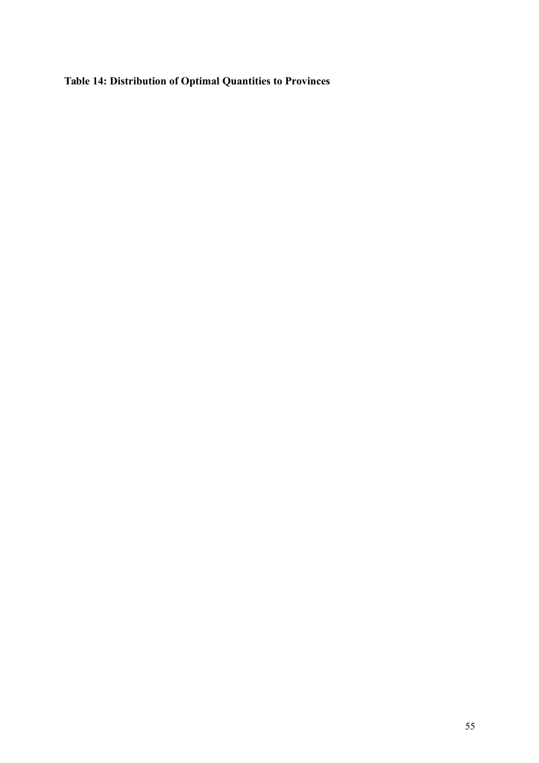**Table 14: Distribution of Optimal Quantities to Provinces**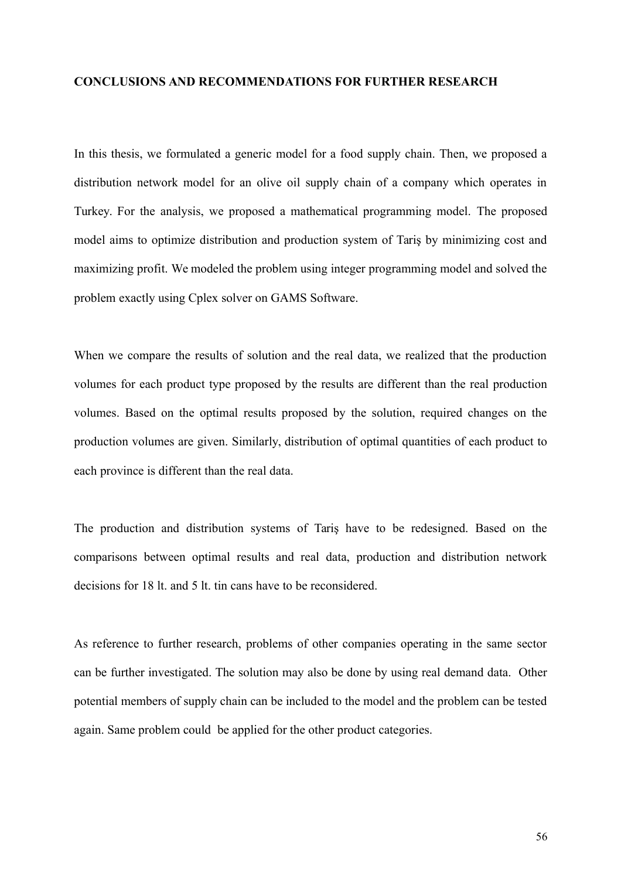# CONCLUSIONS AND RECOMMENDATIONS FOR FURTHER RESEARCH

In this thesis, we formulated a generic model for a food supply chain. Then, we proposed a distribution network model for an olive oil supply chain of a company which operates in Turkey. For the analysis, we proposed a mathematical programming model. The proposed model aims to optimize distribution and production system of Tariş by minimizing cost and maximizing profit. We modeled the problem using integer programming model and solved the problem exactly using Cplex solver on GAMS Software.

When we compare the results of solution and the real data, we realized that the production volumes for each product type proposed by the results are different than the real production volumes. Based on the optimal results proposed by the solution, required changes on the production volumes are given. Similarly, distribution of optimal quantities of each product to each province is different than the real data.

The production and distribution systems of Tariş have to be redesigned. Based on the comparisons between optimal results and real data, production and distribution network decisions for 18 lt. and 5 lt. tin cans have to be reconsidered.

As reference to further research, problems of other companies operating in the same sector can be further investigated. The solution may also be done by using real demand data. Other potential members of supply chain can be included to the model and the problem can be tested again. Same problem could be applied for the other product categories.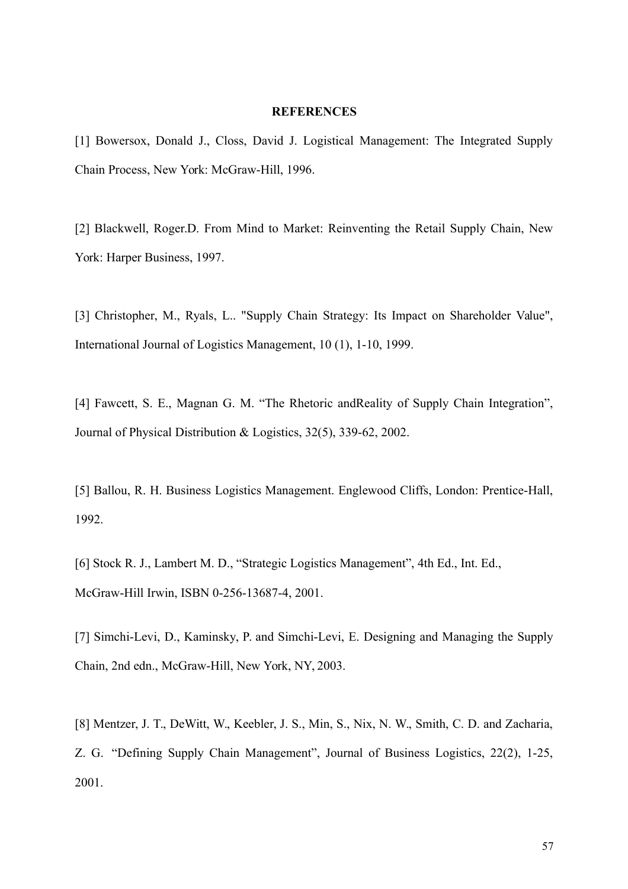## REFERENCES

[1] Bowersox, Donald J., Closs, David J. Logistical Management: The Integrated Supply Chain Process, New York: McGraw-Hill, 1996.

[2] Blackwell, Roger.D. From Mind to Market: Reinventing the Retail Supply Chain, New York: Harper Business, 1997.

[3] Christopher, M., Ryals, L.. "Supply Chain Strategy: Its Impact on Shareholder Value", International Journal of Logistics Management, 10 (1), 1-10, 1999.

[4] Fawcett, S. E., Magnan G. M. "The Rhetoric andReality of Supply Chain Integration", Journal of Physical Distribution & Logistics, 32(5), 339-62, 2002.

[5] Ballou, R. H. Business Logistics Management. Englewood Cliffs, London: Prentice-Hall, 1992.

[6] Stock R. J., Lambert M. D., "Strategic Logistics Management", 4th Ed., Int. Ed., McGraw-Hill Irwin, ISBN 0-256-13687-4, 2001.

[7] Simchi-Levi, D., Kaminsky, P. and Simchi-Levi, E. Designing and Managing the Supply Chain, 2nd edn., McGraw-Hill, New York, NY, 2003.

[8] Mentzer, J. T., DeWitt, W., Keebler, J. S., Min, S., Nix, N. W., Smith, C. D. and Zacharia, Z. G. "Defining Supply Chain Management", Journal of Business Logistics, 22(2), 1-25, 2001.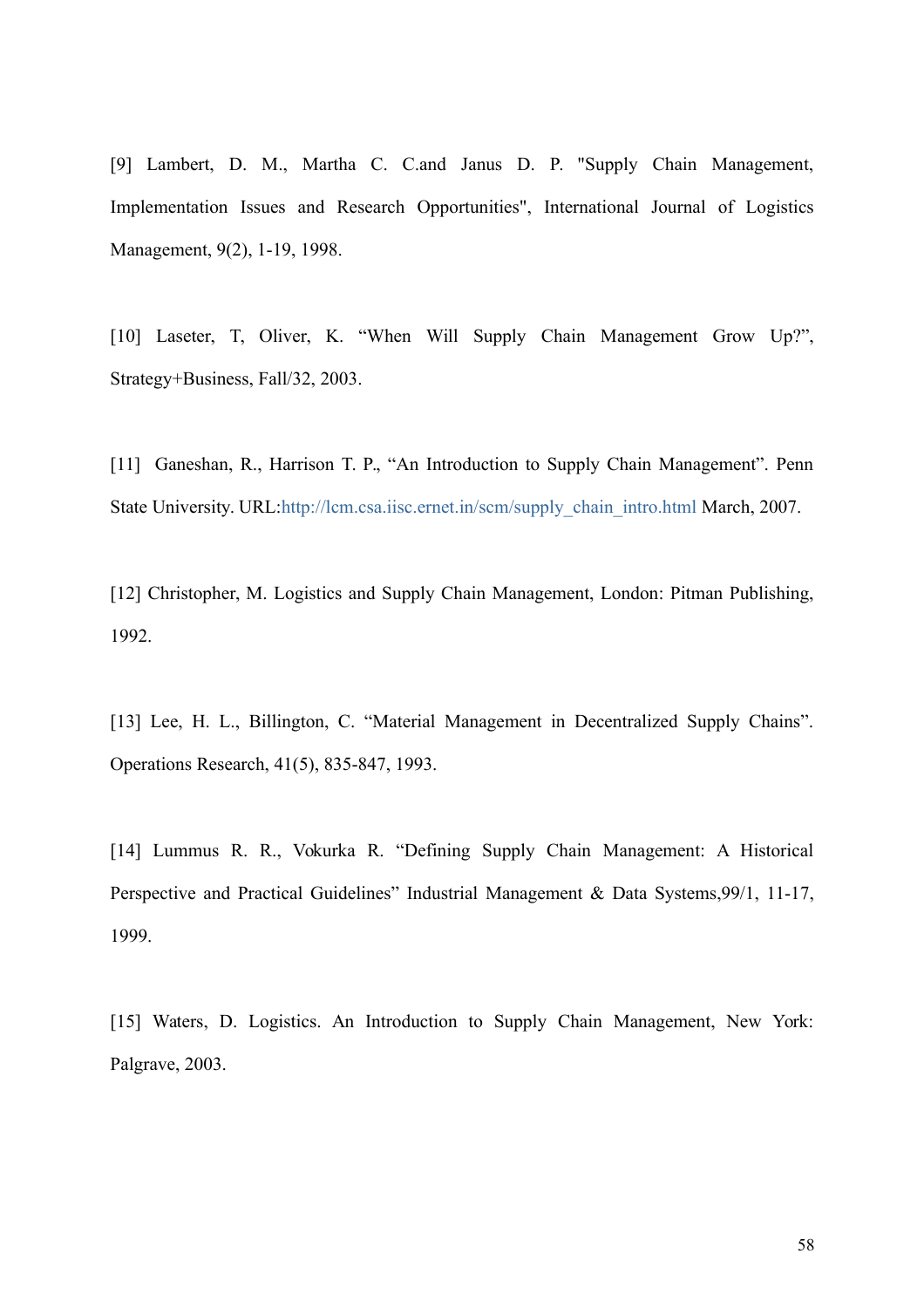[9] Lambert, D. M., Martha C. C.and Janus D. P. "Supply Chain Management, Implementation Issues and Research Opportunities", International Journal of Logistics Management, 9(2), 1-19, 1998.

[10] Laseter, T, Oliver, K. “When Will Supply Chain Management Grow Up?”, Strategy+Business, Fall/32, 2003.

[11] Ganeshan, R., Harrison T. P., “An Introduction to Supply Chain Management”. Penn State University. URL:http://lcm.csa.iisc.ernet.in/scm/supply_chain_intro.html March, 2007.

[12] Christopher, M. Logistics and Supply Chain Management, London: Pitman Publishing, 1992.

[13] Lee, H. L., Billington, C. “Material Management in Decentralized Supply Chains”. Operations Research, 41(5), 835-847, 1993.

[14] Lummus R. R., Vokurka R. “Defining Supply Chain Management: A Historical Perspective and Practical Guidelines” Industrial Management & Data Systems,99/1, 11-17, 1999.

[15] Waters, D. Logistics. An Introduction to Supply Chain Management, New York: Palgrave, 2003.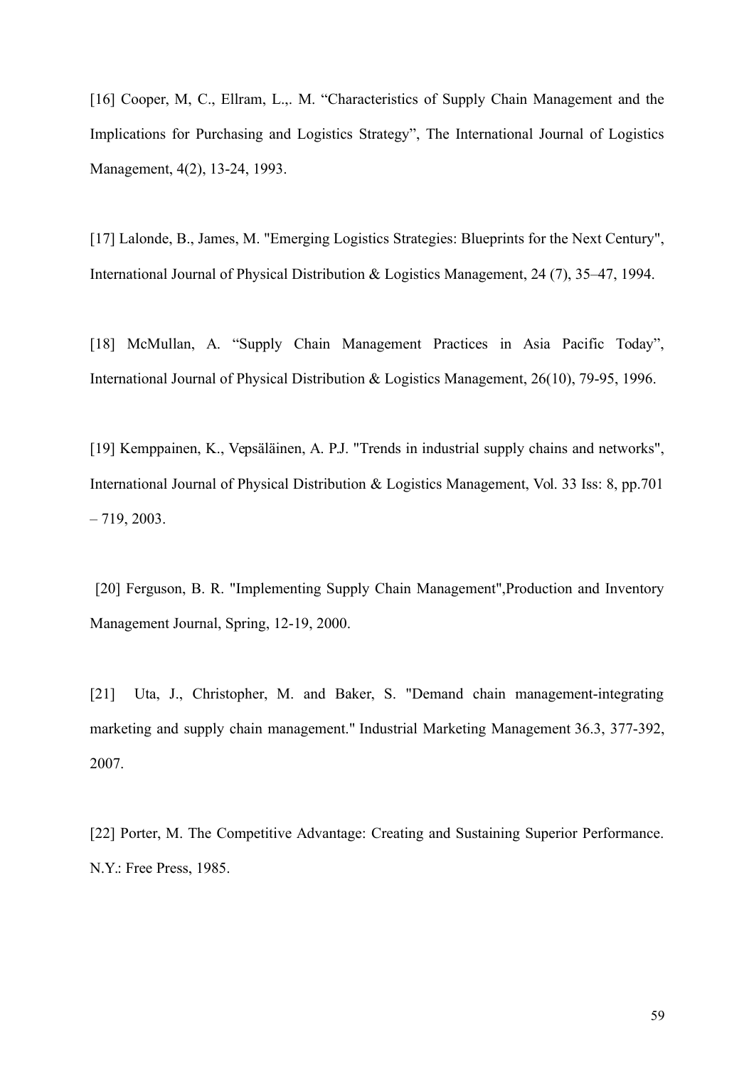[16] Cooper, M, C., Ellram, L.,. M. “Characteristics of Supply Chain Management and the Implications for Purchasing and Logistics Strategy”, The International Journal of Logistics Management, 4(2), 13-24, 1993.

[17] Lalonde, B., James, M. "Emerging Logistics Strategies: Blueprints for the Next Century", International Journal of Physical Distribution & Logistics Management, 24 (7), 35–47, 1994.

[18] McMullan, A. “Supply Chain Management Practices in Asia Pacific Today”, International Journal of Physical Distribution & Logistics Management, 26(10), 79-95, 1996.

[19] Kemppainen, K., Vepsäläinen, A. P.J. "Trends in industrial supply chains and networks", International Journal of Physical Distribution & Logistics Management, Vol. 33 Iss: 8, pp.701 – 719, 2003.

[20] Ferguson, B. R. "Implementing Supply Chain Management",Production and Inventory Management Journal, Spring, 12-19, 2000.

[21] Uta, J., Christopher, M. and Baker, S. "Demand chain management-integrating marketing and supply chain management." Industrial Marketing Management 36.3, 377-392, 2007.

[22] Porter, M. The Competitive Advantage: Creating and Sustaining Superior Performance. N.Y.: Free Press, 1985.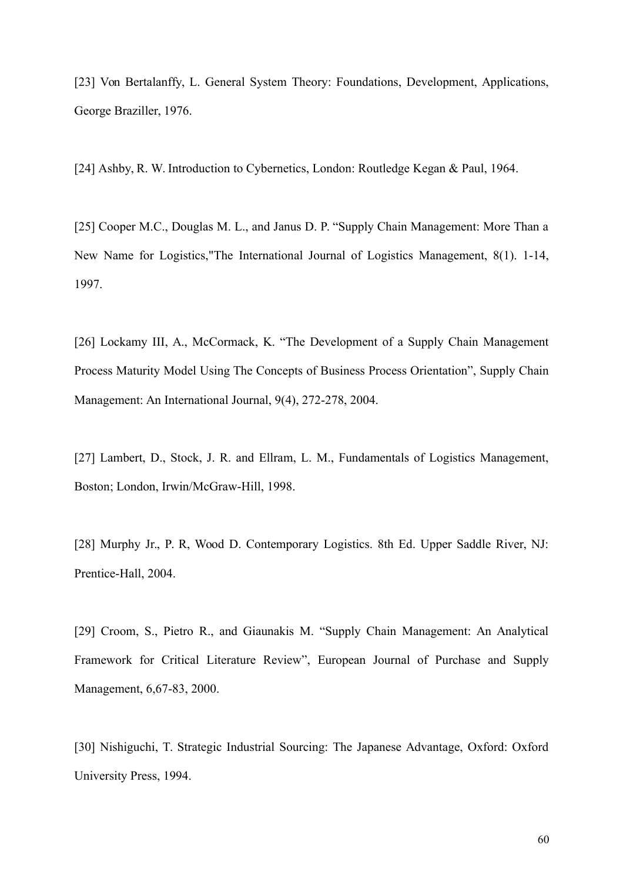[23] Von Bertalanffy, L. General System Theory: Foundations, Development, Applications, George Braziller, 1976.

[24] Ashby, R. W. Introduction to Cybernetics, London: Routledge Kegan & Paul, 1964.

[25] Cooper M.C., Douglas M. L., and Janus D. P. "Supply Chain Management: More Than a New Name for Logistics,"The International Journal of Logistics Management, 8(1). 1-14, 1997.

[26] Lockamy III, A., McCormack, K. "The Development of a Supply Chain Management Process Maturity Model Using The Concepts of Business Process Orientation", Supply Chain Management: An International Journal, 9(4), 272-278, 2004.

[27] Lambert, D., Stock, J. R. and Ellram, L. M., Fundamentals of Logistics Management, Boston; London, Irwin/McGraw-Hill, 1998.

[28] Murphy Jr., P. R, Wood D. Contemporary Logistics. 8th Ed. Upper Saddle River, NJ: Prentice-Hall, 2004.

[29] Croom, S., Pietro R., and Giaunakis M. "Supply Chain Management: An Analytical Framework for Critical Literature Review", European Journal of Purchase and Supply Management, 6,67-83, 2000.

[30] Nishiguchi, T. Strategic Industrial Sourcing: The Japanese Advantage, Oxford: Oxford University Press, 1994.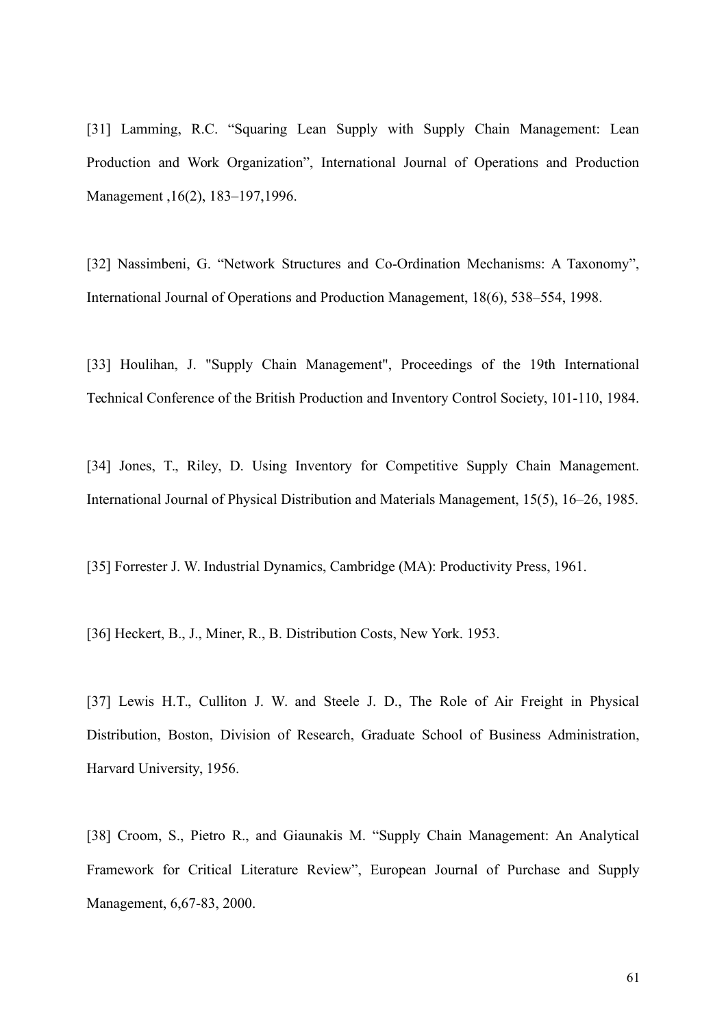[31] Lamming, R.C. “Squaring Lean Supply with Supply Chain Management: Lean Production and Work Organization”, International Journal of Operations and Production Management ,16(2), 183–197,1996.

[32] Nassimbeni, G. “Network Structures and Co-Ordination Mechanisms: A Taxonomy”, International Journal of Operations and Production Management, 18(6), 538–554, 1998.

[33] Houlihan, J. "Supply Chain Management", Proceedings of the 19th International Technical Conference of the British Production and Inventory Control Society, 101-110, 1984.

[34] Jones, T., Riley, D. Using Inventory for Competitive Supply Chain Management. International Journal of Physical Distribution and Materials Management, 15(5), 16–26, 1985.

[35] Forrester J. W. Industrial Dynamics, Cambridge (MA): Productivity Press, 1961.

[36] Heckert, B., J., Miner, R., B. Distribution Costs, New York. 1953.

[37] Lewis H.T., Culliton J. W. and Steele J. D., The Role of Air Freight in Physical Distribution, Boston, Division of Research, Graduate School of Business Administration, Harvard University, 1956.

[38] Croom, S., Pietro R., and Giaunakis M. “Supply Chain Management: An Analytical Framework for Critical Literature Review”, European Journal of Purchase and Supply Management, 6,67-83, 2000.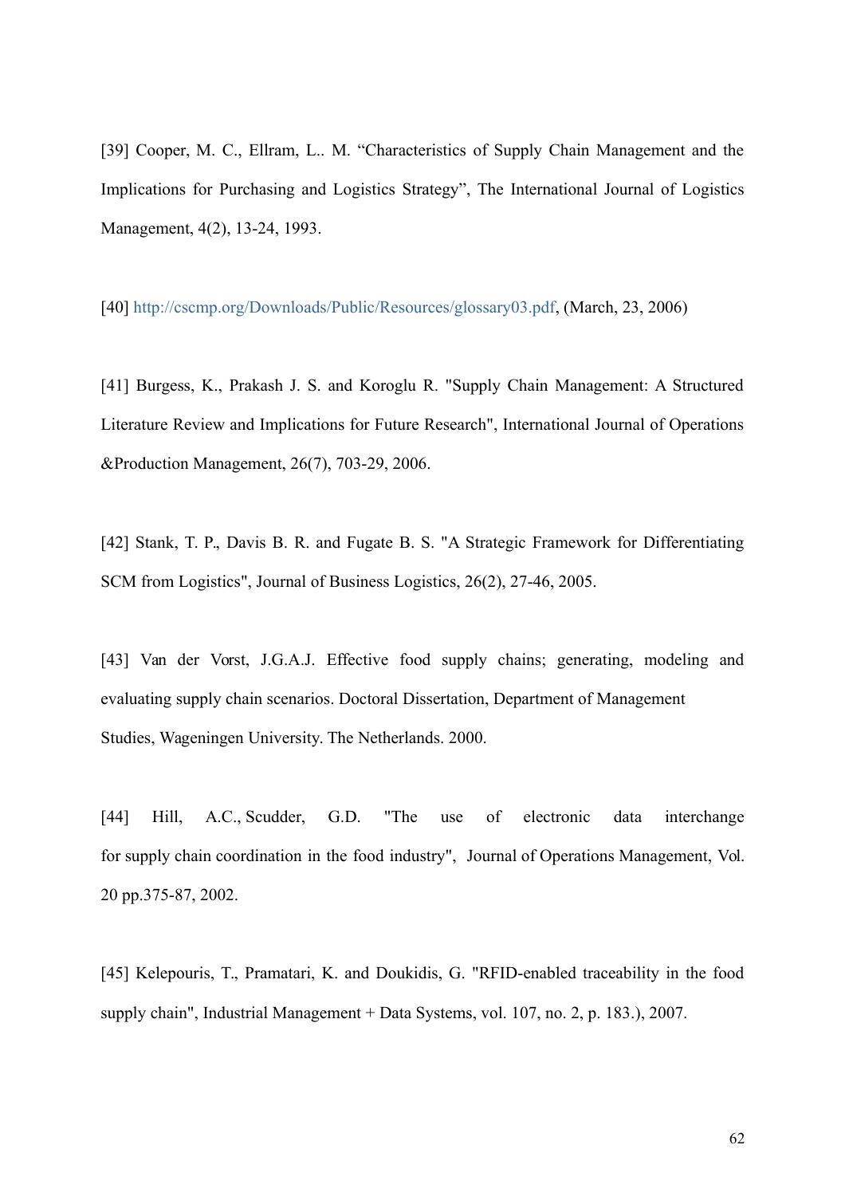[39] Cooper, M. C., Ellram, L.. M. “Characteristics of Supply Chain Management and the Implications for Purchasing and Logistics Strategy”, The International Journal of Logistics Management, 4(2), 13-24, 1993.

[40] http://cscmp.org/Downloads/Public/Resources/glossary03.pdf, (March, 23, 2006)

[41] Burgess, K., Prakash J. S. and Koroglu R. "Supply Chain Management: A Structured Literature Review and Implications for Future Research", International Journal of Operations &Production Management, 26(7), 703-29, 2006.

[42] Stank, T. P., Davis B. R. and Fugate B. S. "A Strategic Framework for Differentiating SCM from Logistics", Journal of Business Logistics, 26(2), 27-46, 2005.

[43] Van der Vorst, J.G.A.J. Effective food supply chains; generating, modeling and evaluating supply chain scenarios. Doctoral Dissertation, Department of Management Studies, Wageningen University. The Netherlands. 2000.

[44] Hill, A.C., Scudder, G.D. "The use of electronic data interchange for supply chain coordination in the food industry", Journal of Operations Management, Vol. 20 pp.375-87, 2002.

[45] Kelepouris, T., Pramatari, K. and Doukidis, G. "RFID-enabled traceability in the food supply chain", Industrial Management + Data Systems, vol. 107, no. 2, p. 183.), 2007.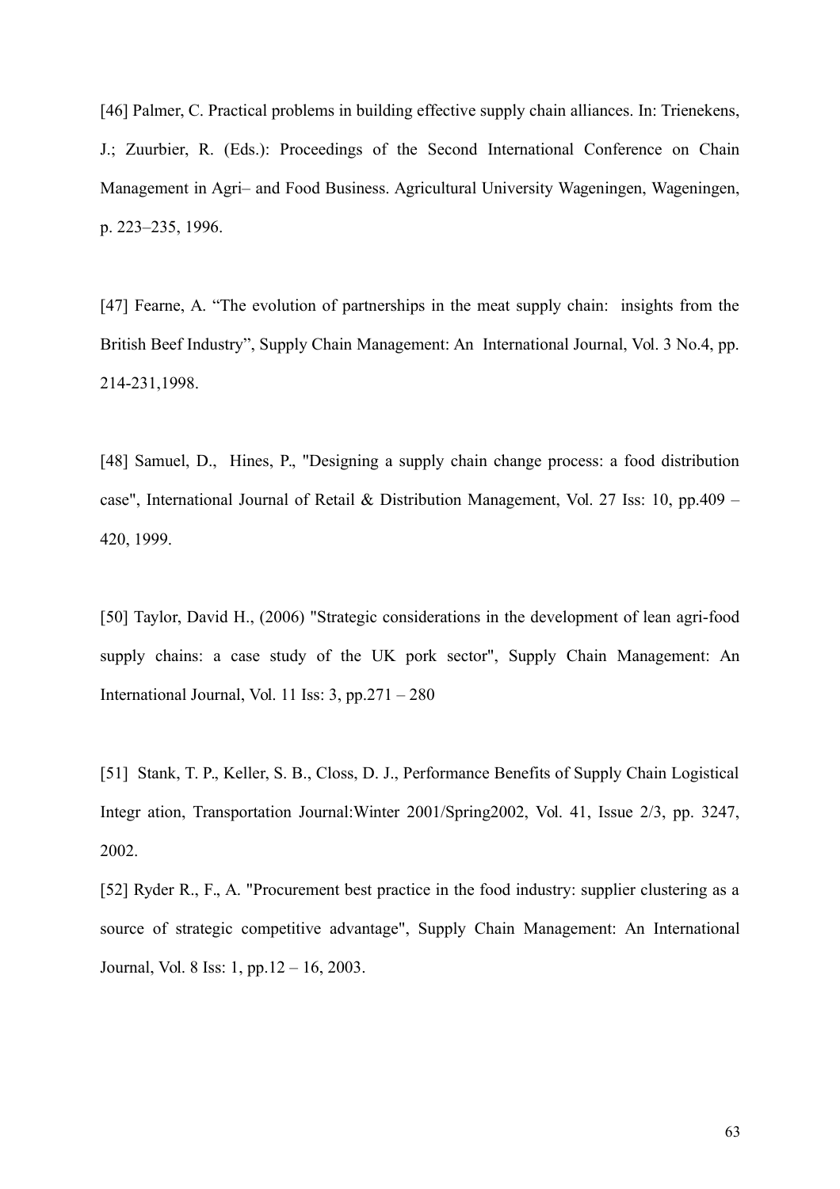[46] Palmer, C. Practical problems in building effective supply chain alliances. In: Trienekens, J.; Zuurbier, R. (Eds.): Proceedings of the Second International Conference on Chain Management in Agri– and Food Business. Agricultural University Wageningen, Wageningen, p. 223–235, 1996.

[47] Fearne, A. "The evolution of partnerships in the meat supply chain: insights from the British Beef Industry", Supply Chain Management: An International Journal, Vol. 3 No.4, pp. 214-231,1998.

[48] Samuel, D., Hines, P., "Designing a supply chain change process: a food distribution case", International Journal of Retail & Distribution Management, Vol. 27 Iss: 10, pp.409 – 420, 1999.

[50] Taylor, David H., (2006) "Strategic considerations in the development of lean agri-food supply chains: a case study of the UK pork sector", Supply Chain Management: An International Journal, Vol. 11 Iss: 3, pp.271 – 280

[51] Stank, T. P., Keller, S. B., Closs, D. J., Performance Benefits of Supply Chain Logistical Integr ation, Transportation Journal:Winter 2001/Spring2002, Vol. 41, Issue 2/3, pp. 3247, 2002.

[52] Ryder R., F., A. "Procurement best practice in the food industry: supplier clustering as a source of strategic competitive advantage", Supply Chain Management: An International Journal, Vol. 8 Iss: 1, pp.12 – 16, 2003.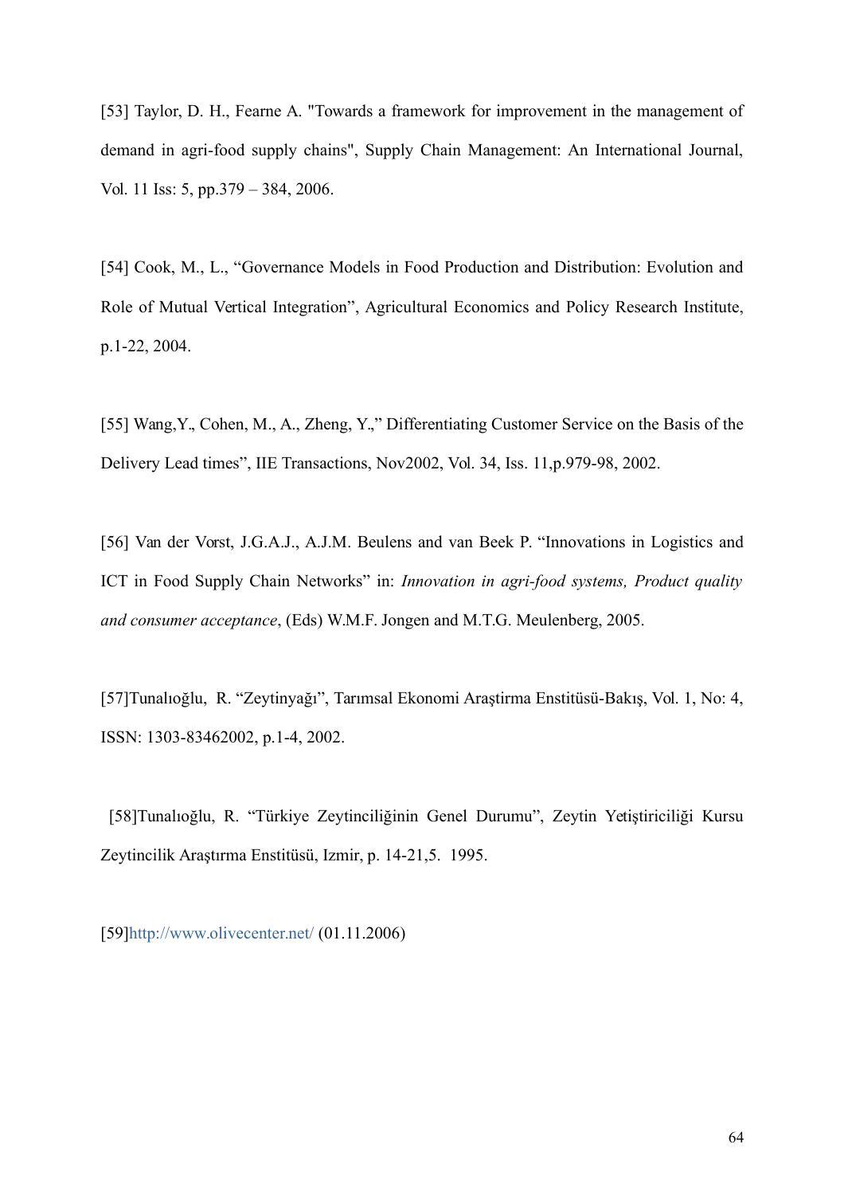[53] Taylor, D. H., Fearne A. "Towards a framework for improvement in the management of demand in agri-food supply chains", Supply Chain Management: An International Journal, Vol. 11 Iss: 5, pp.379 – 384, 2006.

[54] Cook, M., L., "Governance Models in Food Production and Distribution: Evolution and Role of Mutual Vertical Integration", Agricultural Economics and Policy Research Institute, p.1-22, 2004.

[55] Wang,Y., Cohen, M., A., Zheng, Y.," Differentiating Customer Service on the Basis of the Delivery Lead times", IIE Transactions, Nov2002, Vol. 34, Iss. 11,p.979-98, 2002.

[56] Van der Vorst, J.G.A.J., A.J.M. Beulens and van Beek P. "Innovations in Logistics and ICT in Food Supply Chain Networks" in: *Innovation in agri-food systems, Product quality and consumer acceptance*, (Eds) W.M.F. Jongen and M.T.G. Meulenberg, 2005.

[57]Tunalıoğlu, R. "Zeytinyağı", Tarımsal Ekonomi Araştirma Enstitüsü-Bakış, Vol. 1, No: 4, ISSN: 1303-83462002, p.1-4, 2002.

[58]Tunalıoğlu, R. "Türkiye Zeytinciliğinin Genel Durumu", Zeytin Yetiştiriciliği Kursu Zeytincilik Araştırma Enstitüsü, Izmir, p. 14-21,5. 1995.

[59]http://www.olivecenter.net/ (01.11.2006)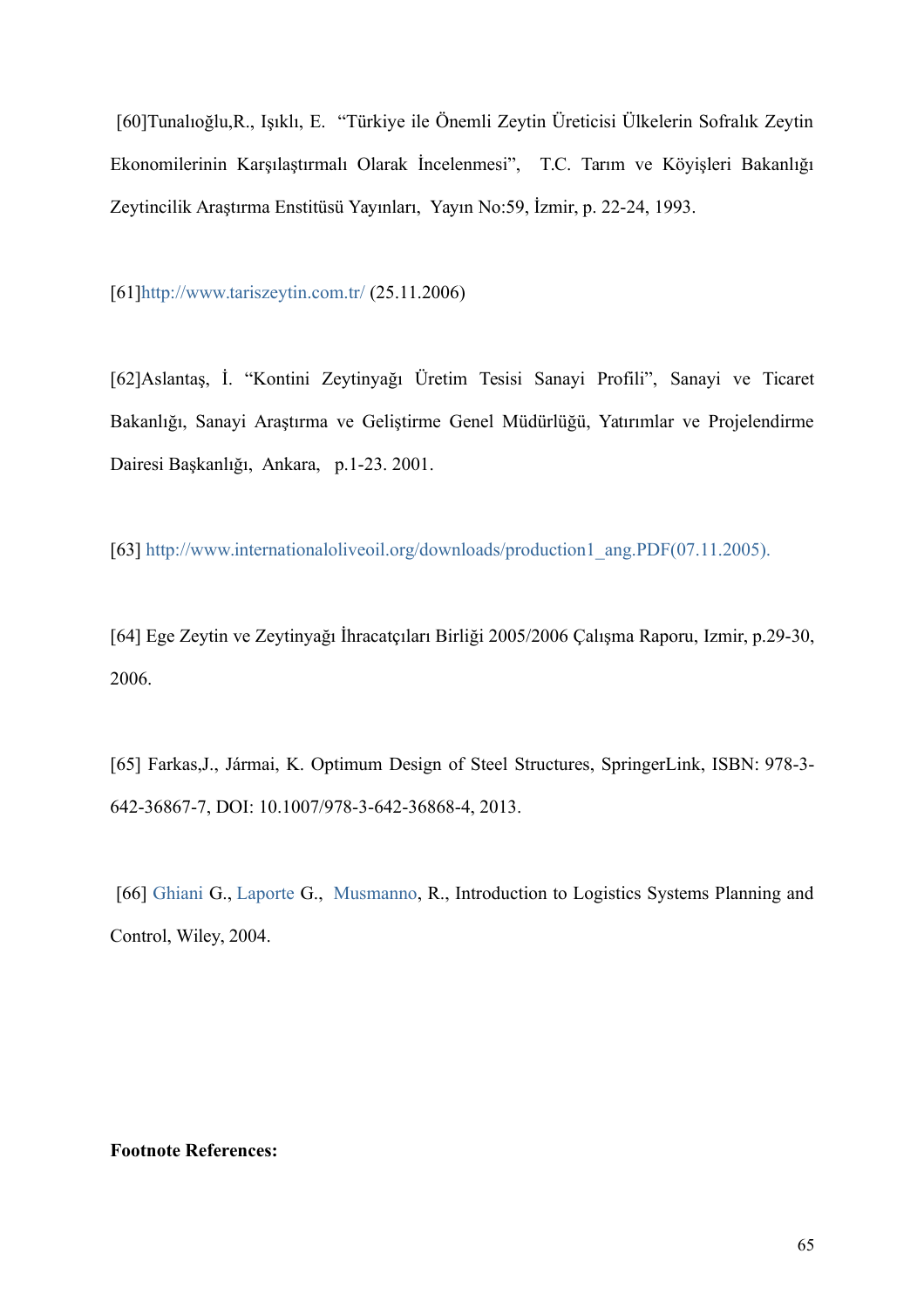[60]Tunalıoğlu,R., Işıklı, E. "Türkiye ile Önemli Zeytin Üreticisi Ülkelerin Sofralık Zeytin Ekonomilerinin Karşılaştırmalı Olarak İncelenmesi", T.C. Tarım ve Köyişleri Bakanlığı Zeytincilik Araştırma Enstitüsü Yayınları, Yayın No:59, İzmir, p. 22-24, 1993.

[61]http://www.tariszeytin.com.tr/ (25.11.2006)

[62]Aslantaş, İ. "Kontini Zeytinyağı Üretim Tesisi Sanayi Profili", Sanayi ve Ticaret Bakanlığı, Sanayi Araştırma ve Geliştirme Genel Müdürlüğü, Yatırımlar ve Projelendirme Dairesi Başkanlığı, Ankara, p.1-23. 2001.

[63] http://www.internationaloliveoil.org/downloads/production1_ang.PDF(07.11.2005).

[64] Ege Zeytin ve Zeytinyağı İhracatçıları Birliği 2005/2006 Çalışma Raporu, Izmir, p.29-30, 2006.

[65] Farkas,J., Jármai, K. Optimum Design of Steel Structures, SpringerLink, ISBN: 978-3-642-36867-7, DOI: 10.1007/978-3-642-36868-4, 2013.

[66] Ghiani G., Laporte G., Musmanno, R., Introduction to Logistics Systems Planning and Control, Wiley, 2004.

**Footnote References:**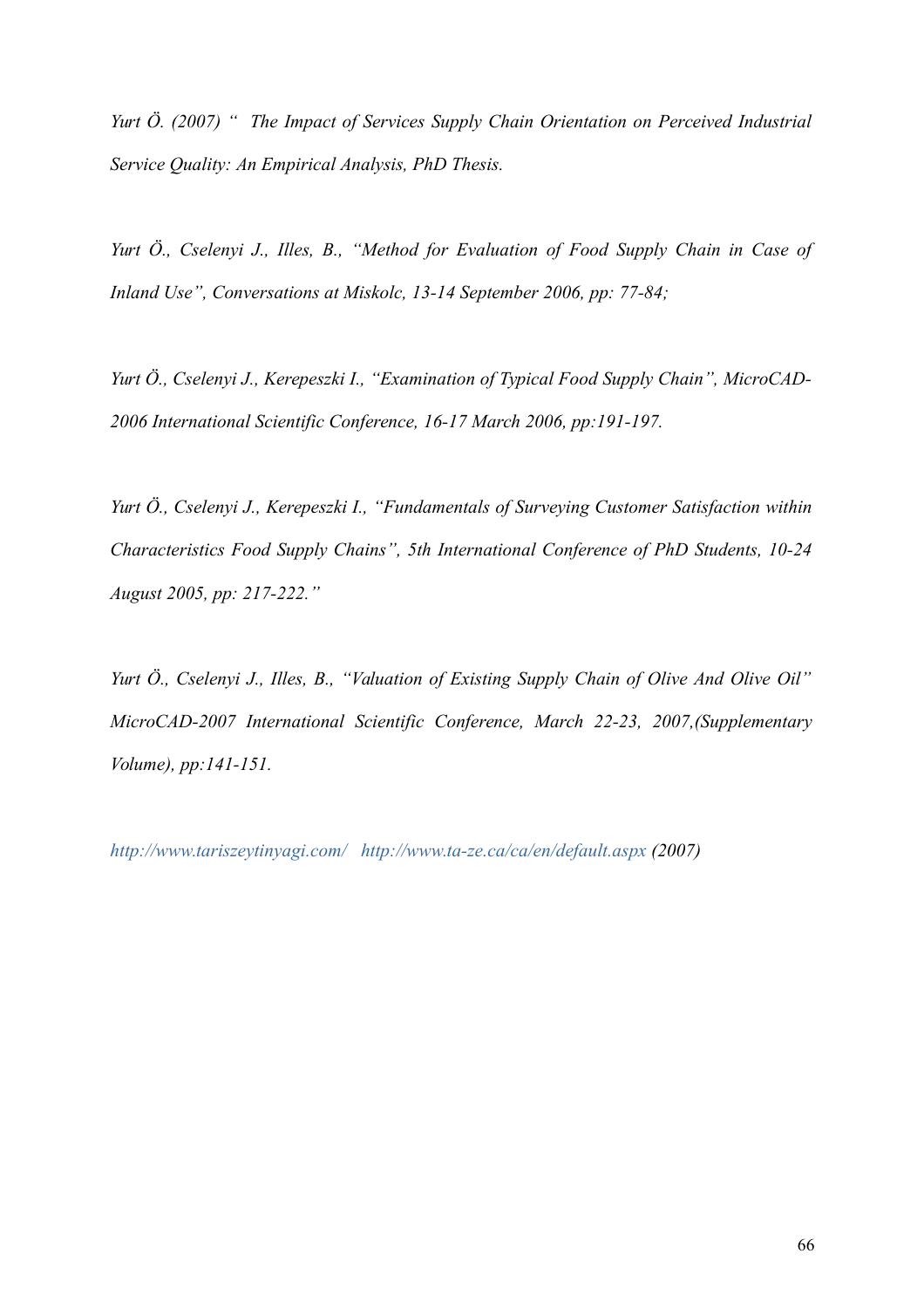*Yurt Ö. (2007) " The Impact of Services Supply Chain Orientation on Perceived Industrial Service Quality: An Empirical Analysis, PhD Thesis.*

*Yurt Ö., Cselenyi J., Illes, B., "Method for Evaluation of Food Supply Chain in Case of Inland Use", Conversations at Miskolc, 13-14 September 2006, pp: 77-84;*

*Yurt Ö., Cselenyi J., Kerepeszki I., "Examination of Typical Food Supply Chain", MicroCAD-2006 International Scientific Conference, 16-17 March 2006, pp:191-197.*

*Yurt Ö., Cselenyi J., Kerepeszki I., "Fundamentals of Surveying Customer Satisfaction within Characteristics Food Supply Chains", 5th International Conference of PhD Students, 10-24 August 2005, pp: 217-222."*

*Yurt Ö., Cselenyi J., Illes, B., "Valuation of Existing Supply Chain of Olive And Olive Oil" MicroCAD-2007 International Scientific Conference, March 22-23, 2007,(Supplementary Volume), pp:141-151.*

*http://www.tariszeytinyagi.com/ http://www.ta-ze.ca/ca/en/default.aspx (2007)*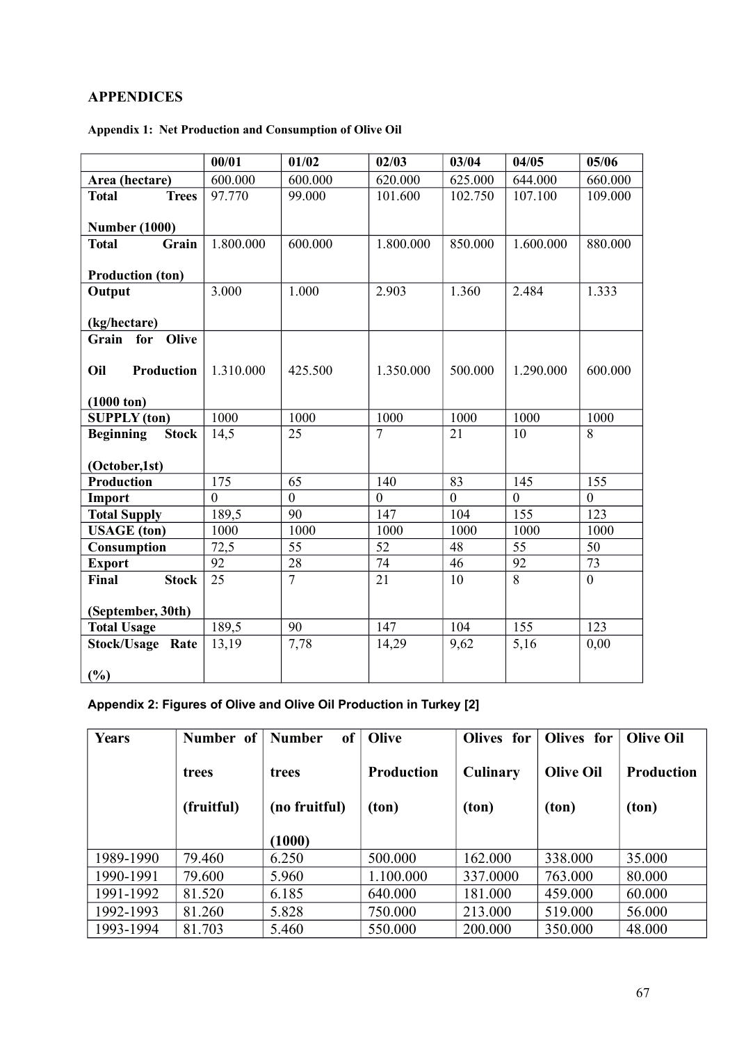## APPENDICES

**Appendix 1: Net Production and Consumption of Olive Oil**

| | 00/01 | 01/02 | 02/03 | 03/04 | 04/05 | 05/06 |
|---|---|---|---|---|---|---|
| **Area (hectare)** | 600.000 | 600.000 | 620.000 | 625.000 | 644.000 | 660.000 |
| **Total Trees Number (1000)** | 97.770 | 99.000 | 101.600 | 102.750 | 107.100 | 109.000 |
| **Total Grain Production (ton)** | 1.800.000 | 600.000 | 1.800.000 | 850.000 | 1.600.000 | 880.000 |
| **Output (kg/hectare)** | 3.000 | 1.000 | 2.903 | 1.360 | 2.484 | 1.333 |
| **Grain for Olive Oil Production (1000 ton)** | 1.310.000 | 425.500 | 1.350.000 | 500.000 | 1.290.000 | 600.000 |
| **SUPPLY (ton)** | 1000 | 1000 | 1000 | 1000 | 1000 | 1000 |
| **Beginning Stock (October,1st)** | 14,5 | 25 | 7 | 21 | 10 | 8 |
| **Production** | 175 | 65 | 140 | 83 | 145 | 155 |
| **Import** | 0 | 0 | 0 | 0 | 0 | 0 |
| **Total Supply** | 189,5 | 90 | 147 | 104 | 155 | 123 |
| **USAGE (ton)** | 1000 | 1000 | 1000 | 1000 | 1000 | 1000 |
| **Consumption** | 72,5 | 55 | 52 | 48 | 55 | 50 |
| **Export** | 92 | 28 | 74 | 46 | 92 | 73 |
| **Final Stock (September, 30th)** | 25 | 7 | 21 | 10 | 8 | 0 |
| **Total Usage** | 189,5 | 90 | 147 | 104 | 155 | 123 |
| **Stock/Usage Rate (%)** | 13,19 | 7,78 | 14,29 | 9,62 | 5,16 | 0,00 |

**Appendix 2: Figures of Olive and Olive Oil Production in Turkey [2]**

| Years | Number of trees (fruitful) | Number of trees (no fruitful) (1000) | Olive Production (ton) | Olives for Culinary (ton) | Olives for Olive Oil (ton) | Olive Oil Production (ton) |
|---|---|---|---|---|---|---|
| 1989-1990 | 79.460 | 6.250 | 500.000 | 162.000 | 338.000 | 35.000 |
| 1990-1991 | 79.600 | 5.960 | 1.100.000 | 337.0000 | 763.000 | 80.000 |
| 1991-1992 | 81.520 | 6.185 | 640.000 | 181.000 | 459.000 | 60.000 |
| 1992-1993 | 81.260 | 5.828 | 750.000 | 213.000 | 519.000 | 56.000 |
| 1993-1994 | 81.703 | 5.460 | 550.000 | 200.000 | 350.000 | 48.000 |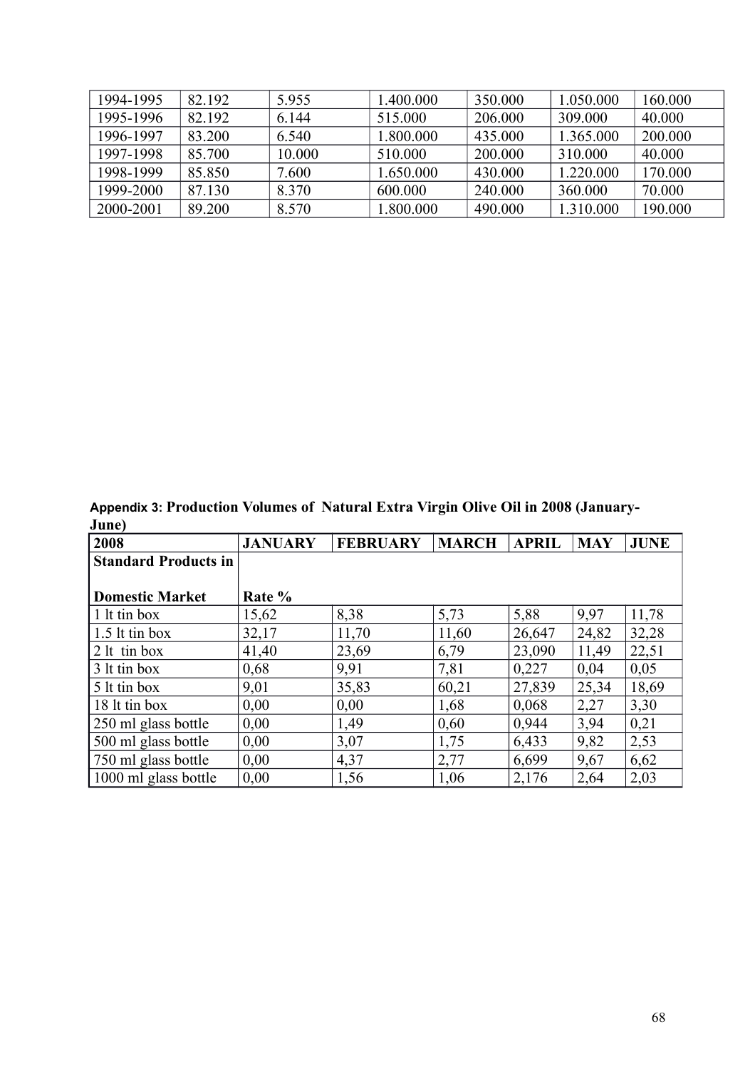| 1994-1995 | 82.192 | 5.955 | 1.400.000 | 350.000 | 1.050.000 | 160.000 |
|---|---|---|---|---|---|---|
| 1995-1996 | 82.192 | 6.144 | 515.000 | 206.000 | 309.000 | 40.000 |
| 1996-1997 | 83.200 | 6.540 | 1.800.000 | 435.000 | 1.365.000 | 200.000 |
| 1997-1998 | 85.700 | 10.000 | 510.000 | 200.000 | 310.000 | 40.000 |
| 1998-1999 | 85.850 | 7.600 | 1.650.000 | 430.000 | 1.220.000 | 170.000 |
| 1999-2000 | 87.130 | 8.370 | 600.000 | 240.000 | 360.000 | 70.000 |
| 2000-2001 | 89.200 | 8.570 | 1.800.000 | 490.000 | 1.310.000 | 190.000 |

**Appendix 3: Production Volumes of Natural Extra Virgin Olive Oil in 2008 (January-June)**

| 2008 | JANUARY | FEBRUARY | MARCH | APRIL | MAY | JUNE |
|---|---|---|---|---|---|---|
| **Standard Products in Domestic Market** | **Rate %** | | | | | |
| 1 lt tin box | 15,62 | 8,38 | 5,73 | 5,88 | 9,97 | 11,78 |
| 1.5 lt tin box | 32,17 | 11,70 | 11,60 | 26,647 | 24,82 | 32,28 |
| 2 lt tin box | 41,40 | 23,69 | 6,79 | 23,090 | 11,49 | 22,51 |
| 3 lt tin box | 0,68 | 9,91 | 7,81 | 0,227 | 0,04 | 0,05 |
| 5 lt tin box | 9,01 | 35,83 | 60,21 | 27,839 | 25,34 | 18,69 |
| 18 lt tin box | 0,00 | 0,00 | 1,68 | 0,068 | 2,27 | 3,30 |
| 250 ml glass bottle | 0,00 | 1,49 | 0,60 | 0,944 | 3,94 | 0,21 |
| 500 ml glass bottle | 0,00 | 3,07 | 1,75 | 6,433 | 9,82 | 2,53 |
| 750 ml glass bottle | 0,00 | 4,37 | 2,77 | 6,699 | 9,67 | 6,62 |
| 1000 ml glass bottle | 0,00 | 1,56 | 1,06 | 2,176 | 2,64 | 2,03 |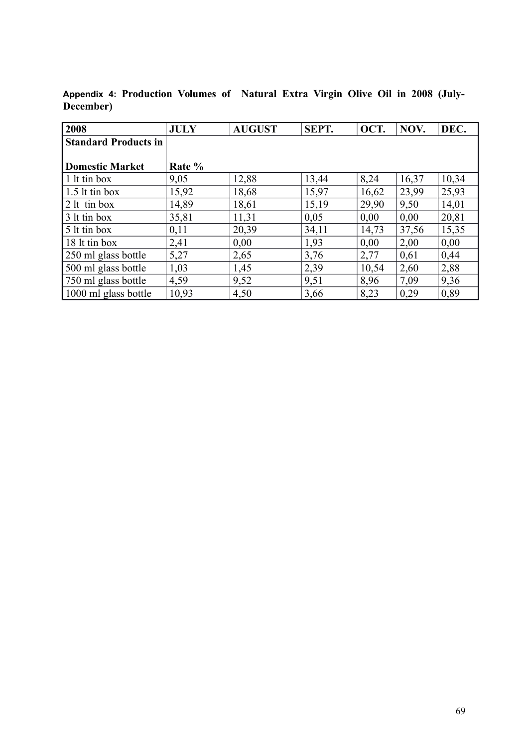**Appendix 4: Production Volumes of Natural Extra Virgin Olive Oil in 2008 (July-December)**

| 2008 | JULY | AUGUST | SEPT. | OCT. | NOV. | DEC. |
|---|---|---|---|---|---|---|
| **Standard Products in Domestic Market** | **Rate %** | | | | | |
| 1 lt tin box | 9,05 | 12,88 | 13,44 | 8,24 | 16,37 | 10,34 |
| 1.5 lt tin box | 15,92 | 18,68 | 15,97 | 16,62 | 23,99 | 25,93 |
| 2 lt tin box | 14,89 | 18,61 | 15,19 | 29,90 | 9,50 | 14,01 |
| 3 lt tin box | 35,81 | 11,31 | 0,05 | 0,00 | 0,00 | 20,81 |
| 5 lt tin box | 0,11 | 20,39 | 34,11 | 14,73 | 37,56 | 15,35 |
| 18 lt tin box | 2,41 | 0,00 | 1,93 | 0,00 | 2,00 | 0,00 |
| 250 ml glass bottle | 5,27 | 2,65 | 3,76 | 2,77 | 0,61 | 0,44 |
| 500 ml glass bottle | 1,03 | 1,45 | 2,39 | 10,54 | 2,60 | 2,88 |
| 750 ml glass bottle | 4,59 | 9,52 | 9,51 | 8,96 | 7,09 | 9,36 |
| 1000 ml glass bottle | 10,93 | 4,50 | 3,66 | 8,23 | 0,29 | 0,89 |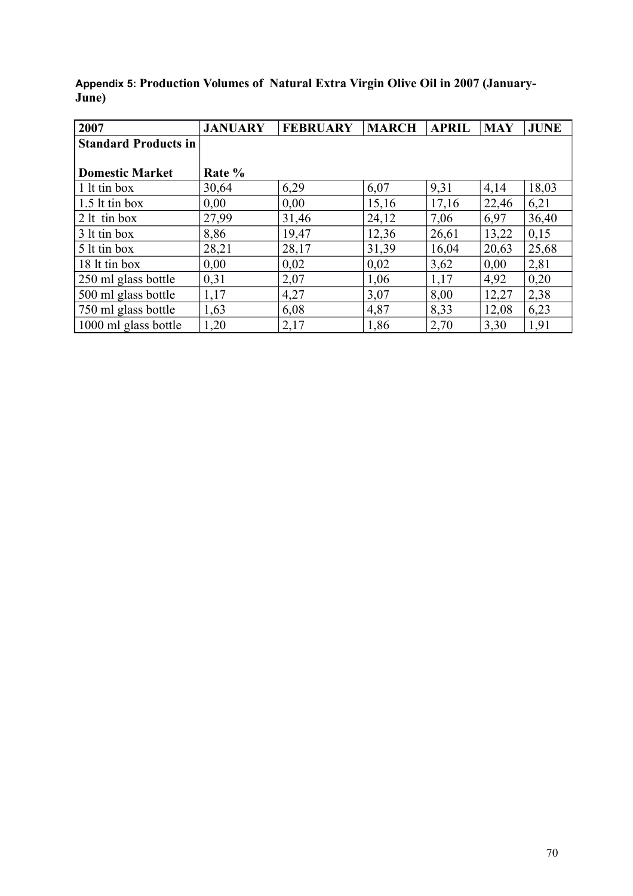**Appendix 5: Production Volumes of Natural Extra Virgin Olive Oil in 2007 (January-June)**

| 2007 | JANUARY | FEBRUARY | MARCH | APRIL | MAY | JUNE |
|---|---|---|---|---|---|---|
| **Standard Products in Domestic Market** | **Rate %** | | | | | |
| 1 lt tin box | 30,64 | 6,29 | 6,07 | 9,31 | 4,14 | 18,03 |
| 1.5 lt tin box | 0,00 | 0,00 | 15,16 | 17,16 | 22,46 | 6,21 |
| 2 lt tin box | 27,99 | 31,46 | 24,12 | 7,06 | 6,97 | 36,40 |
| 3 lt tin box | 8,86 | 19,47 | 12,36 | 26,61 | 13,22 | 0,15 |
| 5 lt tin box | 28,21 | 28,17 | 31,39 | 16,04 | 20,63 | 25,68 |
| 18 lt tin box | 0,00 | 0,02 | 0,02 | 3,62 | 0,00 | 2,81 |
| 250 ml glass bottle | 0,31 | 2,07 | 1,06 | 1,17 | 4,92 | 0,20 |
| 500 ml glass bottle | 1,17 | 4,27 | 3,07 | 8,00 | 12,27 | 2,38 |
| 750 ml glass bottle | 1,63 | 6,08 | 4,87 | 8,33 | 12,08 | 6,23 |
| 1000 ml glass bottle | 1,20 | 2,17 | 1,86 | 2,70 | 3,30 | 1,91 |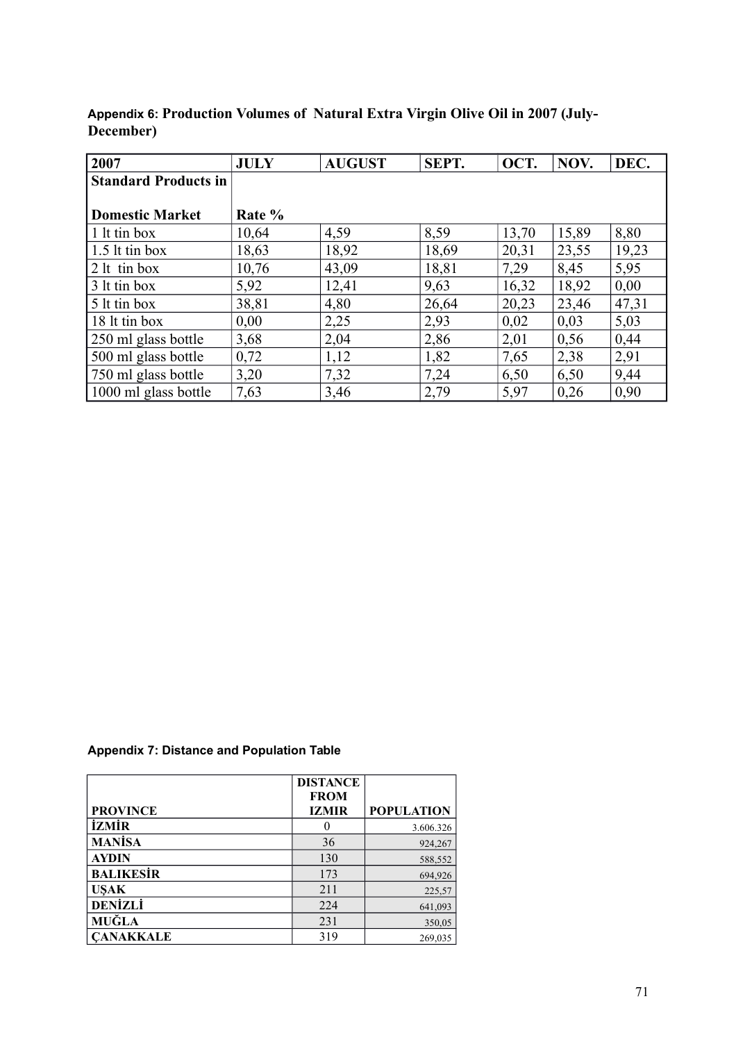**Appendix 6: Production Volumes of Natural Extra Virgin Olive Oil in 2007 (July-December)**

| 2007 | JULY | AUGUST | SEPT. | OCT. | NOV. | DEC. |
|---|---|---|---|---|---|---|
| **Standard Products in Domestic Market** | **Rate %** | | | | | |
| 1 lt tin box | 10,64 | 4,59 | 8,59 | 13,70 | 15,89 | 8,80 |
| 1.5 lt tin box | 18,63 | 18,92 | 18,69 | 20,31 | 23,55 | 19,23 |
| 2 lt tin box | 10,76 | 43,09 | 18,81 | 7,29 | 8,45 | 5,95 |
| 3 lt tin box | 5,92 | 12,41 | 9,63 | 16,32 | 18,92 | 0,00 |
| 5 lt tin box | 38,81 | 4,80 | 26,64 | 20,23 | 23,46 | 47,31 |
| 18 lt tin box | 0,00 | 2,25 | 2,93 | 0,02 | 0,03 | 5,03 |
| 250 ml glass bottle | 3,68 | 2,04 | 2,86 | 2,01 | 0,56 | 0,44 |
| 500 ml glass bottle | 0,72 | 1,12 | 1,82 | 7,65 | 2,38 | 2,91 |
| 750 ml glass bottle | 3,20 | 7,32 | 7,24 | 6,50 | 6,50 | 9,44 |
| 1000 ml glass bottle | 7,63 | 3,46 | 2,79 | 5,97 | 0,26 | 0,90 |

**Appendix 7: Distance and Population Table**

| PROVINCE | DISTANCE FROM IZMIR | POPULATION |
|---|---|---|
| **İZMİR** | 0 | 3.606.326 |
| **MANİSA** | 36 | 924,267 |
| **AYDIN** | 130 | 588,552 |
| **BALIKESİR** | 173 | 694,926 |
| **UŞAK** | 211 | 225,57 |
| **DENİZLİ** | 224 | 641,093 |
| **MUĞLA** | 231 | 350,05 |
| **ÇANAKKALE** | 319 | 269,035 |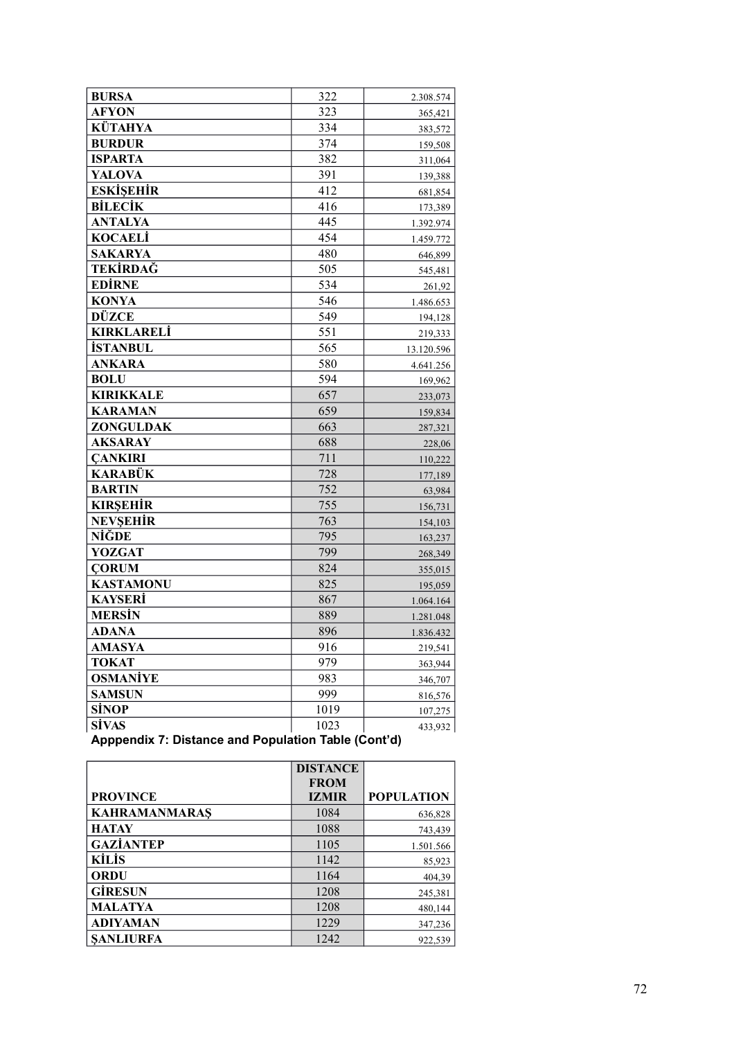| | | |
|---|---|---|
| BURSA | 322 | 2.308.574 |
| AFYON | 323 | 365,421 |
| KÜTAHYA | 334 | 383,572 |
| BURDUR | 374 | 159,508 |
| ISPARTA | 382 | 311,064 |
| YALOVA | 391 | 139,388 |
| ESKİŞEHİR | 412 | 681,854 |
| BİLECİK | 416 | 173,389 |
| ANTALYA | 445 | 1.392.974 |
| KOCAELİ | 454 | 1.459.772 |
| SAKARYA | 480 | 646,899 |
| TEKİRDAĞ | 505 | 545,481 |
| EDİRNE | 534 | 261,92 |
| KONYA | 546 | 1.486.653 |
| DÜZCE | 549 | 194,128 |
| KIRKLARELİ | 551 | 219,333 |
| İSTANBUL | 565 | 13.120.596 |
| ANKARA | 580 | 4.641.256 |
| BOLU | 594 | 169,962 |
| KIRIKKALE | 657 | 233,073 |
| KARAMAN | 659 | 159,834 |
| ZONGULDAK | 663 | 287,321 |
| AKSARAY | 688 | 228,06 |
| ÇANKIRI | 711 | 110,222 |
| KARABÜK | 728 | 177,189 |
| BARTIN | 752 | 63,984 |
| KIRŞEHİR | 755 | 156,731 |
| NEVŞEHİR | 763 | 154,103 |
| NİĞDE | 795 | 163,237 |
| YOZGAT | 799 | 268,349 |
| ÇORUM | 824 | 355,015 |
| KASTAMONU | 825 | 195,059 |
| KAYSERİ | 867 | 1.064.164 |
| MERSİN | 889 | 1.281.048 |
| ADANA | 896 | 1.836.432 |
| AMASYA | 916 | 219,541 |
| TOKAT | 979 | 363,944 |
| OSMANİYE | 983 | 346,707 |
| SAMSUN | 999 | 816,576 |
| SİNOP | 1019 | 107,275 |
| SİVAS | 1023 | 433,932 |

**Apppendix 7: Distance and Population Table (Cont'd)**

| PROVINCE | DISTANCE FROM IZMIR | POPULATION |
|---|---|---|
| KAHRAMANMARAŞ | 1084 | 636,828 |
| HATAY | 1088 | 743,439 |
| GAZİANTEP | 1105 | 1.501.566 |
| KİLİS | 1142 | 85,923 |
| ORDU | 1164 | 404,39 |
| GİRESUN | 1208 | 245,381 |
| MALATYA | 1208 | 480,144 |
| ADIYAMAN | 1229 | 347,236 |
| ŞANLIURFA | 1242 | 922,539 |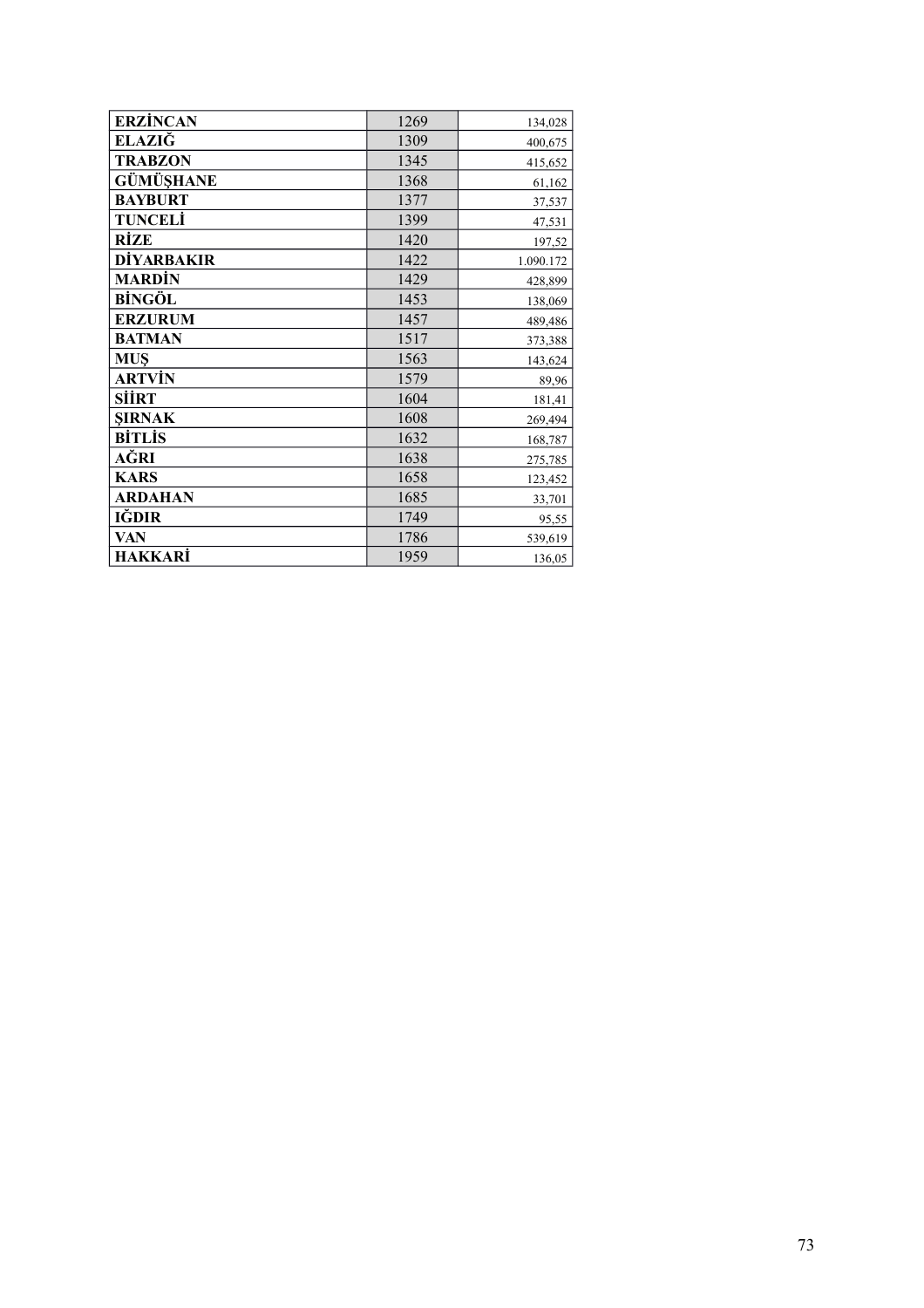| | | |
|---|---|---|
| **ERZİNCAN** | 1269 | 134,028 |
| **ELAZIĞ** | 1309 | 400,675 |
| **TRABZON** | 1345 | 415,652 |
| **GÜMÜŞHANE** | 1368 | 61,162 |
| **BAYBURT** | 1377 | 37,537 |
| **TUNCELİ** | 1399 | 47,531 |
| **RİZE** | 1420 | 197,52 |
| **DİYARBAKIR** | 1422 | 1.090.172 |
| **MARDİN** | 1429 | 428,899 |
| **BİNGÖL** | 1453 | 138,069 |
| **ERZURUM** | 1457 | 489,486 |
| **BATMAN** | 1517 | 373,388 |
| **MUŞ** | 1563 | 143,624 |
| **ARTVİN** | 1579 | 89,96 |
| **SİİRT** | 1604 | 181,41 |
| **ŞIRNAK** | 1608 | 269,494 |
| **BİTLİS** | 1632 | 168,787 |
| **AĞRI** | 1638 | 275,785 |
| **KARS** | 1658 | 123,452 |
| **ARDAHAN** | 1685 | 33,701 |
| **IĞDIR** | 1749 | 95,55 |
| **VAN** | 1786 | 539,619 |
| **HAKKARİ** | 1959 | 136,05 |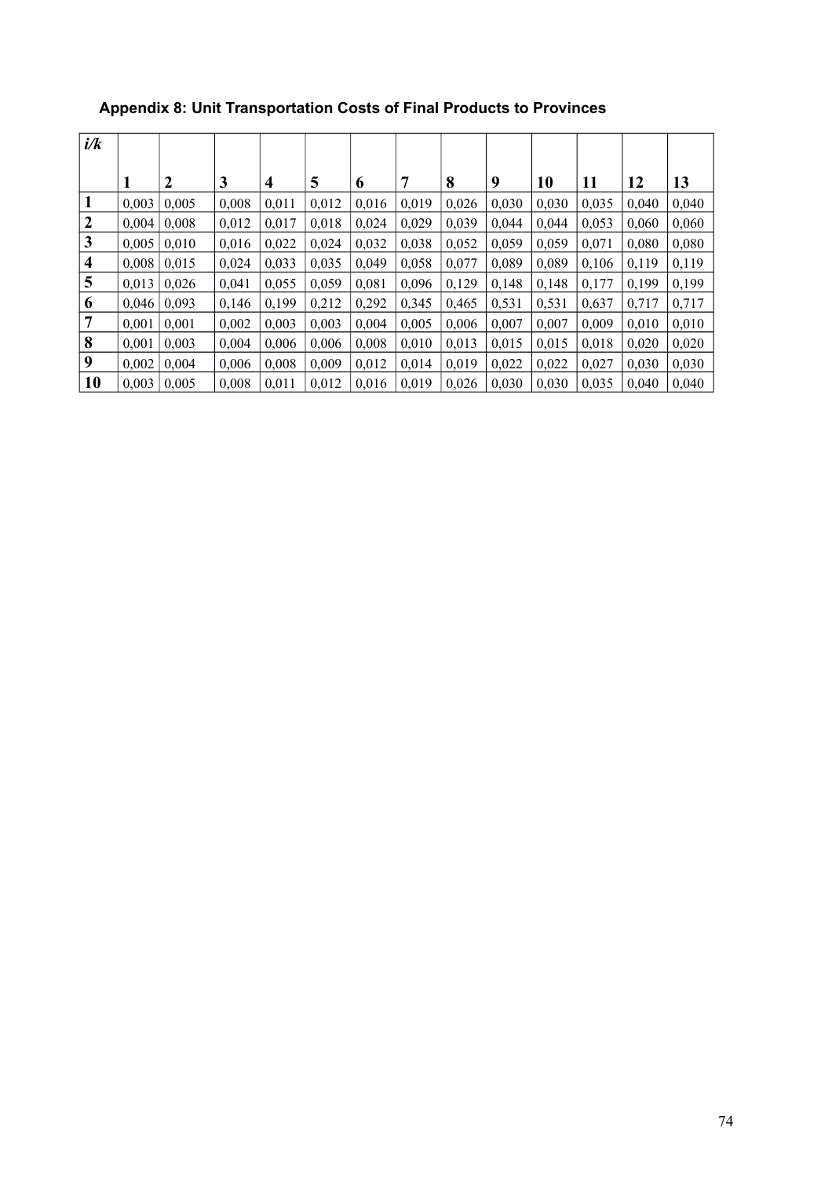### Appendix 8: Unit Transportation Costs of Final Products to Provinces

| *i/k* | 1 | 2 | 3 | 4 | 5 | 6 | 7 | 8 | 9 | 10 | 11 | 12 | 13 |
|---|---|---|---|---|---|---|---|---|---|---|---|---|---|
| **1** | 0,003 | 0,005 | 0,008 | 0,011 | 0,012 | 0,016 | 0,019 | 0,026 | 0,030 | 0,030 | 0,035 | 0,040 | 0,040 |
| **2** | 0,004 | 0,008 | 0,012 | 0,017 | 0,018 | 0,024 | 0,029 | 0,039 | 0,044 | 0,044 | 0,053 | 0,060 | 0,060 |
| **3** | 0,005 | 0,010 | 0,016 | 0,022 | 0,024 | 0,032 | 0,038 | 0,052 | 0,059 | 0,059 | 0,071 | 0,080 | 0,080 |
| **4** | 0,008 | 0,015 | 0,024 | 0,033 | 0,035 | 0,049 | 0,058 | 0,077 | 0,089 | 0,089 | 0,106 | 0,119 | 0,119 |
| **5** | 0,013 | 0,026 | 0,041 | 0,055 | 0,059 | 0,081 | 0,096 | 0,129 | 0,148 | 0,148 | 0,177 | 0,199 | 0,199 |
| **6** | 0,046 | 0,093 | 0,146 | 0,199 | 0,212 | 0,292 | 0,345 | 0,465 | 0,531 | 0,531 | 0,637 | 0,717 | 0,717 |
| **7** | 0,001 | 0,001 | 0,002 | 0,003 | 0,003 | 0,004 | 0,005 | 0,006 | 0,007 | 0,007 | 0,009 | 0,010 | 0,010 |
| **8** | 0,001 | 0,003 | 0,004 | 0,006 | 0,006 | 0,008 | 0,010 | 0,013 | 0,015 | 0,015 | 0,018 | 0,020 | 0,020 |
| **9** | 0,002 | 0,004 | 0,006 | 0,008 | 0,009 | 0,012 | 0,014 | 0,019 | 0,022 | 0,022 | 0,027 | 0,030 | 0,030 |
| **10** | 0,003 | 0,005 | 0,008 | 0,011 | 0,012 | 0,016 | 0,019 | 0,026 | 0,030 | 0,030 | 0,035 | 0,040 | 0,040 |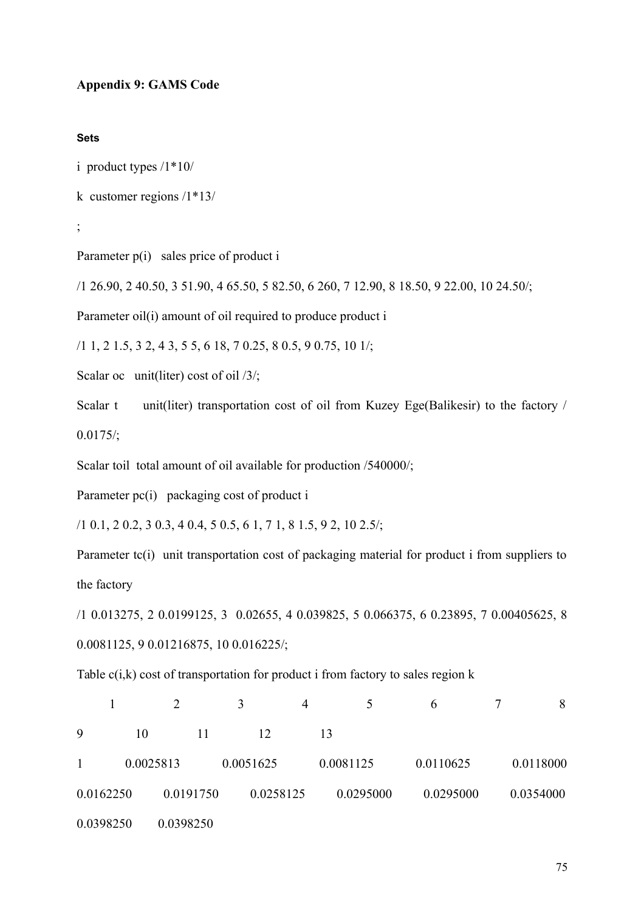**Appendix 9: GAMS Code**

**Sets**

i product types /1*10/

k customer regions /1*13/

;

Parameter p(i) sales price of product i

/1 26.90, 2 40.50, 3 51.90, 4 65.50, 5 82.50, 6 260, 7 12.90, 8 18.50, 9 22.00, 10 24.50/;

Parameter oil(i) amount of oil required to produce product i

/1 1, 2 1.5, 3 2, 4 3, 5 5, 6 18, 7 0.25, 8 0.5, 9 0.75, 10 1/;

Scalar oc unit(liter) cost of oil /3/;

Scalar t unit(liter) transportation cost of oil from Kuzey Ege(Balikesir) to the factory / 0.0175/;

Scalar toil total amount of oil available for production /540000/;

Parameter pc(i) packaging cost of product i

/1 0.1, 2 0.2, 3 0.3, 4 0.4, 5 0.5, 6 1, 7 1, 8 1.5, 9 2, 10 2.5/;

Parameter tc(i) unit transportation cost of packaging material for product i from suppliers to the factory

/1 0.013275, 2 0.0199125, 3 0.02655, 4 0.039825, 5 0.066375, 6 0.23895, 7 0.00405625, 8 0.0081125, 9 0.01216875, 10 0.016225/;

Table c(i,k) cost of transportation for product i from factory to sales region k

1 2 3 4 5 6 7 8 9 10 11 12 13

1 0.0025813 0.0051625 0.0081125 0.0110625 0.0118000 0.0162250 0.0191750 0.0258125 0.0295000 0.0295000 0.0354000 0.0398250 0.0398250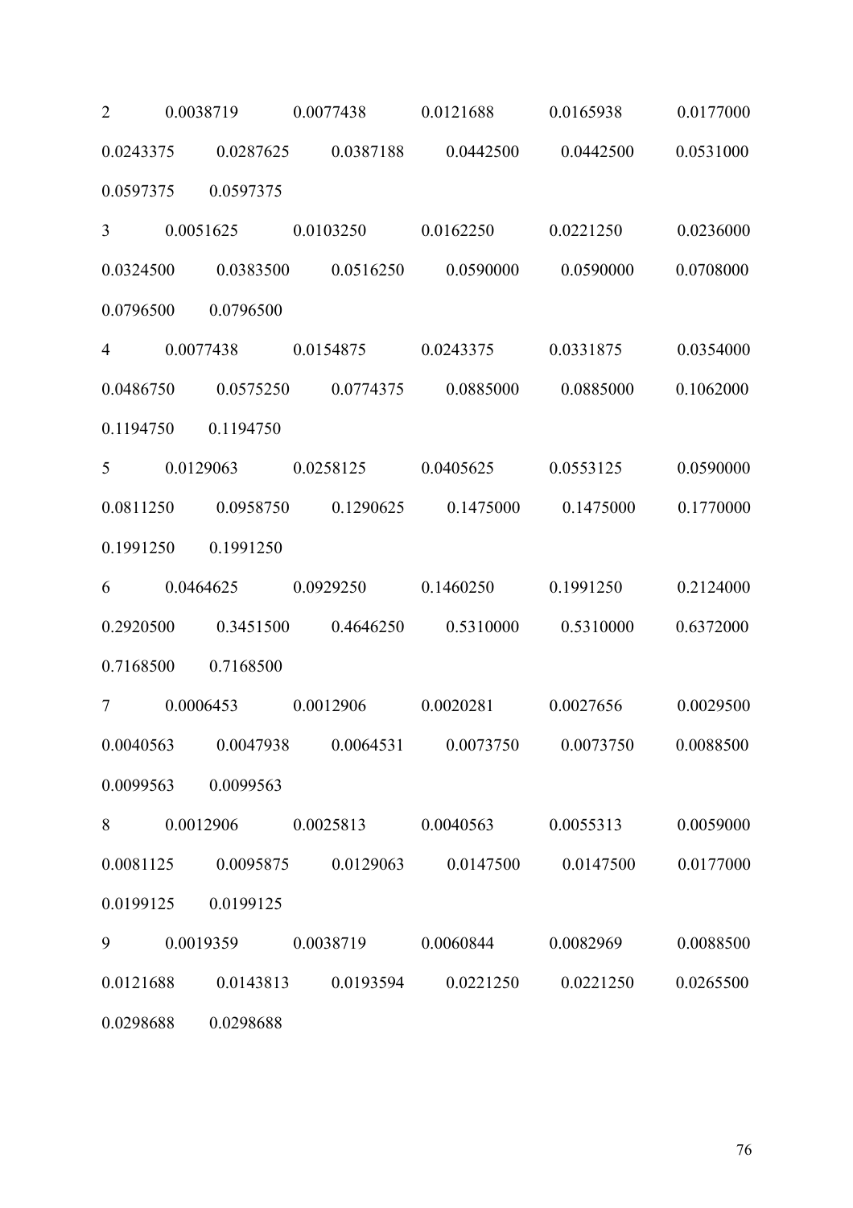2 0.0038719 0.0077438 0.0121688 0.0165938 0.0177000 0.0243375 0.0287625 0.0387188 0.0442500 0.0442500 0.0531000 0.0597375 0.0597375

3 0.0051625 0.0103250 0.0162250 0.0221250 0.0236000 0.0324500 0.0383500 0.0516250 0.0590000 0.0590000 0.0708000 0.0796500 0.0796500

4 0.0077438 0.0154875 0.0243375 0.0331875 0.0354000 0.0486750 0.0575250 0.0774375 0.0885000 0.0885000 0.1062000 0.1194750 0.1194750

5 0.0129063 0.0258125 0.0405625 0.0553125 0.0590000 0.0811250 0.0958750 0.1290625 0.1475000 0.1475000 0.1770000 0.1991250 0.1991250

6 0.0464625 0.0929250 0.1460250 0.1991250 0.2124000 0.2920500 0.3451500 0.4646250 0.5310000 0.5310000 0.6372000 0.7168500 0.7168500

7 0.0006453 0.0012906 0.0020281 0.0027656 0.0029500 0.0040563 0.0047938 0.0064531 0.0073750 0.0073750 0.0088500 0.0099563 0.0099563

8 0.0012906 0.0025813 0.0040563 0.0055313 0.0059000 0.0081125 0.0095875 0.0129063 0.0147500 0.0147500 0.0177000 0.0199125 0.0199125

9 0.0019359 0.0038719 0.0060844 0.0082969 0.0088500 0.0121688 0.0143813 0.0193594 0.0221250 0.0221250 0.0265500 0.0298688 0.0298688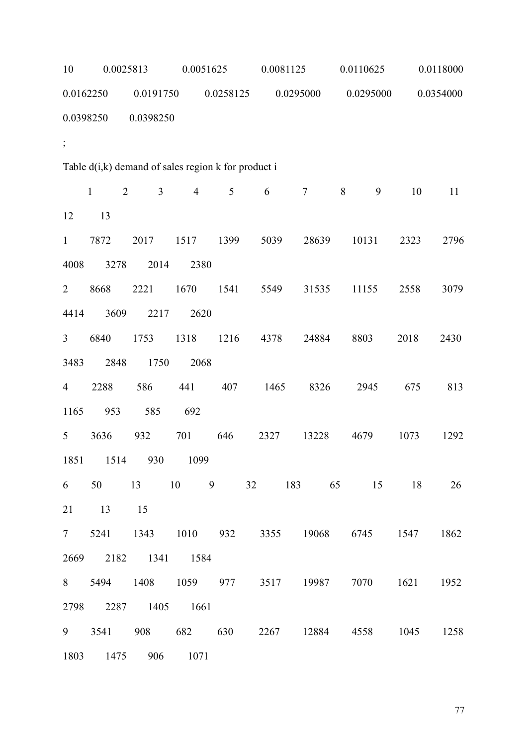10 0.0025813 0.0051625 0.0081125 0.0110625 0.0118000 0.0162250 0.0191750 0.0258125 0.0295000 0.0295000 0.0354000 0.0398250 0.0398250

;

Table d(i,k) demand of sales region k for product i

| | 1 | 2 | 3 | 4 | 5 | 6 | 7 | 8 | 9 | 10 | 11 | 12 | 13 |
|---|---|---|---|---|---|---|---|---|---|---|---|---|---|
| 1 | 7872 | 2017 | 1517 | 1399 | 5039 | 28639 | 10131 | 2323 | 2796 | 4008 | 3278 | 2014 | 2380 |
| 2 | 8668 | 2221 | 1670 | 1541 | 5549 | 31535 | 11155 | 2558 | 3079 | 4414 | 3609 | 2217 | 2620 |
| 3 | 6840 | 1753 | 1318 | 1216 | 4378 | 24884 | 8803 | 2018 | 2430 | 3483 | 2848 | 1750 | 2068 |
| 4 | 2288 | 586 | 441 | 407 | 1465 | 8326 | 2945 | 675 | 813 | 1165 | 953 | 585 | 692 |
| 5 | 3636 | 932 | 701 | 646 | 2327 | 13228 | 4679 | 1073 | 1292 | 1851 | 1514 | 930 | 1099 |
| 6 | 50 | 13 | 10 | 9 | 32 | 183 | 65 | 15 | 18 | 26 | 21 | 13 | 15 |
| 7 | 5241 | 1343 | 1010 | 932 | 3355 | 19068 | 6745 | 1547 | 1862 | 2669 | 2182 | 1341 | 1584 |
| 8 | 5494 | 1408 | 1059 | 977 | 3517 | 19987 | 7070 | 1621 | 1952 | 2798 | 2287 | 1405 | 1661 |
| 9 | 3541 | 908 | 682 | 630 | 2267 | 12884 | 4558 | 1045 | 1258 | 1803 | 1475 | 906 | 1071 |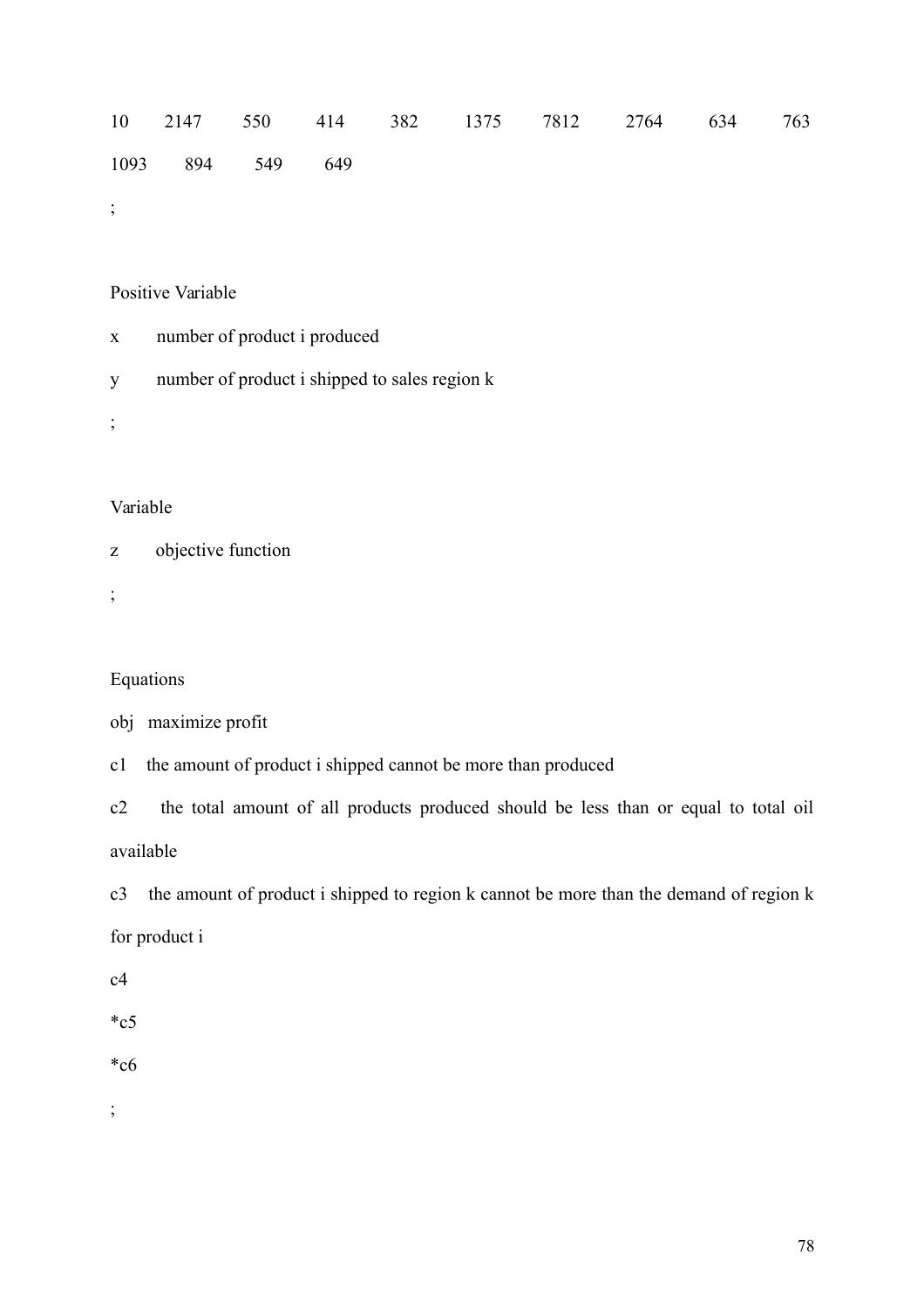```
10    2147    550    414    382    1375    7812    2764    634    763
1093    894    549    649
;

Positive Variable
x    number of product i produced
y    number of product i shipped to sales region k
;

Variable
z    objective function
;

Equations
obj   maximize profit
c1    the amount of product i shipped cannot be more than produced
c2    the total amount of all products produced should be less than or equal to total oil available
c3    the amount of product i shipped to region k cannot be more than the demand of region k for product i
c4
*c5
*c6
;
```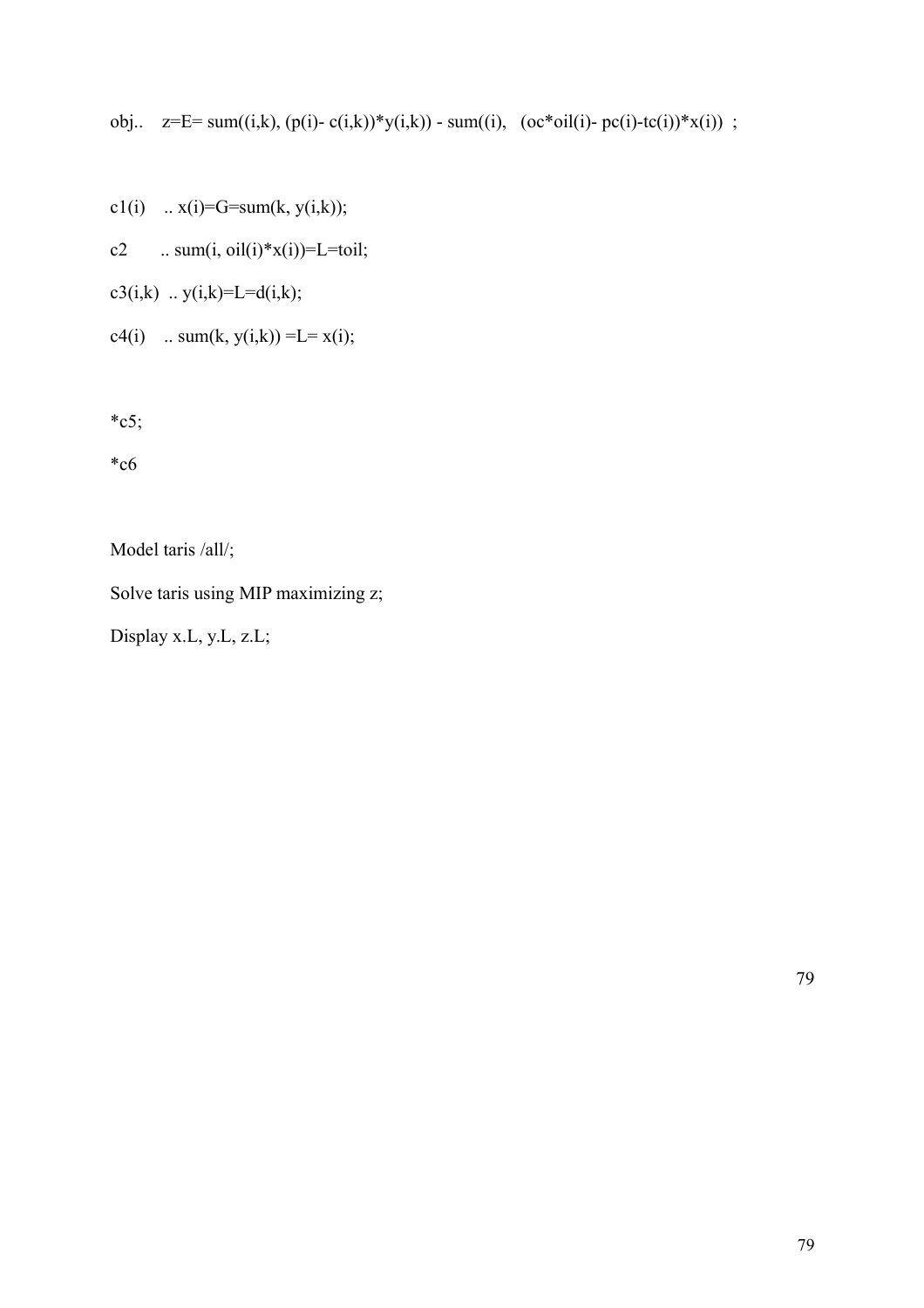```
obj..    z=E= sum((i,k), (p(i)- c(i,k))*y(i,k)) - sum((i),   (oc*oil(i)- pc(i)-tc(i))*x(i))  ;


c1(i)    .. x(i)=G=sum(k, y(i,k));

c2       .. sum(i, oil(i)*x(i))=L=toil;

c3(i,k)  .. y(i,k)=L=d(i,k);

c4(i)    .. sum(k, y(i,k)) =L= x(i);


*c5;

*c6


Model taris /all/;

Solve taris using MIP maximizing z;

Display x.L, y.L, z.L;
```